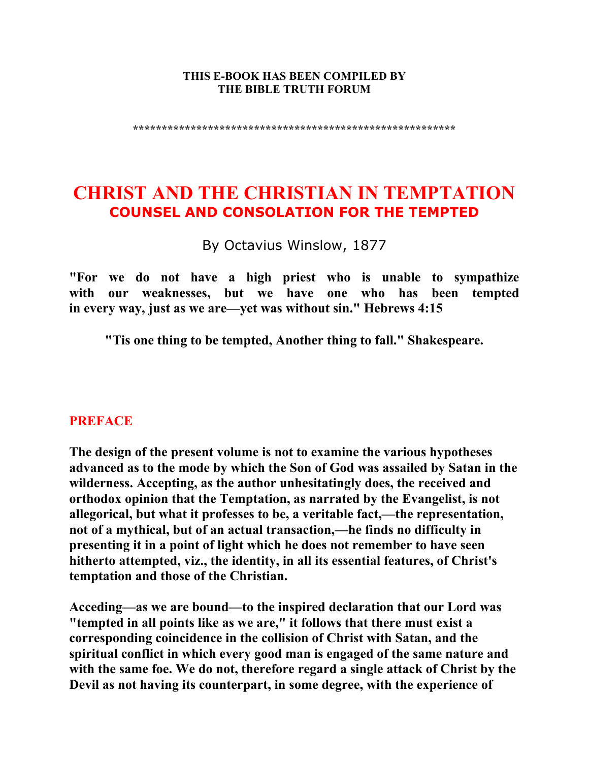**THIS E-BOOK HAS BEEN COMPILED BY**
**THE BIBLE TRUTH FORUM**

*******************************************************

# CHRIST AND THE CHRISTIAN IN TEMPTATION
## COUNSEL AND CONSOLATION FOR THE TEMPTED

By Octavius Winslow, 1877

**"For we do not have a high priest who is unable to sympathize with our weaknesses, but we have one who has been tempted in every way, just as we are—yet was without sin." Hebrews 4:15**

**"Tis one thing to be tempted, Another thing to fall." Shakespeare.**

## PREFACE

**The design of the present volume is not to examine the various hypotheses advanced as to the mode by which the Son of God was assailed by Satan in the wilderness. Accepting, as the author unhesitatingly does, the received and orthodox opinion that the Temptation, as narrated by the Evangelist, is not allegorical, but what it professes to be, a veritable fact,—the representation, not of a mythical, but of an actual transaction,—he finds no difficulty in presenting it in a point of light which he does not remember to have seen hitherto attempted, viz., the identity, in all its essential features, of Christ's temptation and those of the Christian.**

**Acceding—as we are bound—to the inspired declaration that our Lord was "tempted in all points like as we are," it follows that there must exist a corresponding coincidence in the collision of Christ with Satan, and the spiritual conflict in which every good man is engaged of the same nature and with the same foe. We do not, therefore regard a single attack of Christ by the Devil as not having its counterpart, in some degree, with the experience of**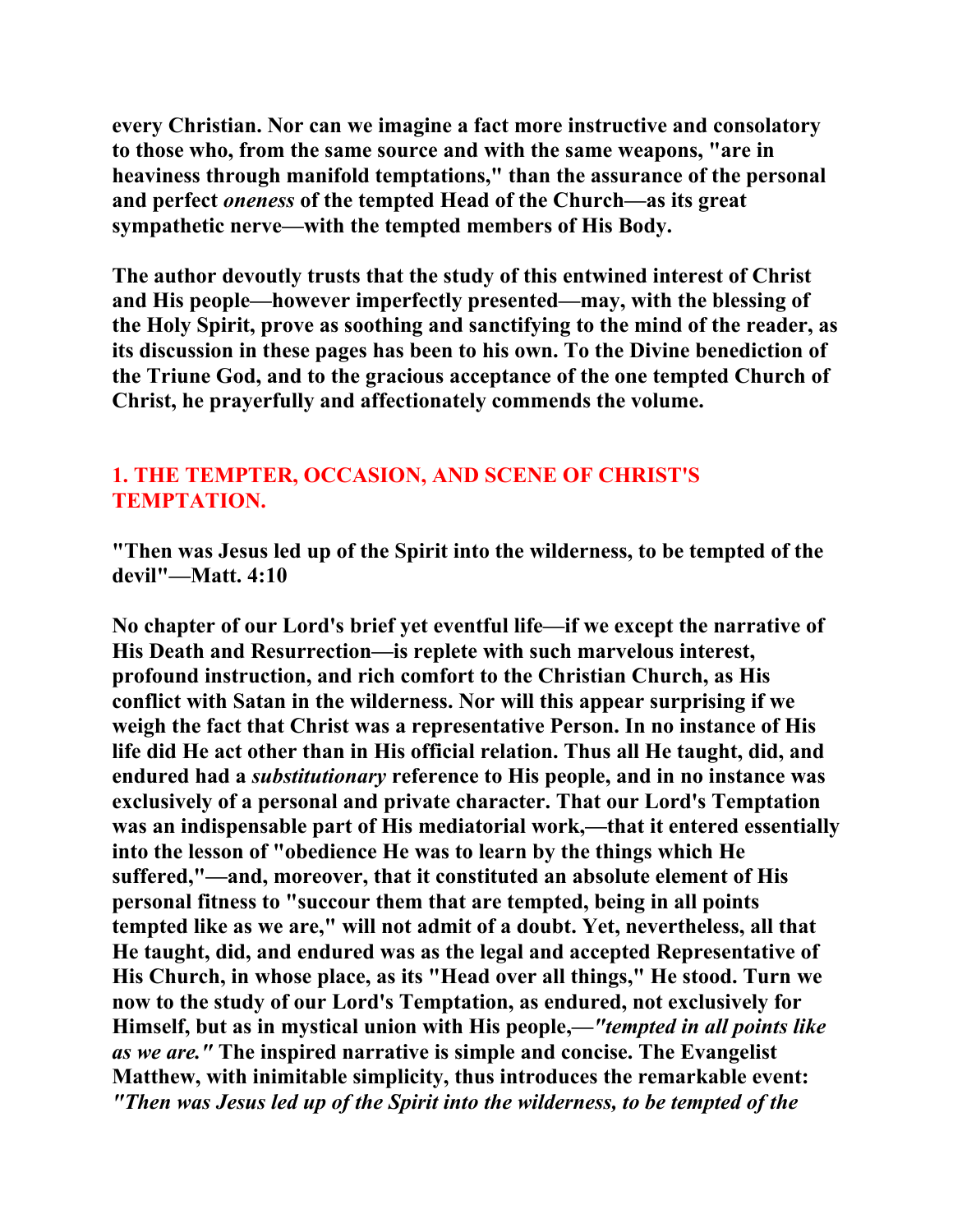every Christian. Nor can we imagine a fact more instructive and consolatory to those who, from the same source and with the same weapons, "are in heaviness through manifold temptations," than the assurance of the personal and perfect *oneness* of the tempted Head of the Church—as its great sympathetic nerve—with the tempted members of His Body.

The author devoutly trusts that the study of this entwined interest of Christ and His people—however imperfectly presented—may, with the blessing of the Holy Spirit, prove as soothing and sanctifying to the mind of the reader, as its discussion in these pages has been to his own. To the Divine benediction of the Triune God, and to the gracious acceptance of the one tempted Church of Christ, he prayerfully and affectionately commends the volume.

## 1. THE TEMPTER, OCCASION, AND SCENE OF CHRIST'S TEMPTATION.

"Then was Jesus led up of the Spirit into the wilderness, to be tempted of the devil"—Matt. 4:10

No chapter of our Lord's brief yet eventful life—if we except the narrative of His Death and Resurrection—is replete with such marvelous interest, profound instruction, and rich comfort to the Christian Church, as His conflict with Satan in the wilderness. Nor will this appear surprising if we weigh the fact that Christ was a representative Person. In no instance of His life did He act other than in His official relation. Thus all He taught, did, and endured had a *substitutionary* reference to His people, and in no instance was exclusively of a personal and private character. That our Lord's Temptation was an indispensable part of His mediatorial work,—that it entered essentially into the lesson of "obedience He was to learn by the things which He suffered,"—and, moreover, that it constituted an absolute element of His personal fitness to "succour them that are tempted, being in all points tempted like as we are," will not admit of a doubt. Yet, nevertheless, all that He taught, did, and endured was as the legal and accepted Representative of His Church, in whose place, as its "Head over all things," He stood. Turn we now to the study of our Lord's Temptation, as endured, not exclusively for Himself, but as in mystical union with His people,—*"tempted in all points like as we are."* The inspired narrative is simple and concise. The Evangelist Matthew, with inimitable simplicity, thus introduces the remarkable event: *"Then was Jesus led up of the Spirit into the wilderness, to be tempted of the*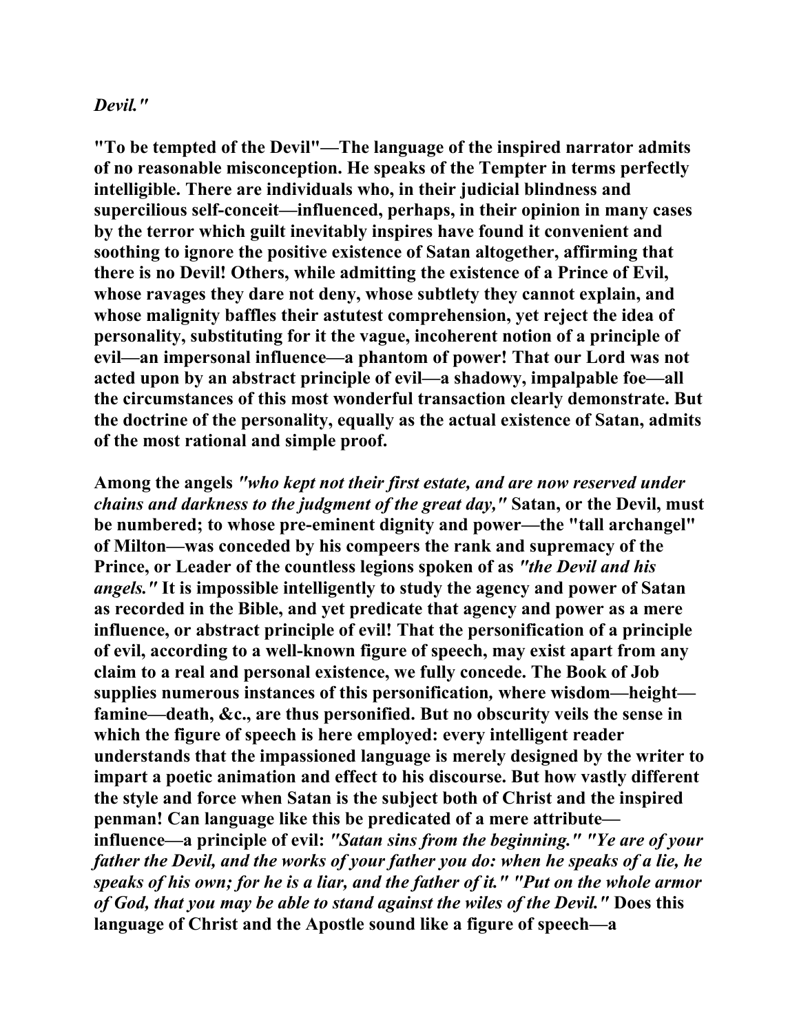*Devil."*

**"To be tempted of the Devil"—The language of the inspired narrator admits of no reasonable misconception. He speaks of the Tempter in terms perfectly intelligible. There are individuals who, in their judicial blindness and supercilious self-conceit—influenced, perhaps, in their opinion in many cases by the terror which guilt inevitably inspires have found it convenient and soothing to ignore the positive existence of Satan altogether, affirming that there is no Devil! Others, while admitting the existence of a Prince of Evil, whose ravages they dare not deny, whose subtlety they cannot explain, and whose malignity baffles their astutest comprehension, yet reject the idea of personality, substituting for it the vague, incoherent notion of a principle of evil—an impersonal influence—a phantom of power! That our Lord was not acted upon by an abstract principle of evil—a shadowy, impalpable foe—all the circumstances of this most wonderful transaction clearly demonstrate. But the doctrine of the personality, equally as the actual existence of Satan, admits of the most rational and simple proof.**

**Among the angels *"who kept not their first estate, and are now reserved under chains and darkness to the judgment of the great day,"* Satan, or the Devil, must be numbered; to whose pre-eminent dignity and power—the "tall archangel" of Milton—was conceded by his compeers the rank and supremacy of the Prince, or Leader of the countless legions spoken of as *"the Devil and his angels."* It is impossible intelligently to study the agency and power of Satan as recorded in the Bible, and yet predicate that agency and power as a mere influence, or abstract principle of evil! That the personification of a principle of evil, according to a well-known figure of speech, may exist apart from any claim to a real and personal existence, we fully concede. The Book of Job supplies numerous instances of this personification, where wisdom—height—famine—death, &c., are thus personified. But no obscurity veils the sense in which the figure of speech is here employed: every intelligent reader understands that the impassioned language is merely designed by the writer to impart a poetic animation and effect to his discourse. But how vastly different the style and force when Satan is the subject both of Christ and the inspired penman! Can language like this be predicated of a mere attribute—influence—a principle of evil: *"Satan sins from the beginning." "Ye are of your father the Devil, and the works of your father you do: when he speaks of a lie, he speaks of his own; for he is a liar, and the father of it." "Put on the whole armor of God, that you may be able to stand against the wiles of the Devil."* Does this language of Christ and the Apostle sound like a figure of speech—a**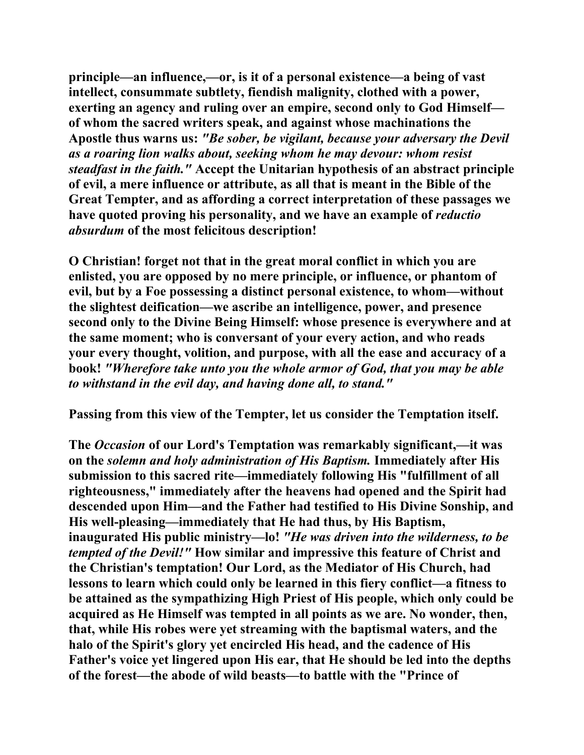**principle—an influence,—or, is it of a personal existence—a being of vast intellect, consummate subtlety, fiendish malignity, clothed with a power, exerting an agency and ruling over an empire, second only to God Himself—of whom the sacred writers speak, and against whose machinations the Apostle thus warns us: *"Be sober, be vigilant, because your adversary the Devil as a roaring lion walks about, seeking whom he may devour: whom resist steadfast in the faith."* Accept the Unitarian hypothesis of an abstract principle of evil, a mere influence or attribute, as all that is meant in the Bible of the Great Tempter, and as affording a correct interpretation of these passages we have quoted proving his personality, and we have an example of *reductio absurdum* of the most felicitous description!**

**O Christian! forget not that in the great moral conflict in which you are enlisted, you are opposed by no mere principle, or influence, or phantom of evil, but by a Foe possessing a distinct personal existence, to whom—without the slightest deification—we ascribe an intelligence, power, and presence second only to the Divine Being Himself: whose presence is everywhere and at the same moment; who is conversant of your every action, and who reads your every thought, volition, and purpose, with all the ease and accuracy of a book! *"Wherefore take unto you the whole armor of God, that you may be able to withstand in the evil day, and having done all, to stand."***

**Passing from this view of the Tempter, let us consider the Temptation itself.**

**The *Occasion* of our Lord's Temptation was remarkably significant,—it was on the *solemn and holy administration of His Baptism.* Immediately after His submission to this sacred rite—immediately following His "fulfillment of all righteousness," immediately after the heavens had opened and the Spirit had descended upon Him—and the Father had testified to His Divine Sonship, and His well-pleasing—immediately that He had thus, by His Baptism, inaugurated His public ministry—lo! *"He was driven into the wilderness, to be tempted of the Devil!"* How similar and impressive this feature of Christ and the Christian's temptation! Our Lord, as the Mediator of His Church, had lessons to learn which could only be learned in this fiery conflict—a fitness to be attained as the sympathizing High Priest of His people, which only could be acquired as He Himself was tempted in all points as we are. No wonder, then, that, while His robes were yet streaming with the baptismal waters, and the halo of the Spirit's glory yet encircled His head, and the cadence of His Father's voice yet lingered upon His ear, that He should be led into the depths of the forest—the abode of wild beasts—to battle with the "Prince of**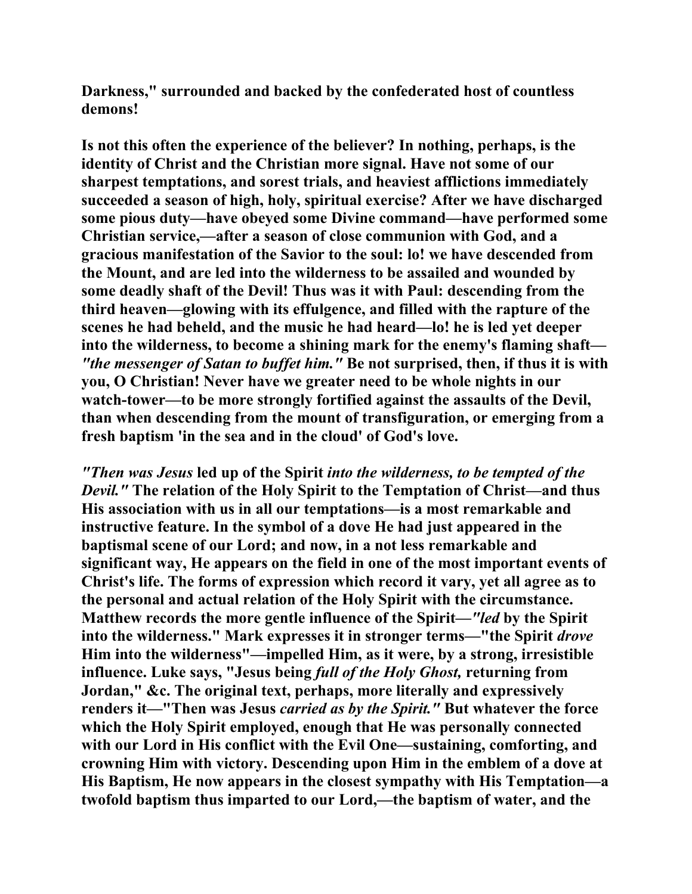**Darkness," surrounded and backed by the confederated host of countless demons!**

**Is not this often the experience of the believer? In nothing, perhaps, is the identity of Christ and the Christian more signal. Have not some of our sharpest temptations, and sorest trials, and heaviest afflictions immediately succeeded a season of high, holy, spiritual exercise? After we have discharged some pious duty—have obeyed some Divine command—have performed some Christian service,—after a season of close communion with God, and a gracious manifestation of the Savior to the soul: lo! we have descended from the Mount, and are led into the wilderness to be assailed and wounded by some deadly shaft of the Devil! Thus was it with Paul: descending from the third heaven—glowing with its effulgence, and filled with the rapture of the scenes he had beheld, and the music he had heard—lo! he is led yet deeper into the wilderness, to become a shining mark for the enemy's flaming shaft—** ***"the messenger of Satan to buffet him."*** **Be not surprised, then, if thus it is with you, O Christian! Never have we greater need to be whole nights in our watch-tower—to be more strongly fortified against the assaults of the Devil, than when descending from the mount of transfiguration, or emerging from a fresh baptism 'in the sea and in the cloud' of God's love.**

***"Then was Jesus*** **led up of the Spirit** ***into the wilderness, to be tempted of the Devil."*** **The relation of the Holy Spirit to the Temptation of Christ—and thus His association with us in all our temptations—is a most remarkable and instructive feature. In the symbol of a dove He had just appeared in the baptismal scene of our Lord; and now, in a not less remarkable and significant way, He appears on the field in one of the most important events of Christ's life. The forms of expression which record it vary, yet all agree as to the personal and actual relation of the Holy Spirit with the circumstance. Matthew records the more gentle influence of the Spirit—*"led*** **by the Spirit into the wilderness." Mark expresses it in stronger terms—"the Spirit** ***drove*** **Him into the wilderness"—impelled Him, as it were, by a strong, irresistible influence. Luke says, "Jesus being** ***full of the Holy Ghost,*** **returning from Jordan," &c. The original text, perhaps, more literally and expressively renders it—"Then was Jesus** ***carried as by the Spirit."*** **But whatever the force which the Holy Spirit employed, enough that He was personally connected with our Lord in His conflict with the Evil One—sustaining, comforting, and crowning Him with victory. Descending upon Him in the emblem of a dove at His Baptism, He now appears in the closest sympathy with His Temptation—a twofold baptism thus imparted to our Lord,—the baptism of water, and the**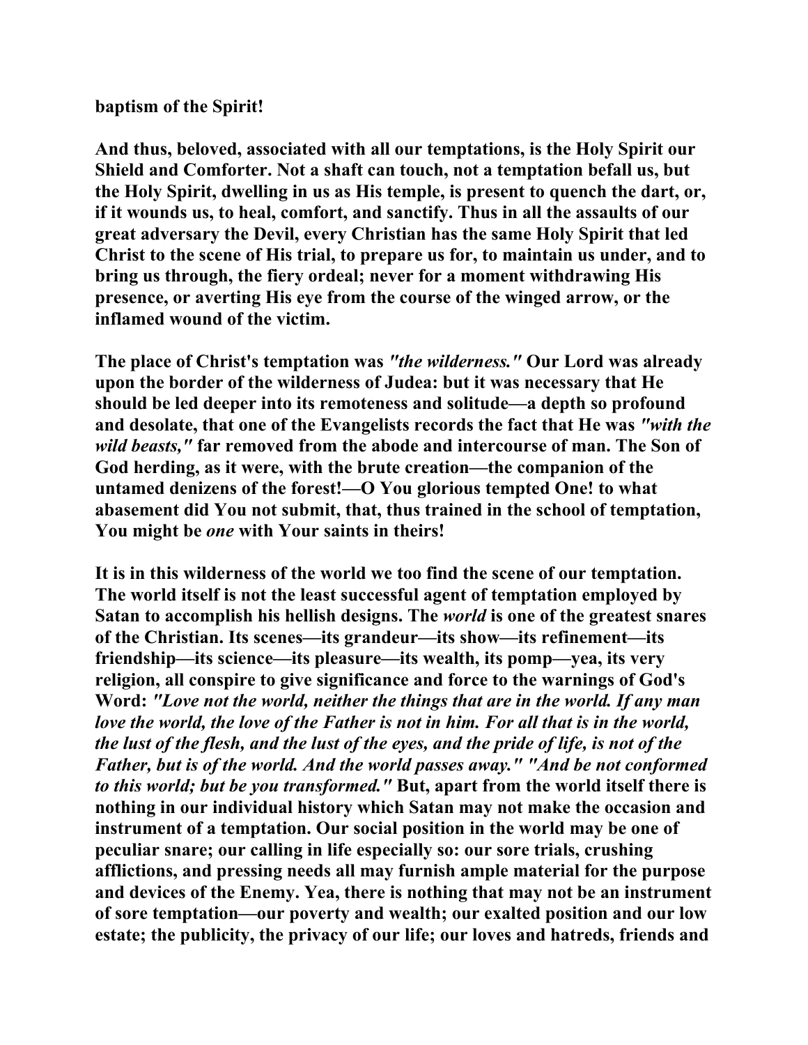baptism of the Spirit!

And thus, beloved, associated with all our temptations, is the Holy Spirit our Shield and Comforter. Not a shaft can touch, not a temptation befall us, but the Holy Spirit, dwelling in us as His temple, is present to quench the dart, or, if it wounds us, to heal, comfort, and sanctify. Thus in all the assaults of our great adversary the Devil, every Christian has the same Holy Spirit that led Christ to the scene of His trial, to prepare us for, to maintain us under, and to bring us through, the fiery ordeal; never for a moment withdrawing His presence, or averting His eye from the course of the winged arrow, or the inflamed wound of the victim.

The place of Christ's temptation was *"the wilderness."* Our Lord was already upon the border of the wilderness of Judea: but it was necessary that He should be led deeper into its remoteness and solitude—a depth so profound and desolate, that one of the Evangelists records the fact that He was *"with the wild beasts,"* far removed from the abode and intercourse of man. The Son of God herding, as it were, with the brute creation—the companion of the untamed denizens of the forest!—O You glorious tempted One! to what abasement did You not submit, that, thus trained in the school of temptation, You might be *one* with Your saints in theirs!

It is in this wilderness of the world we too find the scene of our temptation. The world itself is not the least successful agent of temptation employed by Satan to accomplish his hellish designs. The *world* is one of the greatest snares of the Christian. Its scenes—its grandeur—its show—its refinement—its friendship—its science—its pleasure—its wealth, its pomp—yea, its very religion, all conspire to give significance and force to the warnings of God's Word: *"Love not the world, neither the things that are in the world. If any man love the world, the love of the Father is not in him. For all that is in the world, the lust of the flesh, and the lust of the eyes, and the pride of life, is not of the Father, but is of the world. And the world passes away." "And be not conformed to this world; but be you transformed."* But, apart from the world itself there is nothing in our individual history which Satan may not make the occasion and instrument of a temptation. Our social position in the world may be one of peculiar snare; our calling in life especially so: our sore trials, crushing afflictions, and pressing needs all may furnish ample material for the purpose and devices of the Enemy. Yea, there is nothing that may not be an instrument of sore temptation—our poverty and wealth; our exalted position and our low estate; the publicity, the privacy of our life; our loves and hatreds, friends and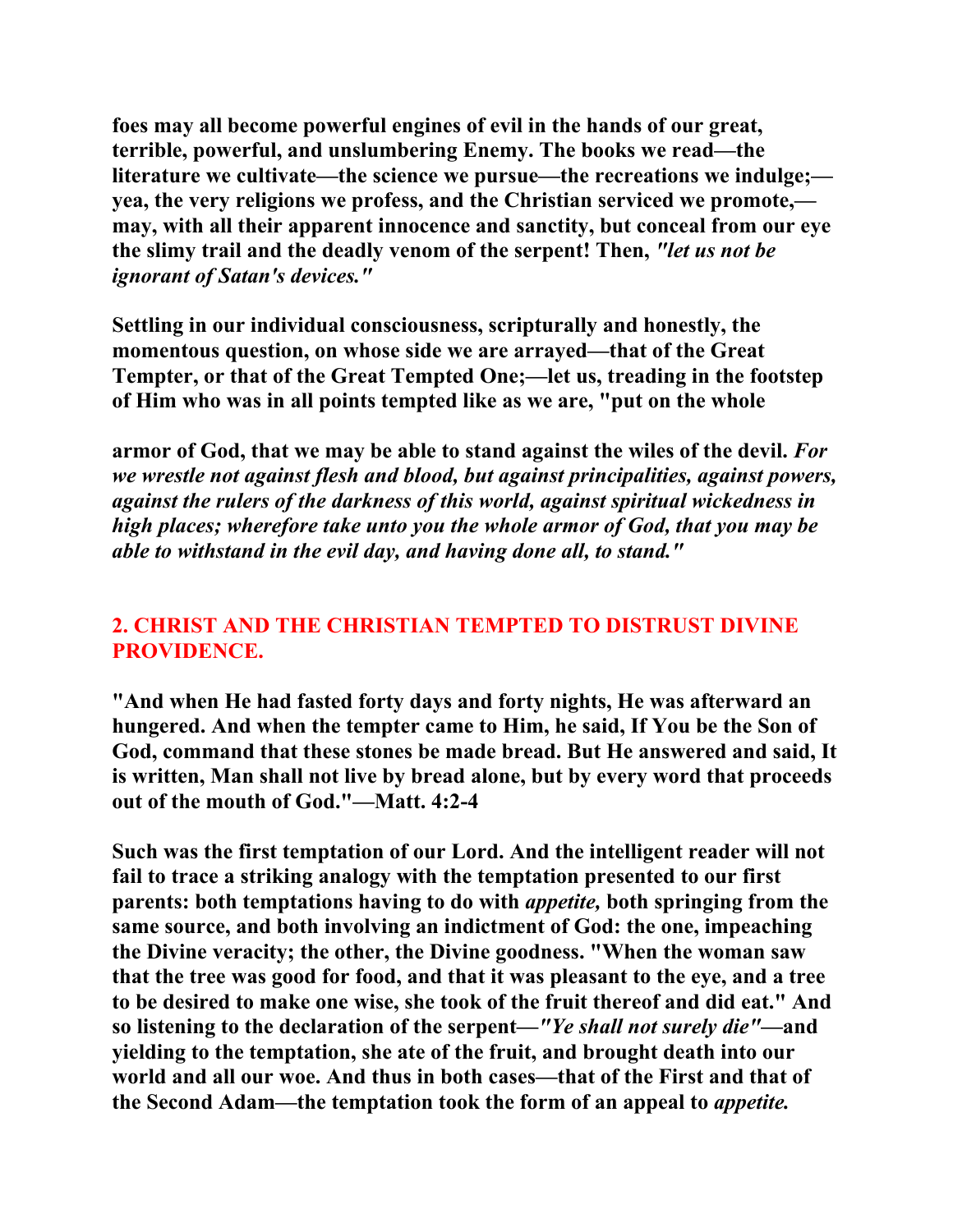**foes may all become powerful engines of evil in the hands of our great, terrible, powerful, and unslumbering Enemy. The books we read—the literature we cultivate—the science we pursue—the recreations we indulge;—yea, the very religions we profess, and the Christian serviced we promote,—may, with all their apparent innocence and sanctity, but conceal from our eye the slimy trail and the deadly venom of the serpent! Then,** ***"let us not be ignorant of Satan's devices."***

**Settling in our individual consciousness, scripturally and honestly, the momentous question, on whose side we are arrayed—that of the Great Tempter, or that of the Great Tempted One;—let us, treading in the footstep of Him who was in all points tempted like as we are, "put on the whole**

**armor of God, that we may be able to stand against the wiles of the devil.** ***For we wrestle not against flesh and blood, but against principalities, against powers, against the rulers of the darkness of this world, against spiritual wickedness in high places; wherefore take unto you the whole armor of God, that you may be able to withstand in the evil day, and having done all, to stand."***

## 2. CHRIST AND THE CHRISTIAN TEMPTED TO DISTRUST DIVINE PROVIDENCE.

**"And when He had fasted forty days and forty nights, He was afterward an hungered. And when the tempter came to Him, he said, If You be the Son of God, command that these stones be made bread. But He answered and said, It is written, Man shall not live by bread alone, but by every word that proceeds out of the mouth of God."—Matt. 4:2-4**

**Such was the first temptation of our Lord. And the intelligent reader will not fail to trace a striking analogy with the temptation presented to our first parents: both temptations having to do with** ***appetite,*** **both springing from the same source, and both involving an indictment of God: the one, impeaching the Divine veracity; the other, the Divine goodness. "When the woman saw that the tree was good for food, and that it was pleasant to the eye, and a tree to be desired to make one wise, she took of the fruit thereof and did eat." And so listening to the declaration of the serpent—*****"Ye shall not surely die"*****—and yielding to the temptation, she ate of the fruit, and brought death into our world and all our woe. And thus in both cases—that of the First and that of the Second Adam—the temptation took the form of an appeal to** ***appetite.***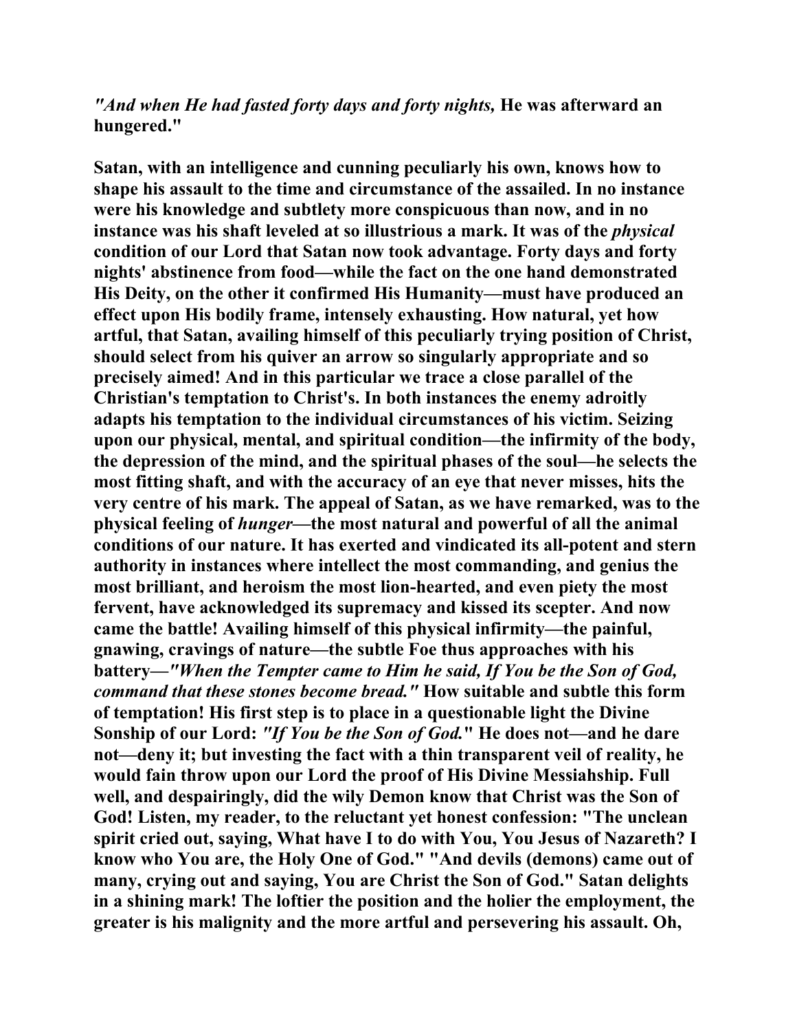*"And when He had fasted forty days and forty nights,* **He was afterward an hungered."**

**Satan, with an intelligence and cunning peculiarly his own, knows how to shape his assault to the time and circumstance of the assailed. In no instance were his knowledge and subtlety more conspicuous than now, and in no instance was his shaft leveled at so illustrious a mark. It was of the *physical* condition of our Lord that Satan now took advantage. Forty days and forty nights' abstinence from food—while the fact on the one hand demonstrated His Deity, on the other it confirmed His Humanity—must have produced an effect upon His bodily frame, intensely exhausting. How natural, yet how artful, that Satan, availing himself of this peculiarly trying position of Christ, should select from his quiver an arrow so singularly appropriate and so precisely aimed! And in this particular we trace a close parallel of the Christian's temptation to Christ's. In both instances the enemy adroitly adapts his temptation to the individual circumstances of his victim. Seizing upon our physical, mental, and spiritual condition—the infirmity of the body, the depression of the mind, and the spiritual phases of the soul—he selects the most fitting shaft, and with the accuracy of an eye that never misses, hits the very centre of his mark. The appeal of Satan, as we have remarked, was to the physical feeling of *hunger*—the most natural and powerful of all the animal conditions of our nature. It has exerted and vindicated its all-potent and stern authority in instances where intellect the most commanding, and genius the most brilliant, and heroism the most lion-hearted, and even piety the most fervent, have acknowledged its supremacy and kissed its scepter. And now came the battle! Availing himself of this physical infirmity—the painful, gnawing, cravings of nature—the subtle Foe thus approaches with his battery—*"When the Tempter came to Him he said, If You be the Son of God, command that these stones become bread."* How suitable and subtle this form of temptation! His first step is to place in a questionable light the Divine Sonship of our Lord: *"If You be the Son of God.*" He does not—and he dare not—deny it; but investing the fact with a thin transparent veil of reality, he would fain throw upon our Lord the proof of His Divine Messiahship. Full well, and despairingly, did the wily Demon know that Christ was the Son of God! Listen, my reader, to the reluctant yet honest confession: "The unclean spirit cried out, saying, What have I to do with You, You Jesus of Nazareth? I know who You are, the Holy One of God." "And devils (demons) came out of many, crying out and saying, You are Christ the Son of God." Satan delights in a shining mark! The loftier the position and the holier the employment, the greater is his malignity and the more artful and persevering his assault. Oh,**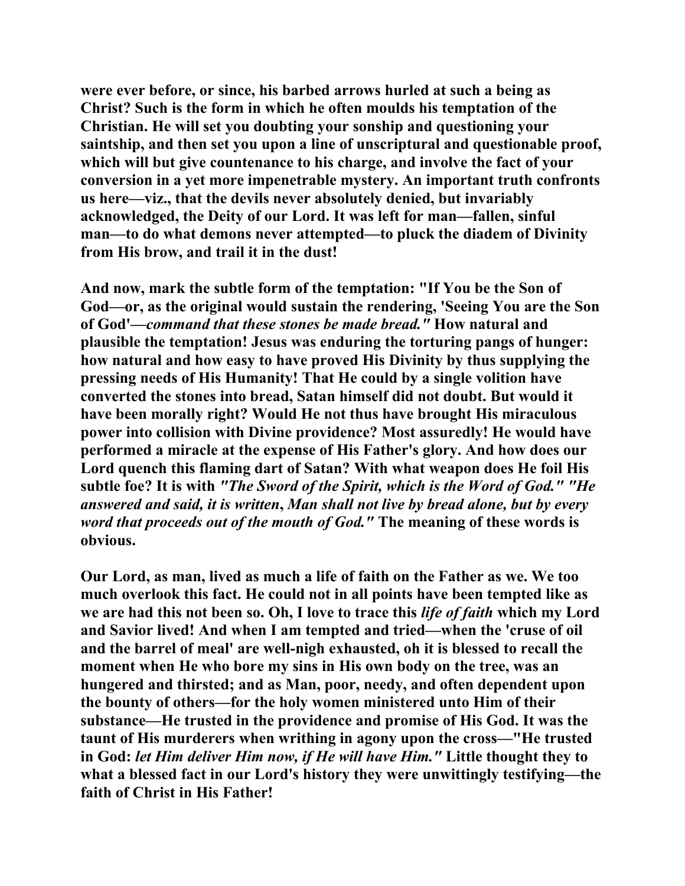**were ever before, or since, his barbed arrows hurled at such a being as Christ? Such is the form in which he often moulds his temptation of the Christian. He will set you doubting your sonship and questioning your saintship, and then set you upon a line of unscriptural and questionable proof, which will but give countenance to his charge, and involve the fact of your conversion in a yet more impenetrable mystery. An important truth confronts us here—viz., that the devils never absolutely denied, but invariably acknowledged, the Deity of our Lord. It was left for man—fallen, sinful man—to do what demons never attempted—to pluck the diadem of Divinity from His brow, and trail it in the dust!**

**And now, mark the subtle form of the temptation: "If You be the Son of God—or, as the original would sustain the rendering, 'Seeing You are the Son of God'—*command that these stones be made bread."* How natural and plausible the temptation! Jesus was enduring the torturing pangs of hunger: how natural and how easy to have proved His Divinity by thus supplying the pressing needs of His Humanity! That He could by a single volition have converted the stones into bread, Satan himself did not doubt. But would it have been morally right? Would He not thus have brought His miraculous power into collision with Divine providence? Most assuredly! He would have performed a miracle at the expense of His Father's glory. And how does our Lord quench this flaming dart of Satan? With what weapon does He foil His subtle foe? It is with *"The Sword of the Spirit, which is the Word of God." "He answered and said, it is written*, *Man shall not live by bread alone, but by every word that proceeds out of the mouth of God."* The meaning of these words is obvious.**

**Our Lord, as man, lived as much a life of faith on the Father as we. We too much overlook this fact. He could not in all points have been tempted like as we are had this not been so. Oh, I love to trace this *life of faith* which my Lord and Savior lived! And when I am tempted and tried—when the 'cruse of oil and the barrel of meal' are well-nigh exhausted, oh it is blessed to recall the moment when He who bore my sins in His own body on the tree, was an hungered and thirsted; and as Man, poor, needy, and often dependent upon the bounty of others—for the holy women ministered unto Him of their substance—He trusted in the providence and promise of His God. It was the taunt of His murderers when writhing in agony upon the cross—"He trusted in God: *let Him deliver Him now, if He will have Him."* Little thought they to what a blessed fact in our Lord's history they were unwittingly testifying—the faith of Christ in His Father!**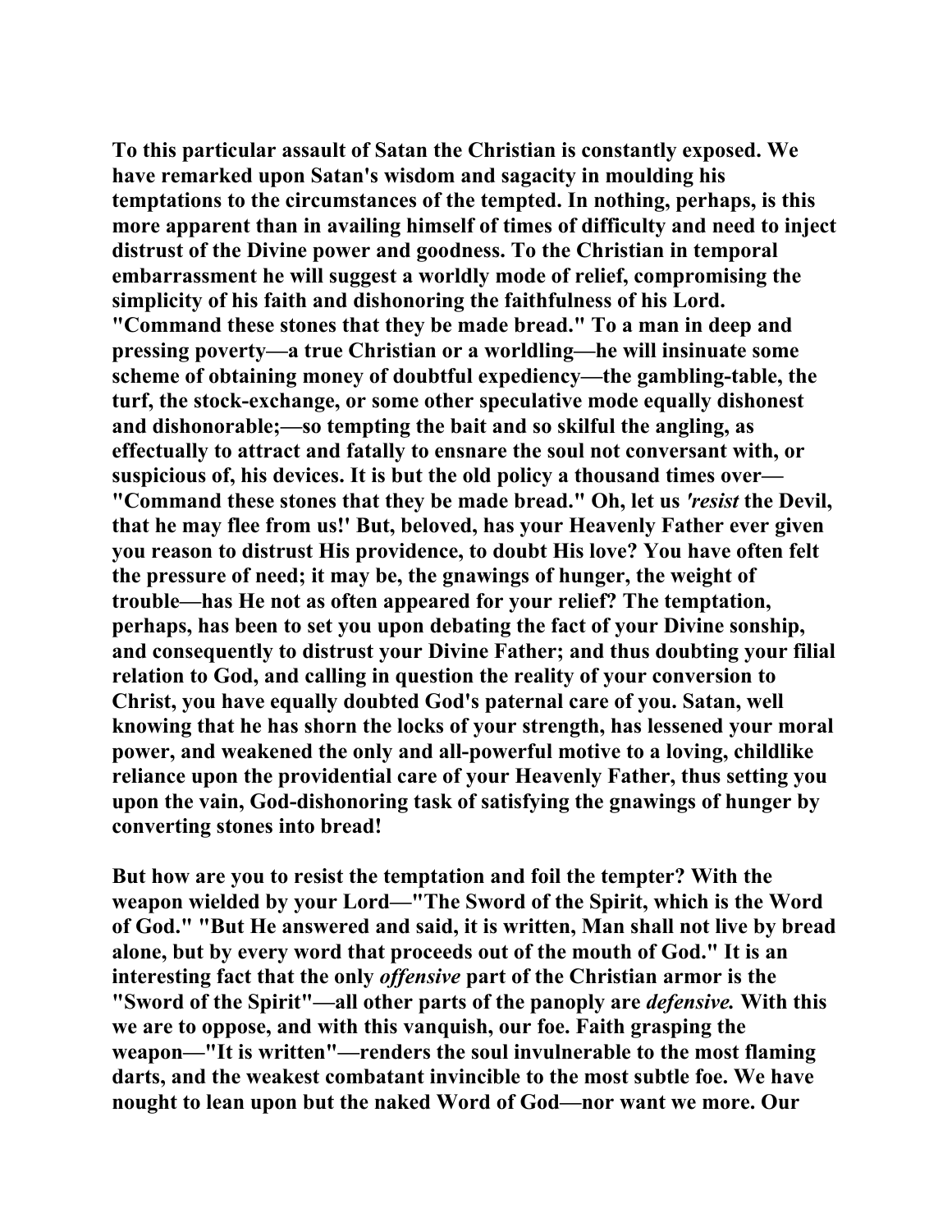**To this particular assault of Satan the Christian is constantly exposed. We have remarked upon Satan's wisdom and sagacity in moulding his temptations to the circumstances of the tempted. In nothing, perhaps, is this more apparent than in availing himself of times of difficulty and need to inject distrust of the Divine power and goodness. To the Christian in temporal embarrassment he will suggest a worldly mode of relief, compromising the simplicity of his faith and dishonoring the faithfulness of his Lord. "Command these stones that they be made bread." To a man in deep and pressing poverty—a true Christian or a worldling—he will insinuate some scheme of obtaining money of doubtful expediency—the gambling-table, the turf, the stock-exchange, or some other speculative mode equally dishonest and dishonorable;—so tempting the bait and so skilful the angling, as effectually to attract and fatally to ensnare the soul not conversant with, or suspicious of, his devices. It is but the old policy a thousand times over—"Command these stones that they be made bread." Oh, let us '*resist* the Devil, that he may flee from us!' But, beloved, has your Heavenly Father ever given you reason to distrust His providence, to doubt His love? You have often felt the pressure of need; it may be, the gnawings of hunger, the weight of trouble—has He not as often appeared for your relief? The temptation, perhaps, has been to set you upon debating the fact of your Divine sonship, and consequently to distrust your Divine Father; and thus doubting your filial relation to God, and calling in question the reality of your conversion to Christ, you have equally doubted God's paternal care of you. Satan, well knowing that he has shorn the locks of your strength, has lessened your moral power, and weakened the only and all-powerful motive to a loving, childlike reliance upon the providential care of your Heavenly Father, thus setting you upon the vain, God-dishonoring task of satisfying the gnawings of hunger by converting stones into bread!**

**But how are you to resist the temptation and foil the tempter? With the weapon wielded by your Lord—"The Sword of the Spirit, which is the Word of God." "But He answered and said, it is written, Man shall not live by bread alone, but by every word that proceeds out of the mouth of God." It is an interesting fact that the only *offensive* part of the Christian armor is the "Sword of the Spirit"—all other parts of the panoply are *defensive.* With this we are to oppose, and with this vanquish, our foe. Faith grasping the weapon—"It is written"—renders the soul invulnerable to the most flaming darts, and the weakest combatant invincible to the most subtle foe. We have nought to lean upon but the naked Word of God—nor want we more. Our**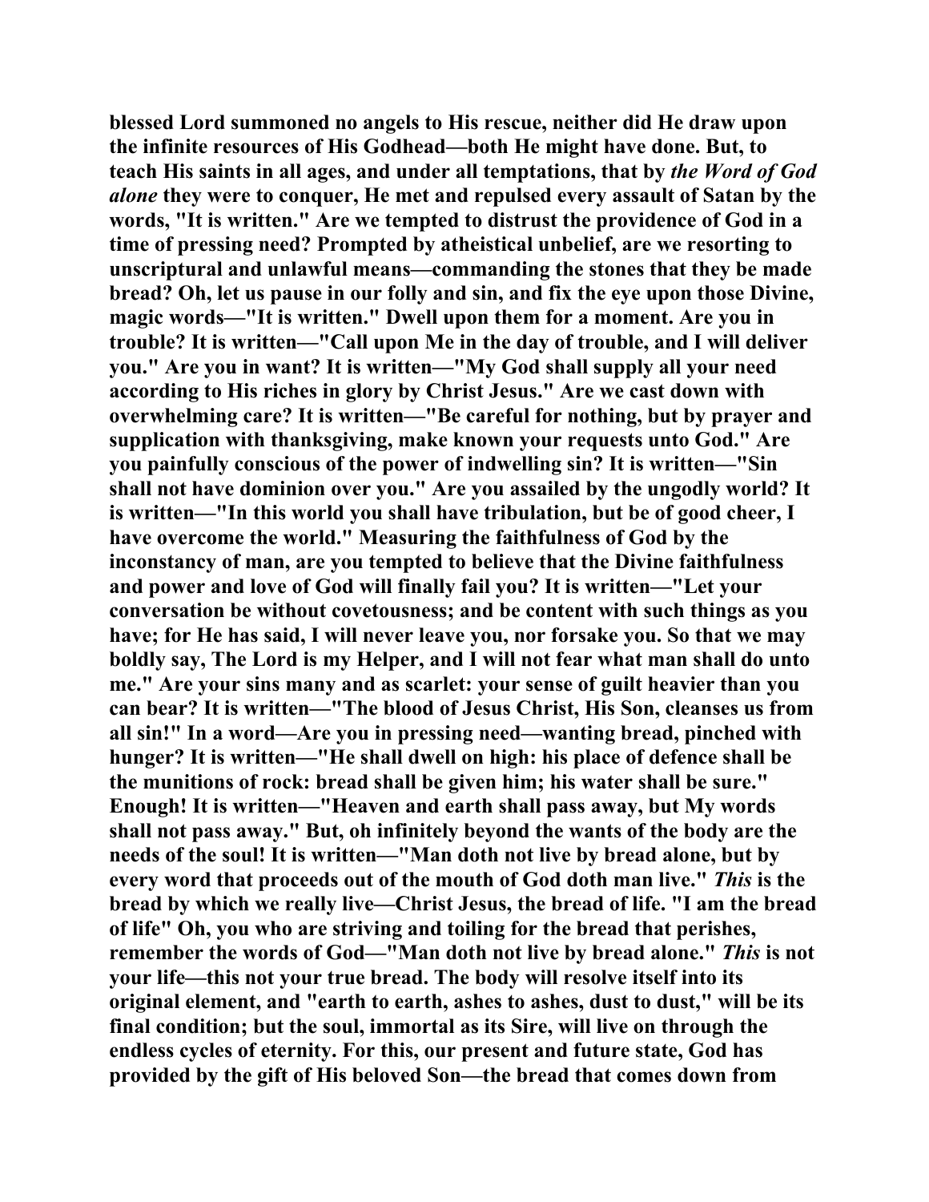blessed Lord summoned no angels to His rescue, neither did He draw upon the infinite resources of His Godhead—both He might have done. But, to teach His saints in all ages, and under all temptations, that by *the Word of God alone* they were to conquer, He met and repulsed every assault of Satan by the words, "It is written." Are we tempted to distrust the providence of God in a time of pressing need? Prompted by atheistical unbelief, are we resorting to unscriptural and unlawful means—commanding the stones that they be made bread? Oh, let us pause in our folly and sin, and fix the eye upon those Divine, magic words—"It is written." Dwell upon them for a moment. Are you in trouble? It is written—"Call upon Me in the day of trouble, and I will deliver you." Are you in want? It is written—"My God shall supply all your need according to His riches in glory by Christ Jesus." Are we cast down with overwhelming care? It is written—"Be careful for nothing, but by prayer and supplication with thanksgiving, make known your requests unto God." Are you painfully conscious of the power of indwelling sin? It is written—"Sin shall not have dominion over you." Are you assailed by the ungodly world? It is written—"In this world you shall have tribulation, but be of good cheer, I have overcome the world." Measuring the faithfulness of God by the inconstancy of man, are you tempted to believe that the Divine faithfulness and power and love of God will finally fail you? It is written—"Let your conversation be without covetousness; and be content with such things as you have; for He has said, I will never leave you, nor forsake you. So that we may boldly say, The Lord is my Helper, and I will not fear what man shall do unto me." Are your sins many and as scarlet: your sense of guilt heavier than you can bear? It is written—"The blood of Jesus Christ, His Son, cleanses us from all sin!" In a word—Are you in pressing need—wanting bread, pinched with hunger? It is written—"He shall dwell on high: his place of defence shall be the munitions of rock: bread shall be given him; his water shall be sure." Enough! It is written—"Heaven and earth shall pass away, but My words shall not pass away." But, oh infinitely beyond the wants of the body are the needs of the soul! It is written—"Man doth not live by bread alone, but by every word that proceeds out of the mouth of God doth man live." *This* is the bread by which we really live—Christ Jesus, the bread of life. "I am the bread of life" Oh, you who are striving and toiling for the bread that perishes, remember the words of God—"Man doth not live by bread alone." *This* is not your life—this not your true bread. The body will resolve itself into its original element, and "earth to earth, ashes to ashes, dust to dust," will be its final condition; but the soul, immortal as its Sire, will live on through the endless cycles of eternity. For this, our present and future state, God has provided by the gift of His beloved Son—the bread that comes down from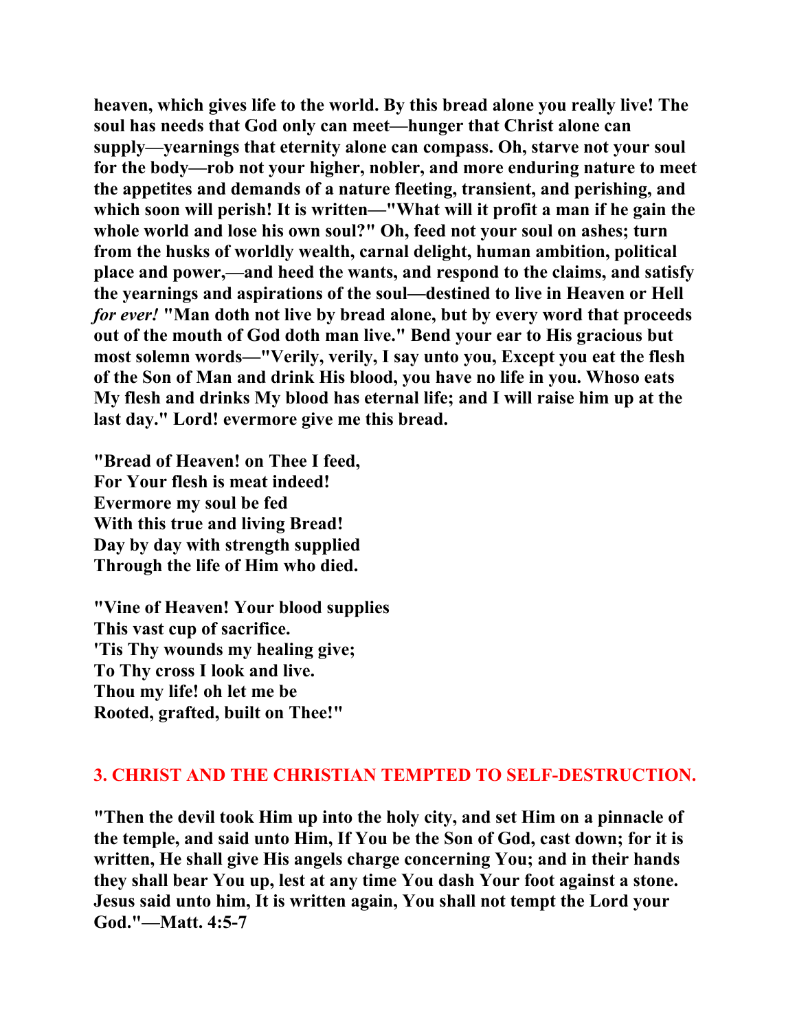**heaven, which gives life to the world. By this bread alone you really live! The soul has needs that God only can meet—hunger that Christ alone can supply—yearnings that eternity alone can compass. Oh, starve not your soul for the body—rob not your higher, nobler, and more enduring nature to meet the appetites and demands of a nature fleeting, transient, and perishing, and which soon will perish! It is written—"What will it profit a man if he gain the whole world and lose his own soul?" Oh, feed not your soul on ashes; turn from the husks of worldly wealth, carnal delight, human ambition, political place and power,—and heed the wants, and respond to the claims, and satisfy the yearnings and aspirations of the soul—destined to live in Heaven or Hell *for ever!* "Man doth not live by bread alone, but by every word that proceeds out of the mouth of God doth man live." Bend your ear to His gracious but most solemn words—"Verily, verily, I say unto you, Except you eat the flesh of the Son of Man and drink His blood, you have no life in you. Whoso eats My flesh and drinks My blood has eternal life; and I will raise him up at the last day." Lord! evermore give me this bread.**

**"Bread of Heaven! on Thee I feed,
For Your flesh is meat indeed!
Evermore my soul be fed
With this true and living Bread!
Day by day with strength supplied
Through the life of Him who died.**

**"Vine of Heaven! Your blood supplies
This vast cup of sacrifice.
'Tis Thy wounds my healing give;
To Thy cross I look and live.
Thou my life! oh let me be
Rooted, grafted, built on Thee!"**

## 3. CHRIST AND THE CHRISTIAN TEMPTED TO SELF-DESTRUCTION.

**"Then the devil took Him up into the holy city, and set Him on a pinnacle of the temple, and said unto Him, If You be the Son of God, cast down; for it is written, He shall give His angels charge concerning You; and in their hands they shall bear You up, lest at any time You dash Your foot against a stone. Jesus said unto him, It is written again, You shall not tempt the Lord your God."—Matt. 4:5-7**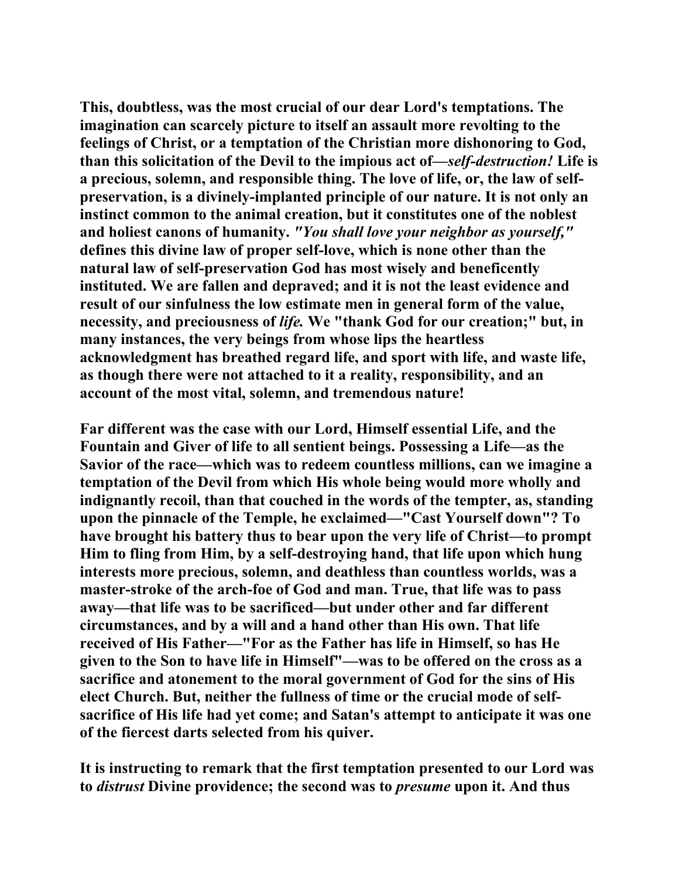This, doubtless, was the most crucial of our dear Lord's temptations. The imagination can scarcely picture to itself an assault more revolting to the feelings of Christ, or a temptation of the Christian more dishonoring to God, than this solicitation of the Devil to the impious act of—*self-destruction!* Life is a precious, solemn, and responsible thing. The love of life, or, the law of self-preservation, is a divinely-implanted principle of our nature. It is not only an instinct common to the animal creation, but it constitutes one of the noblest and holiest canons of humanity. *"You shall love your neighbor as yourself,"* defines this divine law of proper self-love, which is none other than the natural law of self-preservation God has most wisely and beneficently instituted. We are fallen and depraved; and it is not the least evidence and result of our sinfulness the low estimate men in general form of the value, necessity, and preciousness of *life.* We "thank God for our creation;" but, in many instances, the very beings from whose lips the heartless acknowledgment has breathed regard life, and sport with life, and waste life, as though there were not attached to it a reality, responsibility, and an account of the most vital, solemn, and tremendous nature!

Far different was the case with our Lord, Himself essential Life, and the Fountain and Giver of life to all sentient beings. Possessing a Life—as the Savior of the race—which was to redeem countless millions, can we imagine a temptation of the Devil from which His whole being would more wholly and indignantly recoil, than that couched in the words of the tempter, as, standing upon the pinnacle of the Temple, he exclaimed—"Cast Yourself down"? To have brought his battery thus to bear upon the very life of Christ—to prompt Him to fling from Him, by a self-destroying hand, that life upon which hung interests more precious, solemn, and deathless than countless worlds, was a master-stroke of the arch-foe of God and man. True, that life was to pass away—that life was to be sacrificed—but under other and far different circumstances, and by a will and a hand other than His own. That life received of His Father—"For as the Father has life in Himself, so has He given to the Son to have life in Himself"—was to be offered on the cross as a sacrifice and atonement to the moral government of God for the sins of His elect Church. But, neither the fullness of time or the crucial mode of self-sacrifice of His life had yet come; and Satan's attempt to anticipate it was one of the fiercest darts selected from his quiver.

It is instructing to remark that the first temptation presented to our Lord was to *distrust* Divine providence; the second was to *presume* upon it. And thus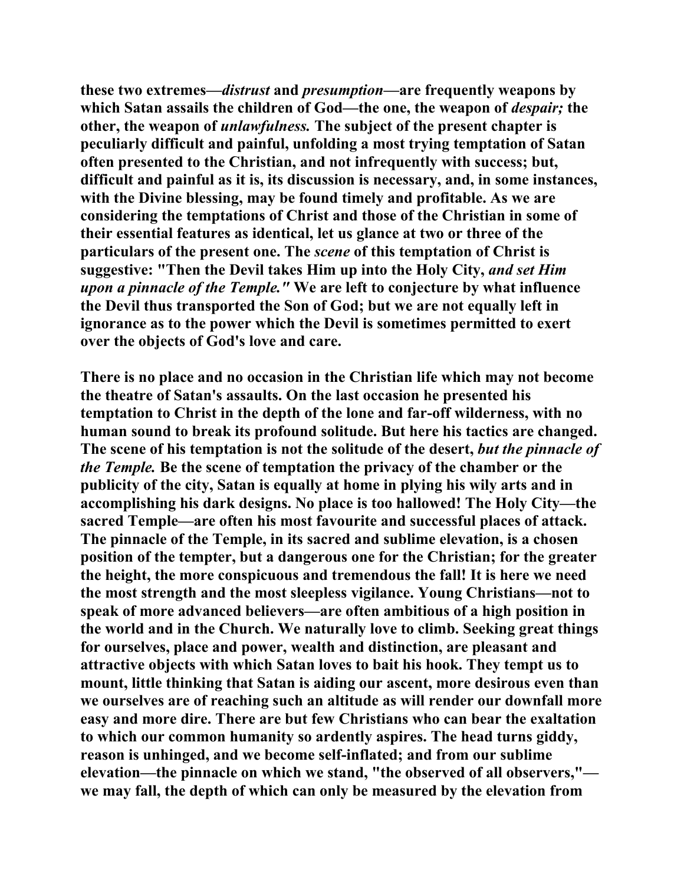**these two extremes—*distrust* and *presumption*—are frequently weapons by which Satan assails the children of God—the one, the weapon of *despair;* the other, the weapon of *unlawfulness.* The subject of the present chapter is peculiarly difficult and painful, unfolding a most trying temptation of Satan often presented to the Christian, and not infrequently with success; but, difficult and painful as it is, its discussion is necessary, and, in some instances, with the Divine blessing, may be found timely and profitable. As we are considering the temptations of Christ and those of the Christian in some of their essential features as identical, let us glance at two or three of the particulars of the present one. The *scene* of this temptation of Christ is suggestive: "Then the Devil takes Him up into the Holy City, *and set Him upon a pinnacle of the Temple."* We are left to conjecture by what influence the Devil thus transported the Son of God; but we are not equally left in ignorance as to the power which the Devil is sometimes permitted to exert over the objects of God's love and care.**

**There is no place and no occasion in the Christian life which may not become the theatre of Satan's assaults. On the last occasion he presented his temptation to Christ in the depth of the lone and far-off wilderness, with no human sound to break its profound solitude. But here his tactics are changed. The scene of his temptation is not the solitude of the desert, *but the pinnacle of the Temple.* Be the scene of temptation the privacy of the chamber or the publicity of the city, Satan is equally at home in plying his wily arts and in accomplishing his dark designs. No place is too hallowed! The Holy City—the sacred Temple—are often his most favourite and successful places of attack. The pinnacle of the Temple, in its sacred and sublime elevation, is a chosen position of the tempter, but a dangerous one for the Christian; for the greater the height, the more conspicuous and tremendous the fall! It is here we need the most strength and the most sleepless vigilance. Young Christians—not to speak of more advanced believers—are often ambitious of a high position in the world and in the Church. We naturally love to climb. Seeking great things for ourselves, place and power, wealth and distinction, are pleasant and attractive objects with which Satan loves to bait his hook. They tempt us to mount, little thinking that Satan is aiding our ascent, more desirous even than we ourselves are of reaching such an altitude as will render our downfall more easy and more dire. There are but few Christians who can bear the exaltation to which our common humanity so ardently aspires. The head turns giddy, reason is unhinged, and we become self-inflated; and from our sublime elevation—the pinnacle on which we stand, "the observed of all observers,"—we may fall, the depth of which can only be measured by the elevation from**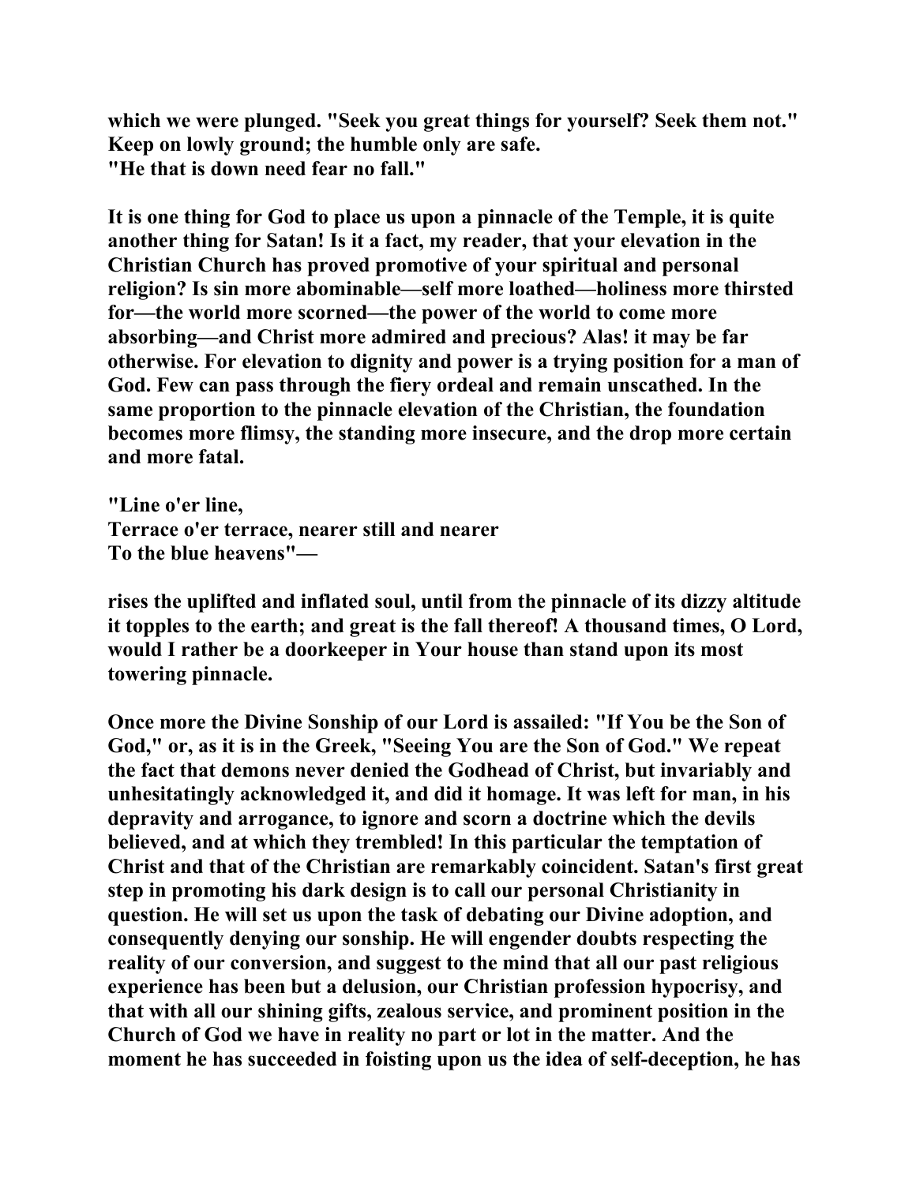which we were plunged. "Seek you great things for yourself? Seek them not." Keep on lowly ground; the humble only are safe.
"He that is down need fear no fall."

It is one thing for God to place us upon a pinnacle of the Temple, it is quite another thing for Satan! Is it a fact, my reader, that your elevation in the Christian Church has proved promotive of your spiritual and personal religion? Is sin more abominable—self more loathed—holiness more thirsted for—the world more scorned—the power of the world to come more absorbing—and Christ more admired and precious? Alas! it may be far otherwise. For elevation to dignity and power is a trying position for a man of God. Few can pass through the fiery ordeal and remain unscathed. In the same proportion to the pinnacle elevation of the Christian, the foundation becomes more flimsy, the standing more insecure, and the drop more certain and more fatal.

"Line o'er line,
Terrace o'er terrace, nearer still and nearer
To the blue heavens"—

rises the uplifted and inflated soul, until from the pinnacle of its dizzy altitude it topples to the earth; and great is the fall thereof! A thousand times, O Lord, would I rather be a doorkeeper in Your house than stand upon its most towering pinnacle.

Once more the Divine Sonship of our Lord is assailed: "If You be the Son of God," or, as it is in the Greek, "Seeing You are the Son of God." We repeat the fact that demons never denied the Godhead of Christ, but invariably and unhesitatingly acknowledged it, and did it homage. It was left for man, in his depravity and arrogance, to ignore and scorn a doctrine which the devils believed, and at which they trembled! In this particular the temptation of Christ and that of the Christian are remarkably coincident. Satan's first great step in promoting his dark design is to call our personal Christianity in question. He will set us upon the task of debating our Divine adoption, and consequently denying our sonship. He will engender doubts respecting the reality of our conversion, and suggest to the mind that all our past religious experience has been but a delusion, our Christian profession hypocrisy, and that with all our shining gifts, zealous service, and prominent position in the Church of God we have in reality no part or lot in the matter. And the moment he has succeeded in foisting upon us the idea of self-deception, he has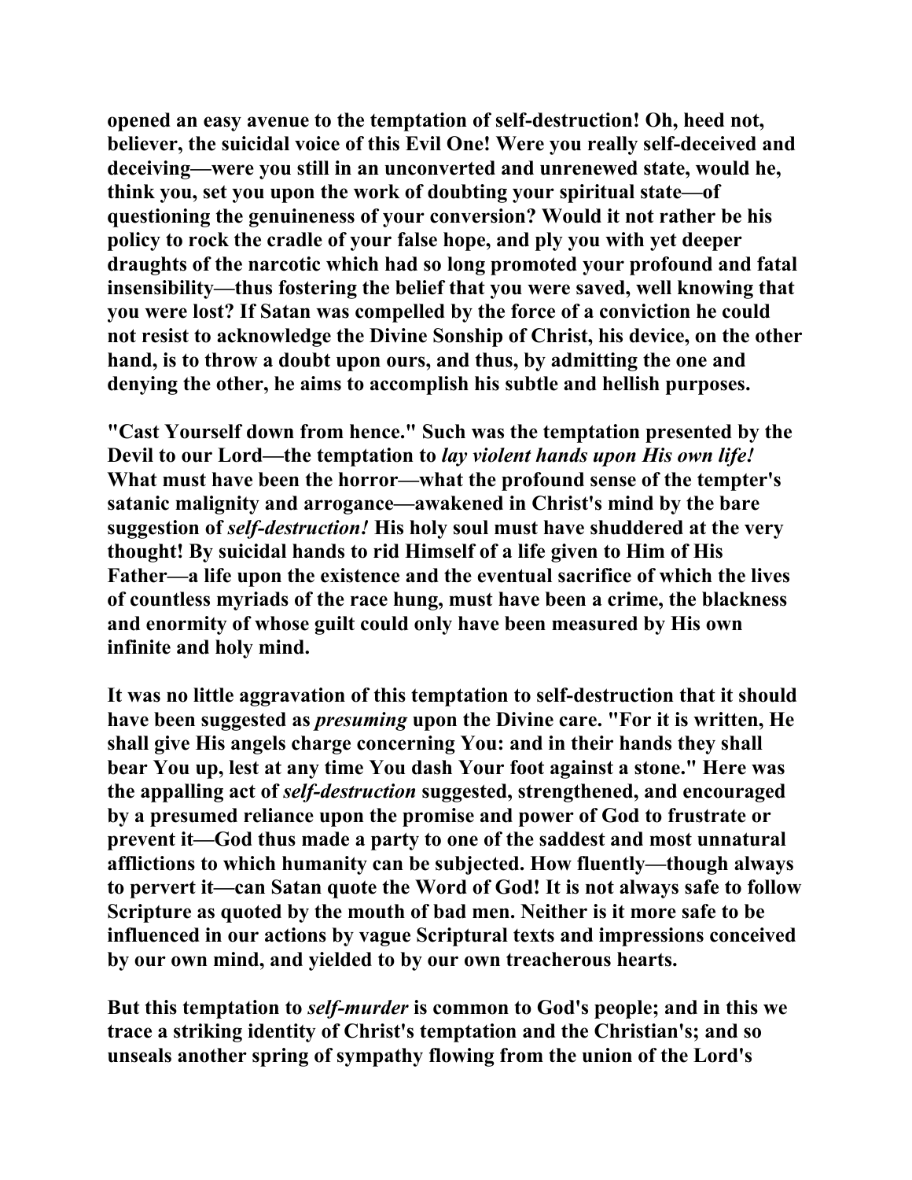**opened an easy avenue to the temptation of self-destruction! Oh, heed not, believer, the suicidal voice of this Evil One! Were you really self-deceived and deceiving—were you still in an unconverted and unrenewed state, would he, think you, set you upon the work of doubting your spiritual state—of questioning the genuineness of your conversion? Would it not rather be his policy to rock the cradle of your false hope, and ply you with yet deeper draughts of the narcotic which had so long promoted your profound and fatal insensibility—thus fostering the belief that you were saved, well knowing that you were lost? If Satan was compelled by the force of a conviction he could not resist to acknowledge the Divine Sonship of Christ, his device, on the other hand, is to throw a doubt upon ours, and thus, by admitting the one and denying the other, he aims to accomplish his subtle and hellish purposes.**

**"Cast Yourself down from hence." Such was the temptation presented by the Devil to our Lord—the temptation to *lay violent hands upon His own life!* What must have been the horror—what the profound sense of the tempter's satanic malignity and arrogance—awakened in Christ's mind by the bare suggestion of *self-destruction!* His holy soul must have shuddered at the very thought! By suicidal hands to rid Himself of a life given to Him of His Father—a life upon the existence and the eventual sacrifice of which the lives of countless myriads of the race hung, must have been a crime, the blackness and enormity of whose guilt could only have been measured by His own infinite and holy mind.**

**It was no little aggravation of this temptation to self-destruction that it should have been suggested as *presuming* upon the Divine care. "For it is written, He shall give His angels charge concerning You: and in their hands they shall bear You up, lest at any time You dash Your foot against a stone." Here was the appalling act of *self-destruction* suggested, strengthened, and encouraged by a presumed reliance upon the promise and power of God to frustrate or prevent it—God thus made a party to one of the saddest and most unnatural afflictions to which humanity can be subjected. How fluently—though always to pervert it—can Satan quote the Word of God! It is not always safe to follow Scripture as quoted by the mouth of bad men. Neither is it more safe to be influenced in our actions by vague Scriptural texts and impressions conceived by our own mind, and yielded to by our own treacherous hearts.**

**But this temptation to *self-murder* is common to God's people; and in this we trace a striking identity of Christ's temptation and the Christian's; and so unseals another spring of sympathy flowing from the union of the Lord's**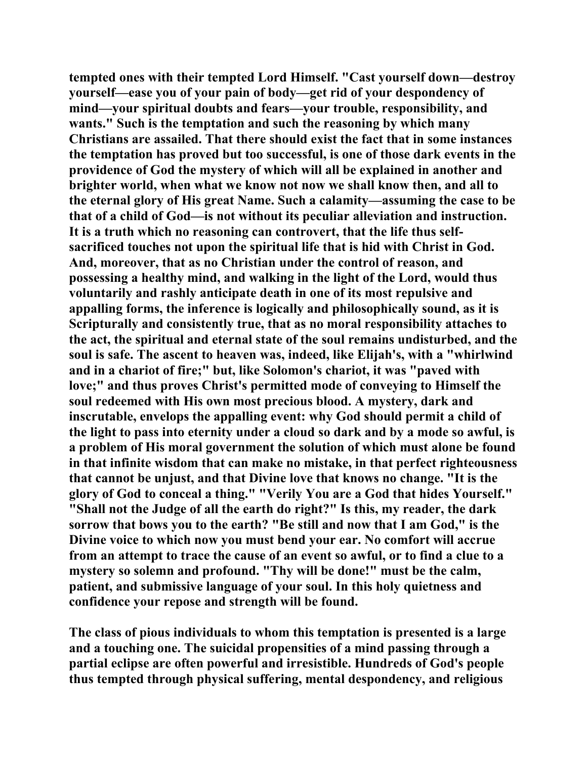tempted ones with their tempted Lord Himself. "Cast yourself down—destroy yourself—ease you of your pain of body—get rid of your despondency of mind—your spiritual doubts and fears—your trouble, responsibility, and wants." Such is the temptation and such the reasoning by which many Christians are assailed. That there should exist the fact that in some instances the temptation has proved but too successful, is one of those dark events in the providence of God the mystery of which will all be explained in another and brighter world, when what we know not now we shall know then, and all to the eternal glory of His great Name. Such a calamity—assuming the case to be that of a child of God—is not without its peculiar alleviation and instruction. It is a truth which no reasoning can controvert, that the life thus self-sacrificed touches not upon the spiritual life that is hid with Christ in God. And, moreover, that as no Christian under the control of reason, and possessing a healthy mind, and walking in the light of the Lord, would thus voluntarily and rashly anticipate death in one of its most repulsive and appalling forms, the inference is logically and philosophically sound, as it is Scripturally and consistently true, that as no moral responsibility attaches to the act, the spiritual and eternal state of the soul remains undisturbed, and the soul is safe. The ascent to heaven was, indeed, like Elijah's, with a "whirlwind and in a chariot of fire;" but, like Solomon's chariot, it was "paved with love;" and thus proves Christ's permitted mode of conveying to Himself the soul redeemed with His own most precious blood. A mystery, dark and inscrutable, envelops the appalling event: why God should permit a child of the light to pass into eternity under a cloud so dark and by a mode so awful, is a problem of His moral government the solution of which must alone be found in that infinite wisdom that can make no mistake, in that perfect righteousness that cannot be unjust, and that Divine love that knows no change. "It is the glory of God to conceal a thing." "Verily You are a God that hides Yourself." "Shall not the Judge of all the earth do right?" Is this, my reader, the dark sorrow that bows you to the earth? "Be still and now that I am God," is the Divine voice to which now you must bend your ear. No comfort will accrue from an attempt to trace the cause of an event so awful, or to find a clue to a mystery so solemn and profound. "Thy will be done!" must be the calm, patient, and submissive language of your soul. In this holy quietness and confidence your repose and strength will be found.

The class of pious individuals to whom this temptation is presented is a large and a touching one. The suicidal propensities of a mind passing through a partial eclipse are often powerful and irresistible. Hundreds of God's people thus tempted through physical suffering, mental despondency, and religious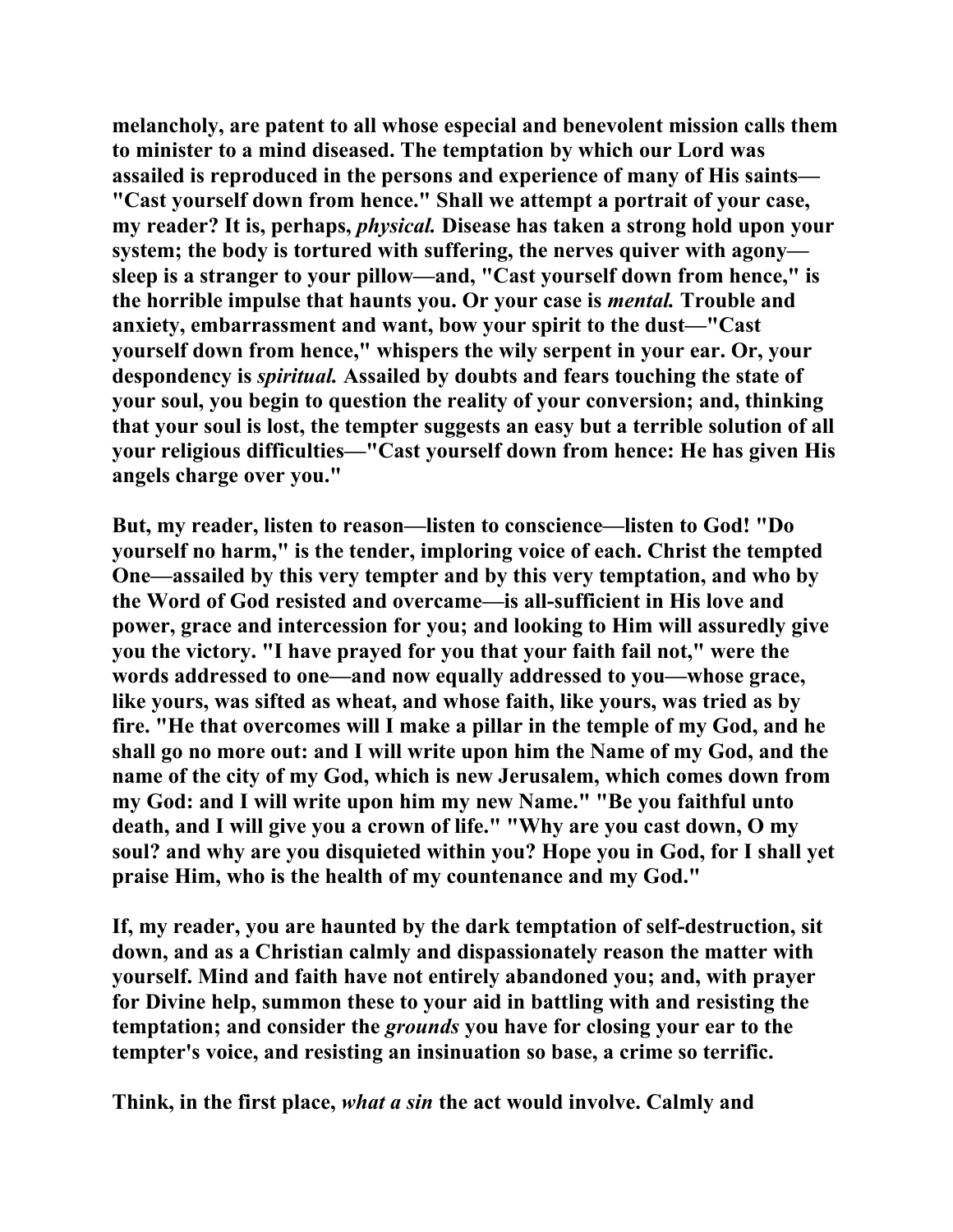melancholy, are patent to all whose especial and benevolent mission calls them to minister to a mind diseased. The temptation by which our Lord was assailed is reproduced in the persons and experience of many of His saints—"Cast yourself down from hence." Shall we attempt a portrait of your case, my reader? It is, perhaps, *physical.* Disease has taken a strong hold upon your system; the body is tortured with suffering, the nerves quiver with agony—sleep is a stranger to your pillow—and, "Cast yourself down from hence," is the horrible impulse that haunts you. Or your case is *mental.* Trouble and anxiety, embarrassment and want, bow your spirit to the dust—"Cast yourself down from hence," whispers the wily serpent in your ear. Or, your despondency is *spiritual.* Assailed by doubts and fears touching the state of your soul, you begin to question the reality of your conversion; and, thinking that your soul is lost, the tempter suggests an easy but a terrible solution of all your religious difficulties—"Cast yourself down from hence: He has given His angels charge over you."

But, my reader, listen to reason—listen to conscience—listen to God! "Do yourself no harm," is the tender, imploring voice of each. Christ the tempted One—assailed by this very tempter and by this very temptation, and who by the Word of God resisted and overcame—is all-sufficient in His love and power, grace and intercession for you; and looking to Him will assuredly give you the victory. "I have prayed for you that your faith fail not," were the words addressed to one—and now equally addressed to you—whose grace, like yours, was sifted as wheat, and whose faith, like yours, was tried as by fire. "He that overcomes will I make a pillar in the temple of my God, and he shall go no more out: and I will write upon him the Name of my God, and the name of the city of my God, which is new Jerusalem, which comes down from my God: and I will write upon him my new Name." "Be you faithful unto death, and I will give you a crown of life." "Why are you cast down, O my soul? and why are you disquieted within you? Hope you in God, for I shall yet praise Him, who is the health of my countenance and my God."

If, my reader, you are haunted by the dark temptation of self-destruction, sit down, and as a Christian calmly and dispassionately reason the matter with yourself. Mind and faith have not entirely abandoned you; and, with prayer for Divine help, summon these to your aid in battling with and resisting the temptation; and consider the *grounds* you have for closing your ear to the tempter's voice, and resisting an insinuation so base, a crime so terrific.

Think, in the first place, *what a sin* the act would involve. Calmly and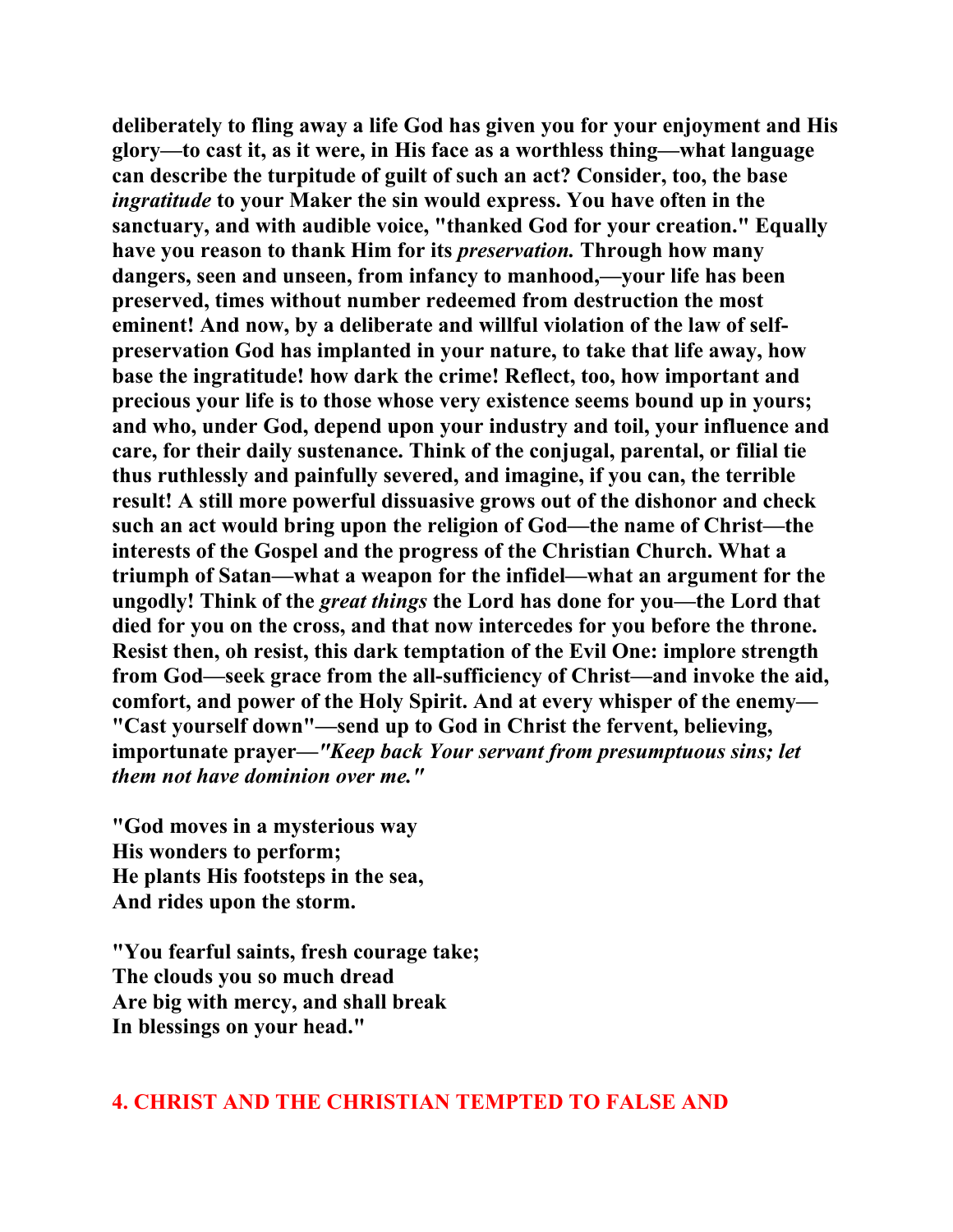**deliberately to fling away a life God has given you for your enjoyment and His glory—to cast it, as it were, in His face as a worthless thing—what language can describe the turpitude of guilt of such an act? Consider, too, the base *ingratitude* to your Maker the sin would express. You have often in the sanctuary, and with audible voice, "thanked God for your creation." Equally have you reason to thank Him for its *preservation.* Through how many dangers, seen and unseen, from infancy to manhood,—your life has been preserved, times without number redeemed from destruction the most eminent! And now, by a deliberate and willful violation of the law of self-preservation God has implanted in your nature, to take that life away, how base the ingratitude! how dark the crime! Reflect, too, how important and precious your life is to those whose very existence seems bound up in yours; and who, under God, depend upon your industry and toil, your influence and care, for their daily sustenance. Think of the conjugal, parental, or filial tie thus ruthlessly and painfully severed, and imagine, if you can, the terrible result! A still more powerful dissuasive grows out of the dishonor and check such an act would bring upon the religion of God—the name of Christ—the interests of the Gospel and the progress of the Christian Church. What a triumph of Satan—what a weapon for the infidel—what an argument for the ungodly! Think of the *great things* the Lord has done for you—the Lord that died for you on the cross, and that now intercedes for you before the throne. Resist then, oh resist, this dark temptation of the Evil One: implore strength from God—seek grace from the all-sufficiency of Christ—and invoke the aid, comfort, and power of the Holy Spirit. And at every whisper of the enemy—"Cast yourself down"—send up to God in Christ the fervent, believing, importunate prayer—*"Keep back Your servant from presumptuous sins; let them not have dominion over me."***

**"God moves in a mysterious way**
**His wonders to perform;**
**He plants His footsteps in the sea,**
**And rides upon the storm.**

**"You fearful saints, fresh courage take;**
**The clouds you so much dread**
**Are big with mercy, and shall break**
**In blessings on your head."**

## 4. CHRIST AND THE CHRISTIAN TEMPTED TO FALSE AND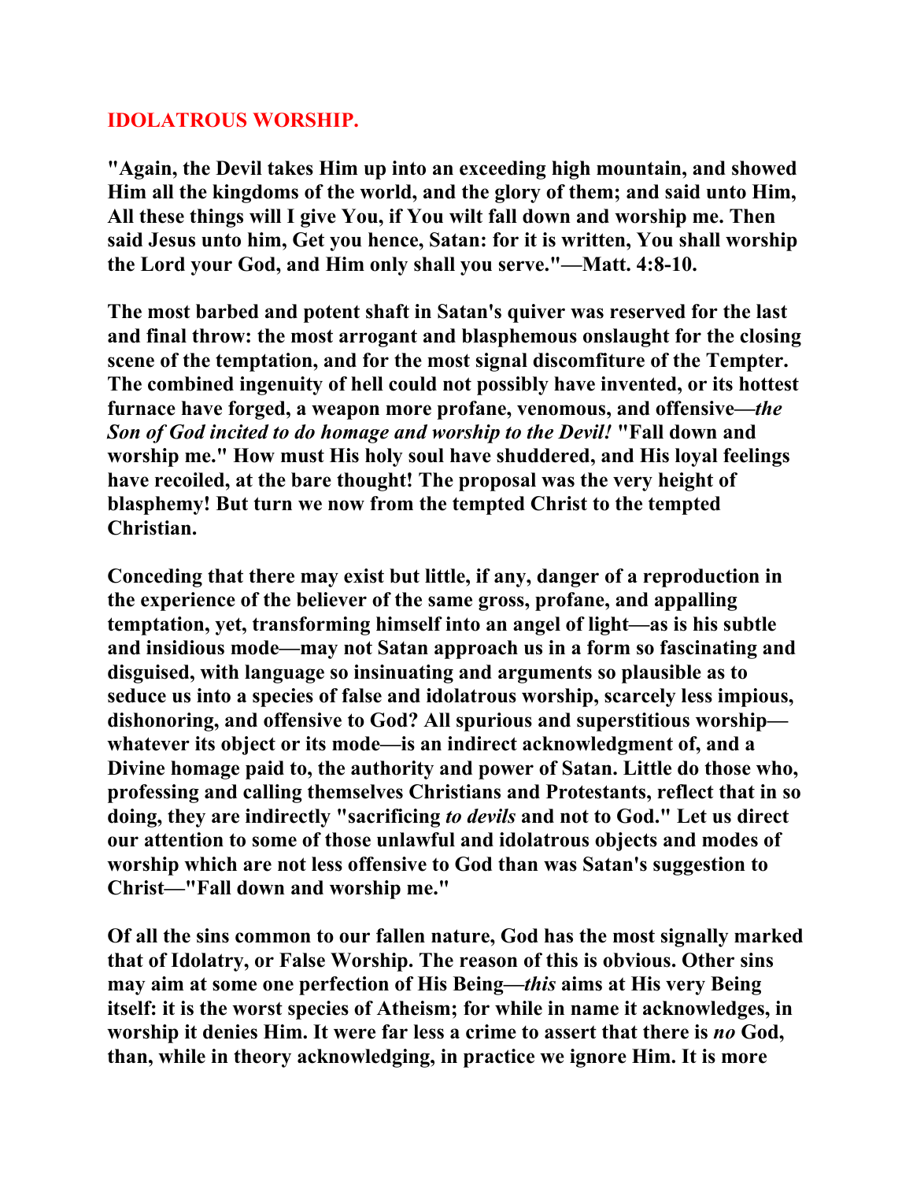## IDOLATROUS WORSHIP.

**"Again, the Devil takes Him up into an exceeding high mountain, and showed Him all the kingdoms of the world, and the glory of them; and said unto Him, All these things will I give You, if You wilt fall down and worship me. Then said Jesus unto him, Get you hence, Satan: for it is written, You shall worship the Lord your God, and Him only shall you serve."—Matt. 4:8-10.**

**The most barbed and potent shaft in Satan's quiver was reserved for the last and final throw: the most arrogant and blasphemous onslaught for the closing scene of the temptation, and for the most signal discomfiture of the Tempter. The combined ingenuity of hell could not possibly have invented, or its hottest furnace have forged, a weapon more profane, venomous, and offensive—*the Son of God incited to do homage and worship to the Devil!* "Fall down and worship me." How must His holy soul have shuddered, and His loyal feelings have recoiled, at the bare thought! The proposal was the very height of blasphemy! But turn we now from the tempted Christ to the tempted Christian.**

**Conceding that there may exist but little, if any, danger of a reproduction in the experience of the believer of the same gross, profane, and appalling temptation, yet, transforming himself into an angel of light—as is his subtle and insidious mode—may not Satan approach us in a form so fascinating and disguised, with language so insinuating and arguments so plausible as to seduce us into a species of false and idolatrous worship, scarcely less impious, dishonoring, and offensive to God? All spurious and superstitious worship—whatever its object or its mode—is an indirect acknowledgment of, and a Divine homage paid to, the authority and power of Satan. Little do those who, professing and calling themselves Christians and Protestants, reflect that in so doing, they are indirectly "sacrificing *to devils* and not to God." Let us direct our attention to some of those unlawful and idolatrous objects and modes of worship which are not less offensive to God than was Satan's suggestion to Christ—"Fall down and worship me."**

**Of all the sins common to our fallen nature, God has the most signally marked that of Idolatry, or False Worship. The reason of this is obvious. Other sins may aim at some one perfection of His Being—*this* aims at His very Being itself: it is the worst species of Atheism; for while in name it acknowledges, in worship it denies Him. It were far less a crime to assert that there is *no* God, than, while in theory acknowledging, in practice we ignore Him. It is more**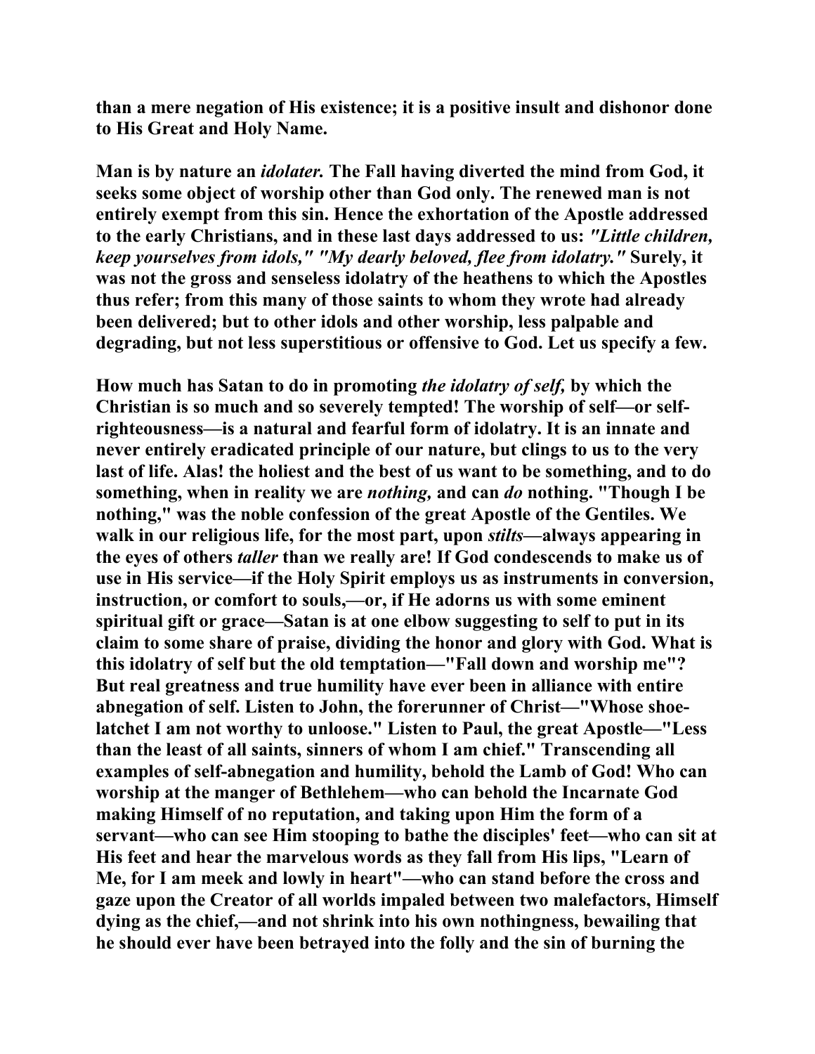than a mere negation of His existence; it is a positive insult and dishonor done to His Great and Holy Name.

Man is by nature an *idolater.* The Fall having diverted the mind from God, it seeks some object of worship other than God only. The renewed man is not entirely exempt from this sin. Hence the exhortation of the Apostle addressed to the early Christians, and in these last days addressed to us: *"Little children, keep yourselves from idols," "My dearly beloved, flee from idolatry."* Surely, it was not the gross and senseless idolatry of the heathens to which the Apostles thus refer; from this many of those saints to whom they wrote had already been delivered; but to other idols and other worship, less palpable and degrading, but not less superstitious or offensive to God. Let us specify a few.

How much has Satan to do in promoting *the idolatry of self,* by which the Christian is so much and so severely tempted! The worship of self—or self-righteousness—is a natural and fearful form of idolatry. It is an innate and never entirely eradicated principle of our nature, but clings to us to the very last of life. Alas! the holiest and the best of us want to be something, and to do something, when in reality we are *nothing,* and can *do* nothing. "Though I be nothing," was the noble confession of the great Apostle of the Gentiles. We walk in our religious life, for the most part, upon *stilts*—always appearing in the eyes of others *taller* than we really are! If God condescends to make us of use in His service—if the Holy Spirit employs us as instruments in conversion, instruction, or comfort to souls,—or, if He adorns us with some eminent spiritual gift or grace—Satan is at one elbow suggesting to self to put in its claim to some share of praise, dividing the honor and glory with God. What is this idolatry of self but the old temptation—"Fall down and worship me"? But real greatness and true humility have ever been in alliance with entire abnegation of self. Listen to John, the forerunner of Christ—"Whose shoe-latchet I am not worthy to unloose." Listen to Paul, the great Apostle—"Less than the least of all saints, sinners of whom I am chief." Transcending all examples of self-abnegation and humility, behold the Lamb of God! Who can worship at the manger of Bethlehem—who can behold the Incarnate God making Himself of no reputation, and taking upon Him the form of a servant—who can see Him stooping to bathe the disciples' feet—who can sit at His feet and hear the marvelous words as they fall from His lips, "Learn of Me, for I am meek and lowly in heart"—who can stand before the cross and gaze upon the Creator of all worlds impaled between two malefactors, Himself dying as the chief,—and not shrink into his own nothingness, bewailing that he should ever have been betrayed into the folly and the sin of burning the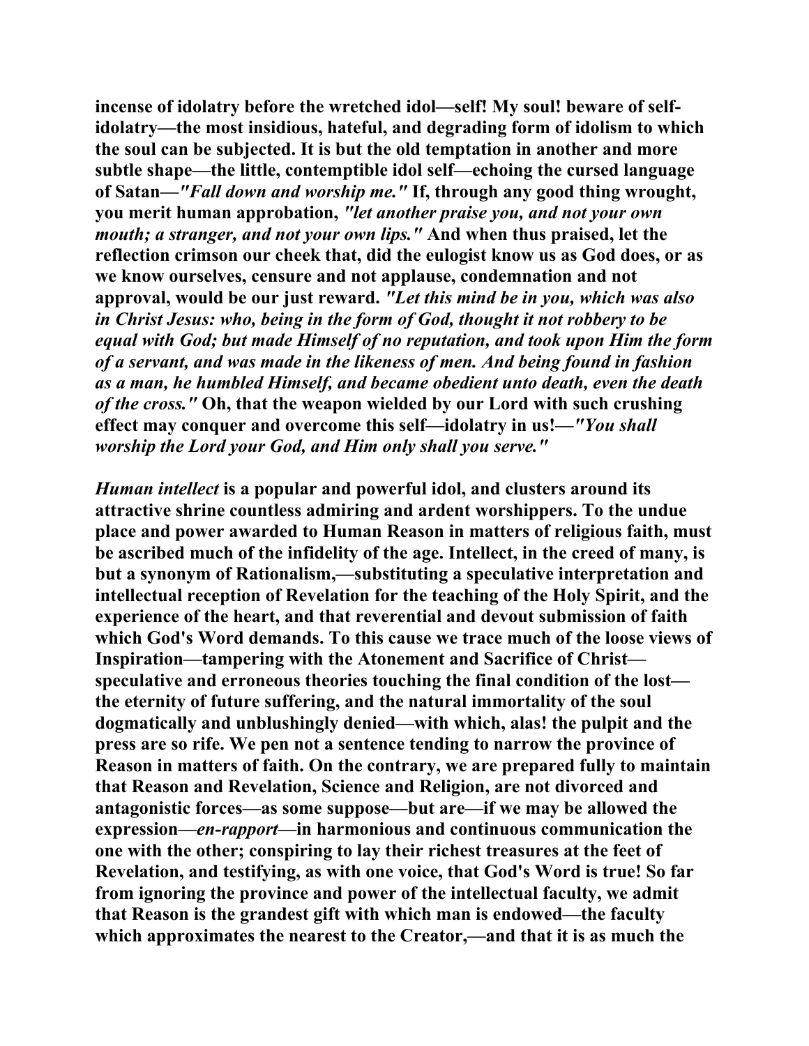incense of idolatry before the wretched idol—self! My soul! beware of self-idolatry—the most insidious, hateful, and degrading form of idolism to which the soul can be subjected. It is but the old temptation in another and more subtle shape—the little, contemptible idol self—echoing the cursed language of Satan—*"Fall down and worship me."* If, through any good thing wrought, you merit human approbation, *"let another praise you, and not your own mouth; a stranger, and not your own lips."* And when thus praised, let the reflection crimson our cheek that, did the eulogist know us as God does, or as we know ourselves, censure and not applause, condemnation and not approval, would be our just reward. *"Let this mind be in you, which was also in Christ Jesus: who, being in the form of God, thought it not robbery to be equal with God; but made Himself of no reputation, and took upon Him the form of a servant, and was made in the likeness of men. And being found in fashion as a man, he humbled Himself, and became obedient unto death, even the death of the cross."* Oh, that the weapon wielded by our Lord with such crushing effect may conquer and overcome this self—idolatry in us!—*"You shall worship the Lord your God, and Him only shall you serve."*

*Human intellect* is a popular and powerful idol, and clusters around its attractive shrine countless admiring and ardent worshippers. To the undue place and power awarded to Human Reason in matters of religious faith, must be ascribed much of the infidelity of the age. Intellect, in the creed of many, is but a synonym of Rationalism,—substituting a speculative interpretation and intellectual reception of Revelation for the teaching of the Holy Spirit, and the experience of the heart, and that reverential and devout submission of faith which God's Word demands. To this cause we trace much of the loose views of Inspiration—tampering with the Atonement and Sacrifice of Christ—speculative and erroneous theories touching the final condition of the lost—the eternity of future suffering, and the natural immortality of the soul dogmatically and unblushingly denied—with which, alas! the pulpit and the press are so rife. We pen not a sentence tending to narrow the province of Reason in matters of faith. On the contrary, we are prepared fully to maintain that Reason and Revelation, Science and Religion, are not divorced and antagonistic forces—as some suppose—but are—if we may be allowed the expression—*en-rapport*—in harmonious and continuous communication the one with the other; conspiring to lay their richest treasures at the feet of Revelation, and testifying, as with one voice, that God's Word is true! So far from ignoring the province and power of the intellectual faculty, we admit that Reason is the grandest gift with which man is endowed—the faculty which approximates the nearest to the Creator,—and that it is as much the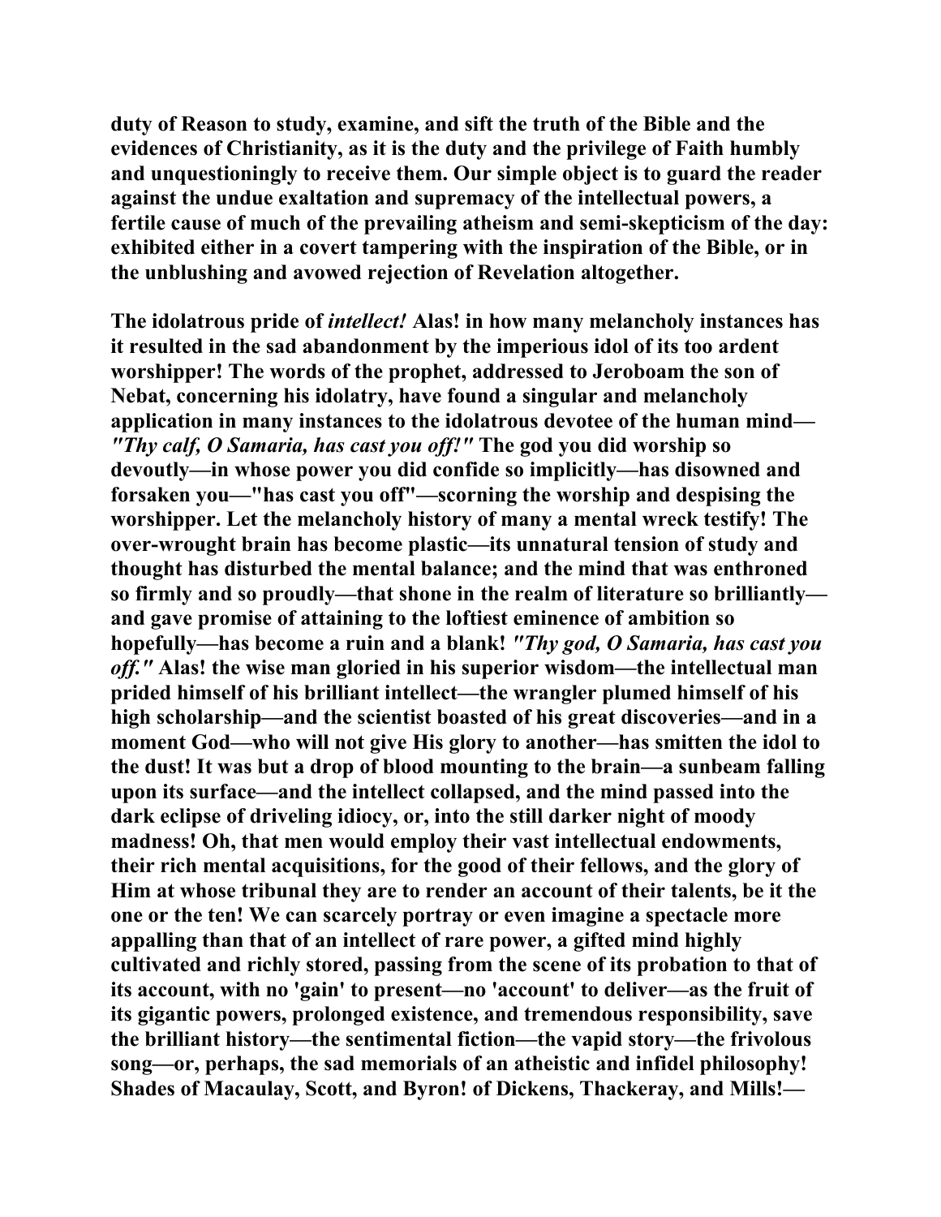**duty of Reason to study, examine, and sift the truth of the Bible and the evidences of Christianity, as it is the duty and the privilege of Faith humbly and unquestioningly to receive them. Our simple object is to guard the reader against the undue exaltation and supremacy of the intellectual powers, a fertile cause of much of the prevailing atheism and semi-skepticism of the day: exhibited either in a covert tampering with the inspiration of the Bible, or in the unblushing and avowed rejection of Revelation altogether.**

**The idolatrous pride of *intellect!* Alas! in how many melancholy instances has it resulted in the sad abandonment by the imperious idol of its too ardent worshipper! The words of the prophet, addressed to Jeroboam the son of Nebat, concerning his idolatry, have found a singular and melancholy application in many instances to the idolatrous devotee of the human mind—*"Thy calf, O Samaria, has cast you off!"* The god you did worship so devoutly—in whose power you did confide so implicitly—has disowned and forsaken you—"has cast you off"—scorning the worship and despising the worshipper. Let the melancholy history of many a mental wreck testify! The over-wrought brain has become plastic—its unnatural tension of study and thought has disturbed the mental balance; and the mind that was enthroned so firmly and so proudly—that shone in the realm of literature so brilliantly—and gave promise of attaining to the loftiest eminence of ambition so hopefully—has become a ruin and a blank! *"Thy god, O Samaria, has cast you off."* Alas! the wise man gloried in his superior wisdom—the intellectual man prided himself of his brilliant intellect—the wrangler plumed himself of his high scholarship—and the scientist boasted of his great discoveries—and in a moment God—who will not give His glory to another—has smitten the idol to the dust! It was but a drop of blood mounting to the brain—a sunbeam falling upon its surface—and the intellect collapsed, and the mind passed into the dark eclipse of driveling idiocy, or, into the still darker night of moody madness! Oh, that men would employ their vast intellectual endowments, their rich mental acquisitions, for the good of their fellows, and the glory of Him at whose tribunal they are to render an account of their talents, be it the one or the ten! We can scarcely portray or even imagine a spectacle more appalling than that of an intellect of rare power, a gifted mind highly cultivated and richly stored, passing from the scene of its probation to that of its account, with no 'gain' to present—no 'account' to deliver—as the fruit of its gigantic powers, prolonged existence, and tremendous responsibility, save the brilliant history—the sentimental fiction—the vapid story—the frivolous song—or, perhaps, the sad memorials of an atheistic and infidel philosophy! Shades of Macaulay, Scott, and Byron! of Dickens, Thackeray, and Mills!—**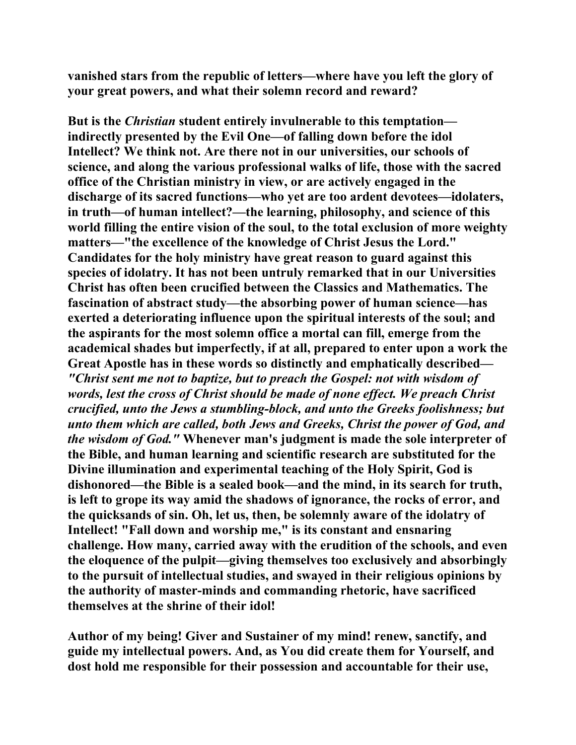vanished stars from the republic of letters—where have you left the glory of your great powers, and what their solemn record and reward?

But is the *Christian* student entirely invulnerable to this temptation—indirectly presented by the Evil One—of falling down before the idol Intellect? We think not. Are there not in our universities, our schools of science, and along the various professional walks of life, those with the sacred office of the Christian ministry in view, or are actively engaged in the discharge of its sacred functions—who yet are too ardent devotees—idolaters, in truth—of human intellect?—the learning, philosophy, and science of this world filling the entire vision of the soul, to the total exclusion of more weighty matters—"the excellence of the knowledge of Christ Jesus the Lord." Candidates for the holy ministry have great reason to guard against this species of idolatry. It has not been untruly remarked that in our Universities Christ has often been crucified between the Classics and Mathematics. The fascination of abstract study—the absorbing power of human science—has exerted a deteriorating influence upon the spiritual interests of the soul; and the aspirants for the most solemn office a mortal can fill, emerge from the academical shades but imperfectly, if at all, prepared to enter upon a work the Great Apostle has in these words so distinctly and emphatically described—*"Christ sent me not to baptize, but to preach the Gospel: not with wisdom of words, lest the cross of Christ should be made of none effect. We preach Christ crucified, unto the Jews a stumbling-block, and unto the Greeks foolishness; but unto them which are called, both Jews and Greeks, Christ the power of God, and the wisdom of God."* Whenever man's judgment is made the sole interpreter of the Bible, and human learning and scientific research are substituted for the Divine illumination and experimental teaching of the Holy Spirit, God is dishonored—the Bible is a sealed book—and the mind, in its search for truth, is left to grope its way amid the shadows of ignorance, the rocks of error, and the quicksands of sin. Oh, let us, then, be solemnly aware of the idolatry of Intellect! "Fall down and worship me," is its constant and ensnaring challenge. How many, carried away with the erudition of the schools, and even the eloquence of the pulpit—giving themselves too exclusively and absorbingly to the pursuit of intellectual studies, and swayed in their religious opinions by the authority of master-minds and commanding rhetoric, have sacrificed themselves at the shrine of their idol!

Author of my being! Giver and Sustainer of my mind! renew, sanctify, and guide my intellectual powers. And, as You did create them for Yourself, and dost hold me responsible for their possession and accountable for their use,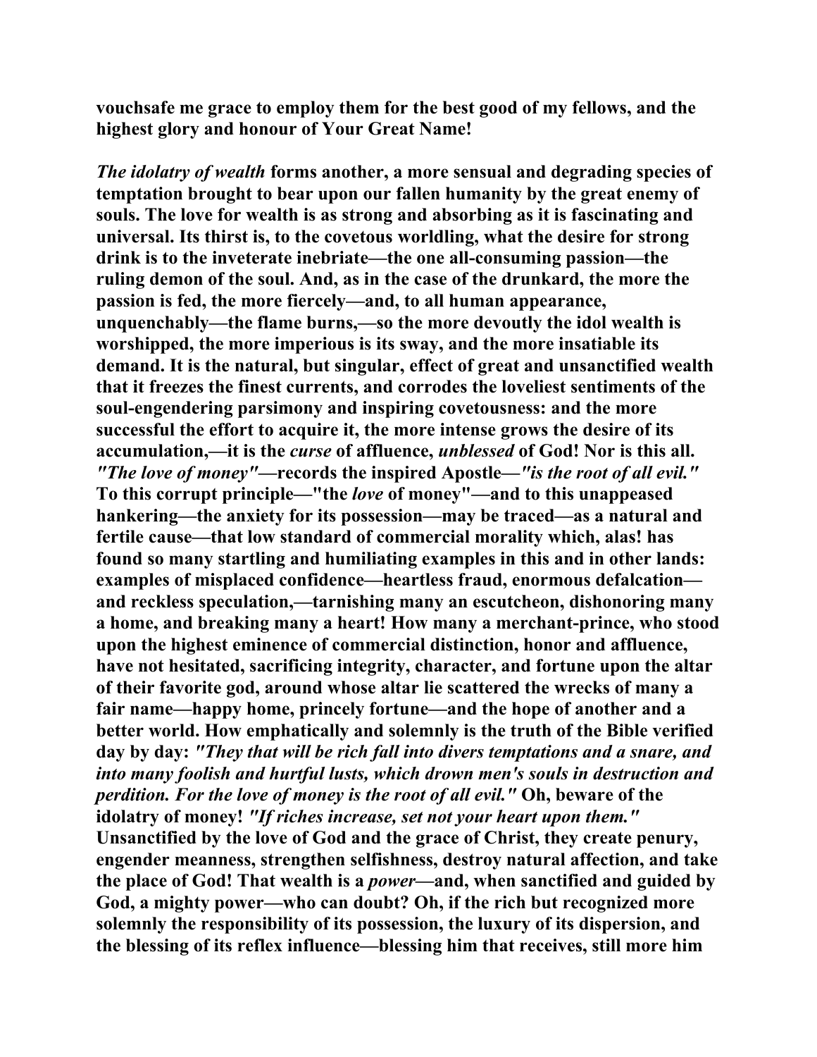**vouchsafe me grace to employ them for the best good of my fellows, and the highest glory and honour of Your Great Name!**

***The idolatry of wealth*** **forms another, a more sensual and degrading species of temptation brought to bear upon our fallen humanity by the great enemy of souls. The love for wealth is as strong and absorbing as it is fascinating and universal. Its thirst is, to the covetous worldling, what the desire for strong drink is to the inveterate inebriate—the one all-consuming passion—the ruling demon of the soul. And, as in the case of the drunkard, the more the passion is fed, the more fiercely—and, to all human appearance, unquenchably—the flame burns,—so the more devoutly the idol wealth is worshipped, the more imperious is its sway, and the more insatiable its demand. It is the natural, but singular, effect of great and unsanctified wealth that it freezes the finest currents, and corrodes the loveliest sentiments of the soul-engendering parsimony and inspiring covetousness: and the more successful the effort to acquire it, the more intense grows the desire of its accumulation,—it is the** ***curse*** **of affluence,** ***unblessed*** **of God! Nor is this all.** ***"The love of money"*****—records the inspired Apostle—*****"is the root of all evil."*** **To this corrupt principle—"the** ***love*** **of money"—and to this unappeased hankering—the anxiety for its possession—may be traced—as a natural and fertile cause—that low standard of commercial morality which, alas! has found so many startling and humiliating examples in this and in other lands: examples of misplaced confidence—heartless fraud, enormous defalcation—and reckless speculation,—tarnishing many an escutcheon, dishonoring many a home, and breaking many a heart! How many a merchant-prince, who stood upon the highest eminence of commercial distinction, honor and affluence, have not hesitated, sacrificing integrity, character, and fortune upon the altar of their favorite god, around whose altar lie scattered the wrecks of many a fair name—happy home, princely fortune—and the hope of another and a better world. How emphatically and solemnly is the truth of the Bible verified day by day:** ***"They that will be rich fall into divers temptations and a snare, and into many foolish and hurtful lusts, which drown men's souls in destruction and perdition. For the love of money is the root of all evil."*** **Oh, beware of the idolatry of money!** ***"If riches increase, set not your heart upon them."*** **Unsanctified by the love of God and the grace of Christ, they create penury, engender meanness, strengthen selfishness, destroy natural affection, and take the place of God! That wealth is a** ***power*****—and, when sanctified and guided by God, a mighty power—who can doubt? Oh, if the rich but recognized more solemnly the responsibility of its possession, the luxury of its dispersion, and the blessing of its reflex influence—blessing him that receives, still more him**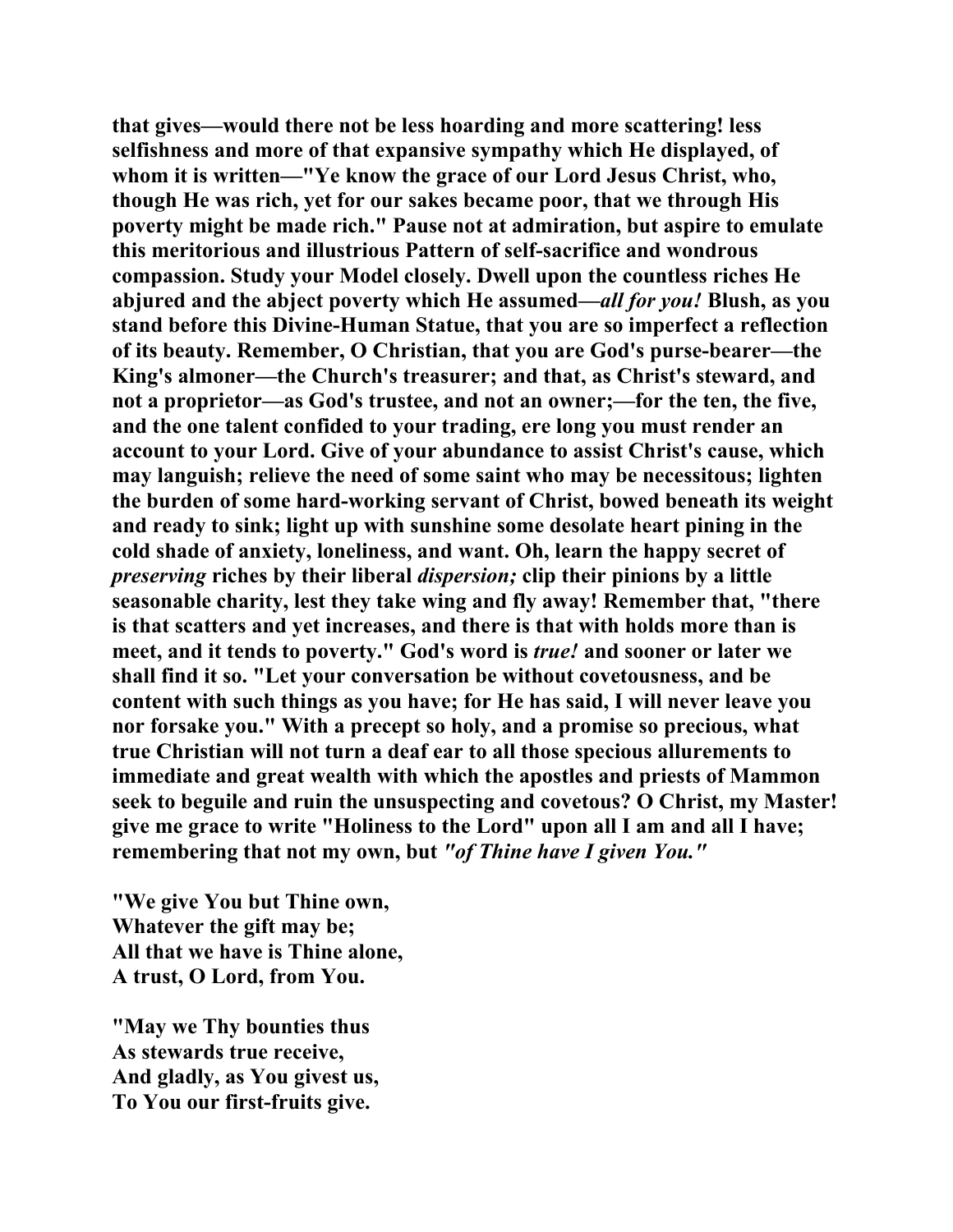**that gives—would there not be less hoarding and more scattering! less selfishness and more of that expansive sympathy which He displayed, of whom it is written—"Ye know the grace of our Lord Jesus Christ, who, though He was rich, yet for our sakes became poor, that we through His poverty might be made rich." Pause not at admiration, but aspire to emulate this meritorious and illustrious Pattern of self-sacrifice and wondrous compassion. Study your Model closely. Dwell upon the countless riches He abjured and the abject poverty which He assumed—*all for you!* Blush, as you stand before this Divine-Human Statue, that you are so imperfect a reflection of its beauty. Remember, O Christian, that you are God's purse-bearer—the King's almoner—the Church's treasurer; and that, as Christ's steward, and not a proprietor—as God's trustee, and not an owner;—for the ten, the five, and the one talent confided to your trading, ere long you must render an account to your Lord. Give of your abundance to assist Christ's cause, which may languish; relieve the need of some saint who may be necessitous; lighten the burden of some hard-working servant of Christ, bowed beneath its weight and ready to sink; light up with sunshine some desolate heart pining in the cold shade of anxiety, loneliness, and want. Oh, learn the happy secret of *preserving* riches by their liberal *dispersion;* clip their pinions by a little seasonable charity, lest they take wing and fly away! Remember that, "there is that scatters and yet increases, and there is that with holds more than is meet, and it tends to poverty." God's word is *true!* and sooner or later we shall find it so. "Let your conversation be without covetousness, and be content with such things as you have; for He has said, I will never leave you nor forsake you." With a precept so holy, and a promise so precious, what true Christian will not turn a deaf ear to all those specious allurements to immediate and great wealth with which the apostles and priests of Mammon seek to beguile and ruin the unsuspecting and covetous? O Christ, my Master! give me grace to write "Holiness to the Lord" upon all I am and all I have; remembering that not my own, but *"of Thine have I given You."***

**"We give You but Thine own,
Whatever the gift may be;
All that we have is Thine alone,
A trust, O Lord, from You.**

**"May we Thy bounties thus
As stewards true receive,
And gladly, as You givest us,
To You our first-fruits give.**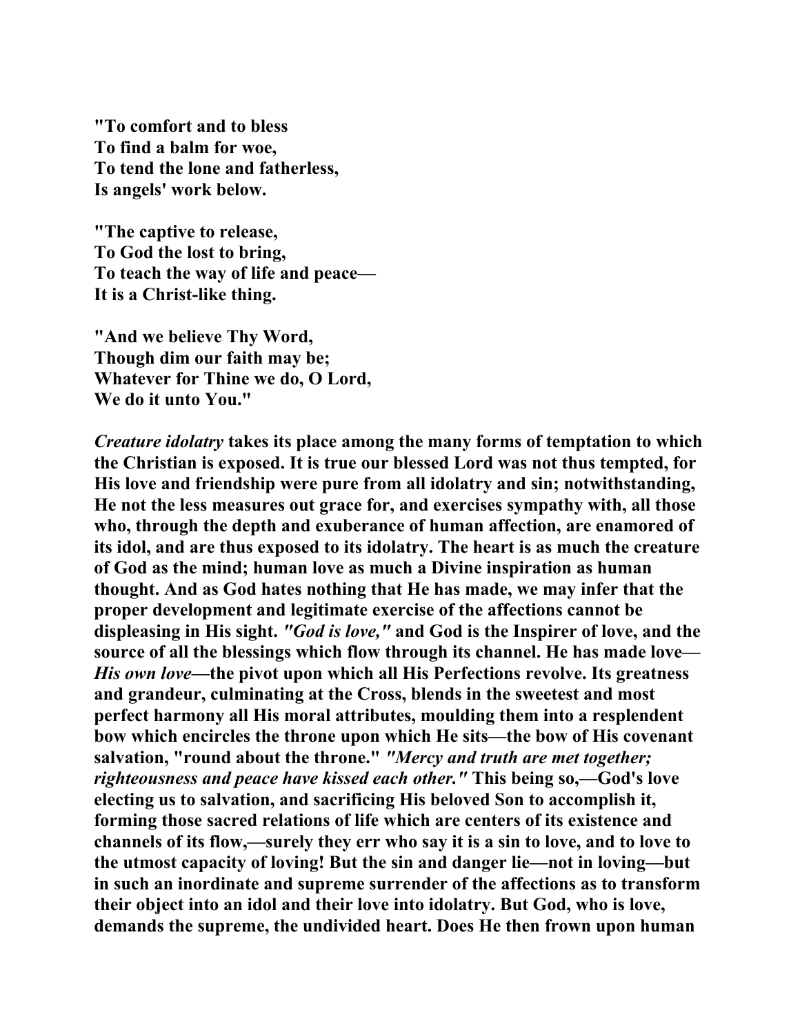**"To comfort and to bless**
**To find a balm for woe,**
**To tend the lone and fatherless,**
**Is angels' work below.**

**"The captive to release,**
**To God the lost to bring,**
**To teach the way of life and peace—**
**It is a Christ-like thing.**

**"And we believe Thy Word,**
**Though dim our faith may be;**
**Whatever for Thine we do, O Lord,**
**We do it unto You."**

***Creature idolatry*** **takes its place among the many forms of temptation to which the Christian is exposed. It is true our blessed Lord was not thus tempted, for His love and friendship were pure from all idolatry and sin; notwithstanding, He not the less measures out grace for, and exercises sympathy with, all those who, through the depth and exuberance of human affection, are enamored of its idol, and are thus exposed to its idolatry. The heart is as much the creature of God as the mind; human love as much a Divine inspiration as human thought. And as God hates nothing that He has made, we may infer that the proper development and legitimate exercise of the affections cannot be displeasing in His sight.** ***"God is love,"*** **and God is the Inspirer of love, and the source of all the blessings which flow through its channel. He has made love—** ***His own love*****—the pivot upon which all His Perfections revolve. Its greatness and grandeur, culminating at the Cross, blends in the sweetest and most perfect harmony all His moral attributes, moulding them into a resplendent bow which encircles the throne upon which He sits—the bow of His covenant salvation, "round about the throne."** ***"Mercy and truth are met together; righteousness and peace have kissed each other."*** **This being so,—God's love electing us to salvation, and sacrificing His beloved Son to accomplish it, forming those sacred relations of life which are centers of its existence and channels of its flow,—surely they err who say it is a sin to love, and to love to the utmost capacity of loving! But the sin and danger lie—not in loving—but in such an inordinate and supreme surrender of the affections as to transform their object into an idol and their love into idolatry. But God, who is love, demands the supreme, the undivided heart. Does He then frown upon human**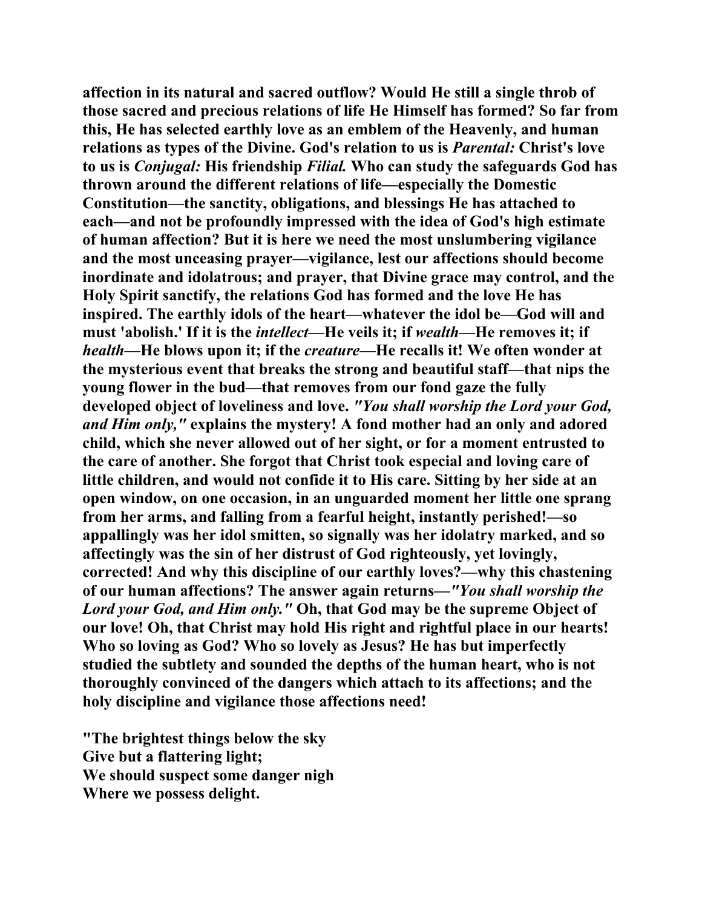**affection in its natural and sacred outflow? Would He still a single throb of those sacred and precious relations of life He Himself has formed? So far from this, He has selected earthly love as an emblem of the Heavenly, and human relations as types of the Divine. God's relation to us is *Parental:* Christ's love to us is *Conjugal:* His friendship *Filial.* Who can study the safeguards God has thrown around the different relations of life—especially the Domestic Constitution—the sanctity, obligations, and blessings He has attached to each—and not be profoundly impressed with the idea of God's high estimate of human affection? But it is here we need the most unslumbering vigilance and the most unceasing prayer—vigilance, lest our affections should become inordinate and idolatrous; and prayer, that Divine grace may control, and the Holy Spirit sanctify, the relations God has formed and the love He has inspired. The earthly idols of the heart—whatever the idol be—God will and must 'abolish.' If it is the *intellect*—He veils it; if *wealth*—He removes it; if *health*—He blows upon it; if the *creature*—He recalls it! We often wonder at the mysterious event that breaks the strong and beautiful staff—that nips the young flower in the bud—that removes from our fond gaze the fully developed object of loveliness and love. *"You shall worship the Lord your God, and Him only,"* explains the mystery! A fond mother had an only and adored child, which she never allowed out of her sight, or for a moment entrusted to the care of another. She forgot that Christ took especial and loving care of little children, and would not confide it to His care. Sitting by her side at an open window, on one occasion, in an unguarded moment her little one sprang from her arms, and falling from a fearful height, instantly perished!—so appallingly was her idol smitten, so signally was her idolatry marked, and so affectingly was the sin of her distrust of God righteously, yet lovingly, corrected! And why this discipline of our earthly loves?—why this chastening of our human affections? The answer again returns—*"You shall worship the Lord your God, and Him only."* Oh, that God may be the supreme Object of our love! Oh, that Christ may hold His right and rightful place in our hearts! Who so loving as God? Who so lovely as Jesus? He has but imperfectly studied the subtlety and sounded the depths of the human heart, who is not thoroughly convinced of the dangers which attach to its affections; and the holy discipline and vigilance those affections need!**

**"The brightest things below the sky**
**Give but a flattering light;**
**We should suspect some danger nigh**
**Where we possess delight.**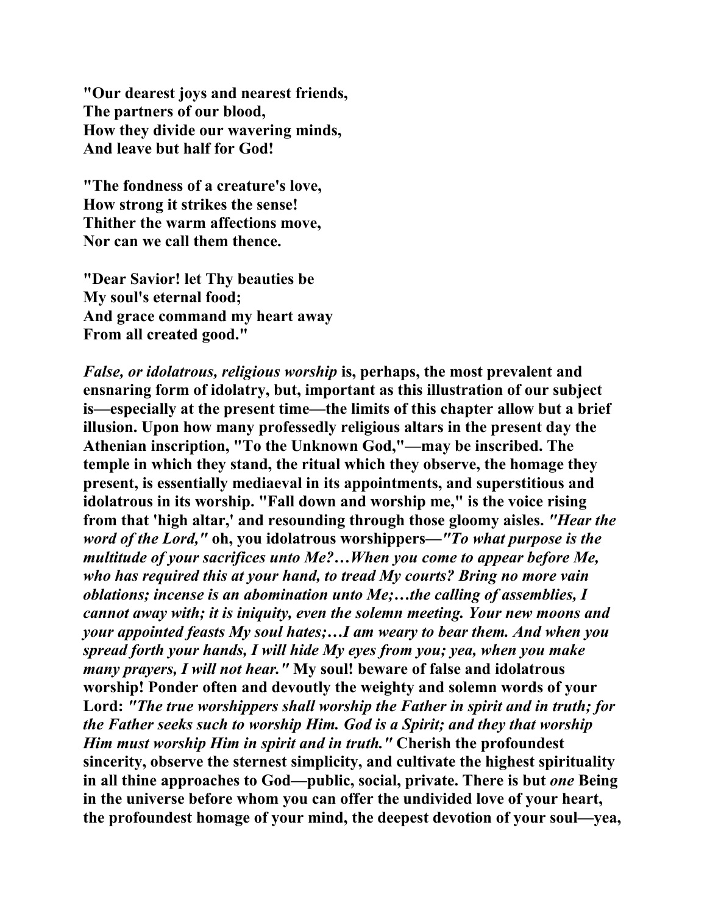**"Our dearest joys and nearest friends,**
**The partners of our blood,**
**How they divide our wavering minds,**
**And leave but half for God!**

**"The fondness of a creature's love,**
**How strong it strikes the sense!**
**Thither the warm affections move,**
**Nor can we call them thence.**

**"Dear Savior! let Thy beauties be**
**My soul's eternal food;**
**And grace command my heart away**
**From all created good."**

***False, or idolatrous, religious worship* is, perhaps, the most prevalent and ensnaring form of idolatry, but, important as this illustration of our subject is—especially at the present time—the limits of this chapter allow but a brief illusion. Upon how many professedly religious altars in the present day the Athenian inscription, "To the Unknown God,"—may be inscribed. The temple in which they stand, the ritual which they observe, the homage they present, is essentially mediaeval in its appointments, and superstitious and idolatrous in its worship. "Fall down and worship me," is the voice rising from that 'high altar,' and resounding through those gloomy aisles. *"Hear the word of the Lord,"* oh, you idolatrous worshippers—*"To what purpose is the multitude of your sacrifices unto Me?…When you come to appear before Me, who has required this at your hand, to tread My courts? Bring no more vain oblations; incense is an abomination unto Me;…the calling of assemblies, I cannot away with; it is iniquity, even the solemn meeting. Your new moons and your appointed feasts My soul hates;…I am weary to bear them. And when you spread forth your hands, I will hide My eyes from you; yea, when you make many prayers, I will not hear."* My soul! beware of false and idolatrous worship! Ponder often and devoutly the weighty and solemn words of your Lord: *"The true worshippers shall worship the Father in spirit and in truth; for the Father seeks such to worship Him. God is a Spirit; and they that worship Him must worship Him in spirit and in truth."* Cherish the profoundest sincerity, observe the sternest simplicity, and cultivate the highest spirituality in all thine approaches to God—public, social, private. There is but *one* Being in the universe before whom you can offer the undivided love of your heart, the profoundest homage of your mind, the deepest devotion of your soul—yea,**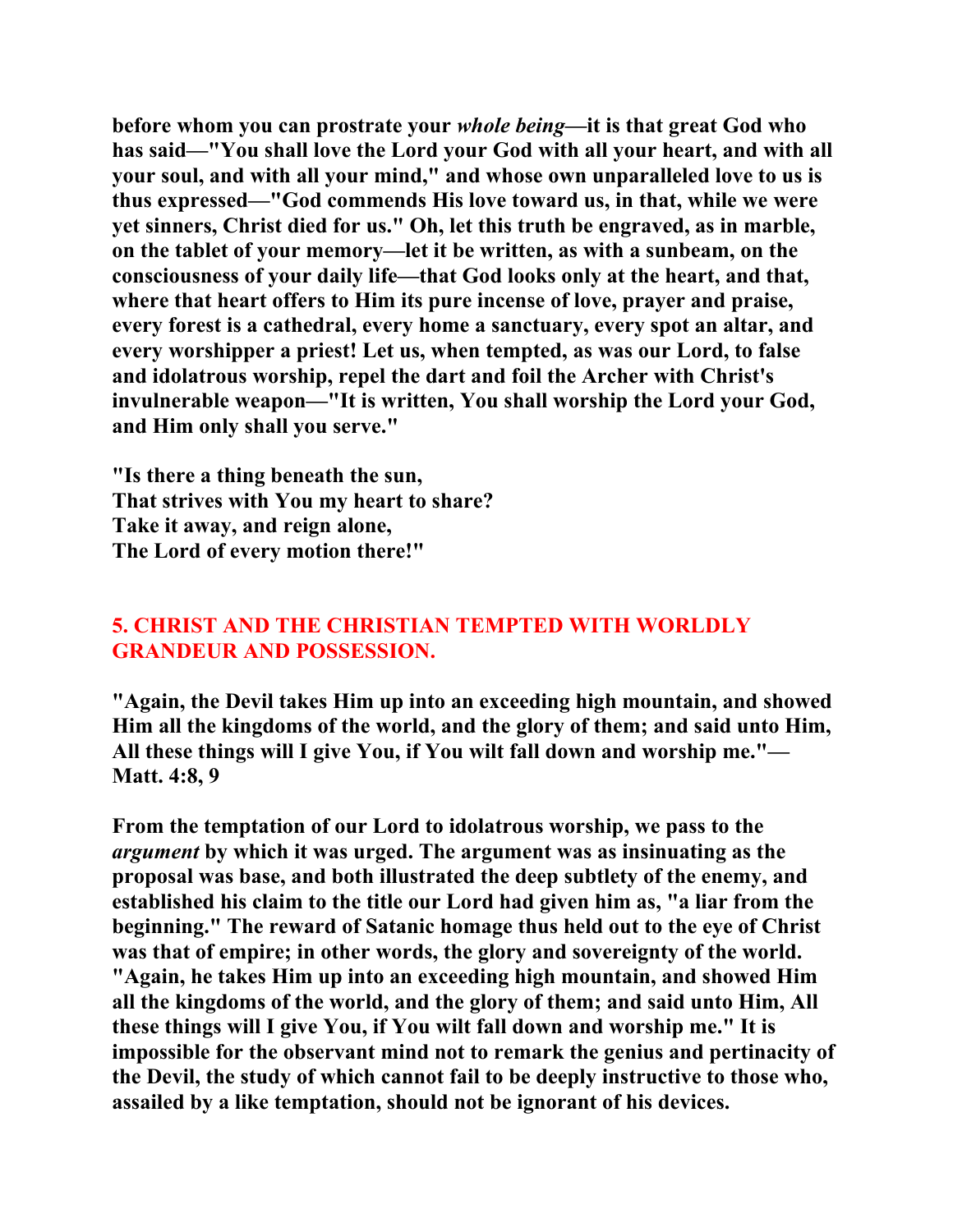**before whom you can prostrate your *whole being*—it is that great God who has said—"You shall love the Lord your God with all your heart, and with all your soul, and with all your mind," and whose own unparalleled love to us is thus expressed—"God commends His love toward us, in that, while we were yet sinners, Christ died for us." Oh, let this truth be engraved, as in marble, on the tablet of your memory—let it be written, as with a sunbeam, on the consciousness of your daily life—that God looks only at the heart, and that, where that heart offers to Him its pure incense of love, prayer and praise, every forest is a cathedral, every home a sanctuary, every spot an altar, and every worshipper a priest! Let us, when tempted, as was our Lord, to false and idolatrous worship, repel the dart and foil the Archer with Christ's invulnerable weapon—"It is written, You shall worship the Lord your God, and Him only shall you serve."**

**"Is there a thing beneath the sun,
That strives with You my heart to share?
Take it away, and reign alone,
The Lord of every motion there!"**

## 5. CHRIST AND THE CHRISTIAN TEMPTED WITH WORLDLY GRANDEUR AND POSSESSION.

**"Again, the Devil takes Him up into an exceeding high mountain, and showed Him all the kingdoms of the world, and the glory of them; and said unto Him, All these things will I give You, if You wilt fall down and worship me."—Matt. 4:8, 9**

**From the temptation of our Lord to idolatrous worship, we pass to the *argument* by which it was urged. The argument was as insinuating as the proposal was base, and both illustrated the deep subtlety of the enemy, and established his claim to the title our Lord had given him as, "a liar from the beginning." The reward of Satanic homage thus held out to the eye of Christ was that of empire; in other words, the glory and sovereignty of the world. "Again, he takes Him up into an exceeding high mountain, and showed Him all the kingdoms of the world, and the glory of them; and said unto Him, All these things will I give You, if You wilt fall down and worship me." It is impossible for the observant mind not to remark the genius and pertinacity of the Devil, the study of which cannot fail to be deeply instructive to those who, assailed by a like temptation, should not be ignorant of his devices.**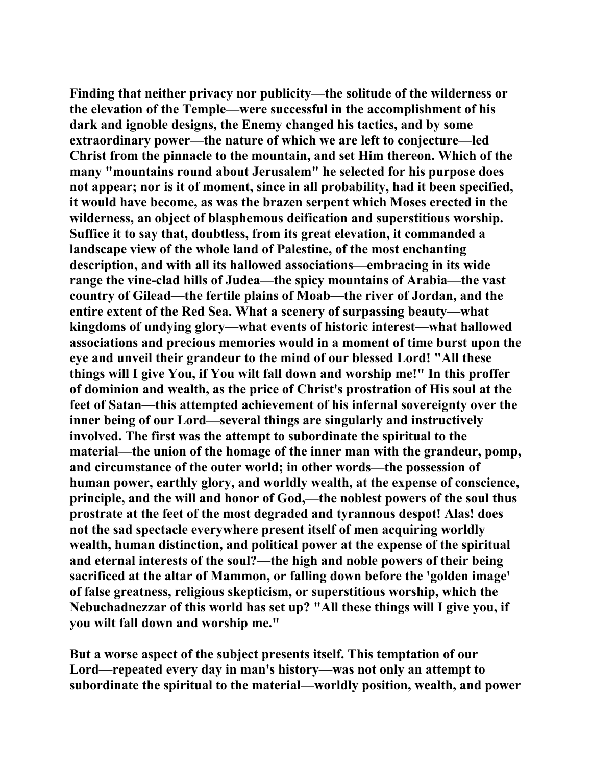Finding that neither privacy nor publicity—the solitude of the wilderness or the elevation of the Temple—were successful in the accomplishment of his dark and ignoble designs, the Enemy changed his tactics, and by some extraordinary power—the nature of which we are left to conjecture—led Christ from the pinnacle to the mountain, and set Him thereon. Which of the many "mountains round about Jerusalem" he selected for his purpose does not appear; nor is it of moment, since in all probability, had it been specified, it would have become, as was the brazen serpent which Moses erected in the wilderness, an object of blasphemous deification and superstitious worship. Suffice it to say that, doubtless, from its great elevation, it commanded a landscape view of the whole land of Palestine, of the most enchanting description, and with all its hallowed associations—embracing in its wide range the vine-clad hills of Judea—the spicy mountains of Arabia—the vast country of Gilead—the fertile plains of Moab—the river of Jordan, and the entire extent of the Red Sea. What a scenery of surpassing beauty—what kingdoms of undying glory—what events of historic interest—what hallowed associations and precious memories would in a moment of time burst upon the eye and unveil their grandeur to the mind of our blessed Lord! "All these things will I give You, if You wilt fall down and worship me!" In this proffer of dominion and wealth, as the price of Christ's prostration of His soul at the feet of Satan—this attempted achievement of his infernal sovereignty over the inner being of our Lord—several things are singularly and instructively involved. The first was the attempt to subordinate the spiritual to the material—the union of the homage of the inner man with the grandeur, pomp, and circumstance of the outer world; in other words—the possession of human power, earthly glory, and worldly wealth, at the expense of conscience, principle, and the will and honor of God,—the noblest powers of the soul thus prostrate at the feet of the most degraded and tyrannous despot! Alas! does not the sad spectacle everywhere present itself of men acquiring worldly wealth, human distinction, and political power at the expense of the spiritual and eternal interests of the soul?—the high and noble powers of their being sacrificed at the altar of Mammon, or falling down before the 'golden image' of false greatness, religious skepticism, or superstitious worship, which the Nebuchadnezzar of this world has set up? "All these things will I give you, if you wilt fall down and worship me."

But a worse aspect of the subject presents itself. This temptation of our Lord—repeated every day in man's history—was not only an attempt to subordinate the spiritual to the material—worldly position, wealth, and power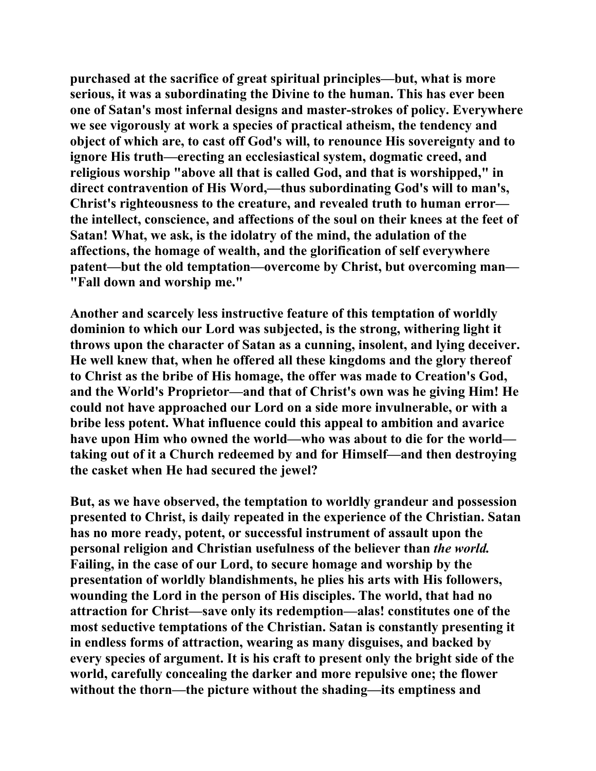purchased at the sacrifice of great spiritual principles—but, what is more serious, it was a subordinating the Divine to the human. This has ever been one of Satan's most infernal designs and master-strokes of policy. Everywhere we see vigorously at work a species of practical atheism, the tendency and object of which are, to cast off God's will, to renounce His sovereignty and to ignore His truth—erecting an ecclesiastical system, dogmatic creed, and religious worship "above all that is called God, and that is worshipped," in direct contravention of His Word,—thus subordinating God's will to man's, Christ's righteousness to the creature, and revealed truth to human error—the intellect, conscience, and affections of the soul on their knees at the feet of Satan! What, we ask, is the idolatry of the mind, the adulation of the affections, the homage of wealth, and the glorification of self everywhere patent—but the old temptation—overcome by Christ, but overcoming man—"Fall down and worship me."

Another and scarcely less instructive feature of this temptation of worldly dominion to which our Lord was subjected, is the strong, withering light it throws upon the character of Satan as a cunning, insolent, and lying deceiver. He well knew that, when he offered all these kingdoms and the glory thereof to Christ as the bribe of His homage, the offer was made to Creation's God, and the World's Proprietor—and that of Christ's own was he giving Him! He could not have approached our Lord on a side more invulnerable, or with a bribe less potent. What influence could this appeal to ambition and avarice have upon Him who owned the world—who was about to die for the world—taking out of it a Church redeemed by and for Himself—and then destroying the casket when He had secured the jewel?

But, as we have observed, the temptation to worldly grandeur and possession presented to Christ, is daily repeated in the experience of the Christian. Satan has no more ready, potent, or successful instrument of assault upon the personal religion and Christian usefulness of the believer than *the world.* Failing, in the case of our Lord, to secure homage and worship by the presentation of worldly blandishments, he plies his arts with His followers, wounding the Lord in the person of His disciples. The world, that had no attraction for Christ—save only its redemption—alas! constitutes one of the most seductive temptations of the Christian. Satan is constantly presenting it in endless forms of attraction, wearing as many disguises, and backed by every species of argument. It is his craft to present only the bright side of the world, carefully concealing the darker and more repulsive one; the flower without the thorn—the picture without the shading—its emptiness and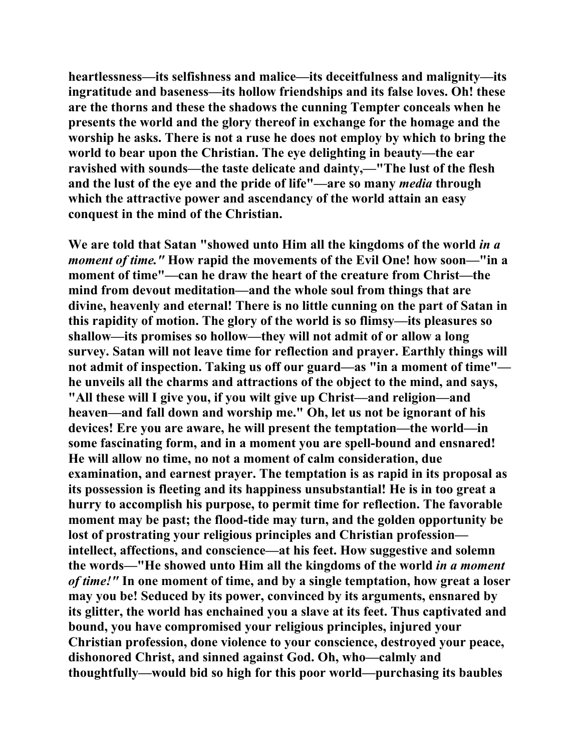**heartlessness—its selfishness and malice—its deceitfulness and malignity—its ingratitude and baseness—its hollow friendships and its false loves. Oh! these are the thorns and these the shadows the cunning Tempter conceals when he presents the world and the glory thereof in exchange for the homage and the worship he asks. There is not a ruse he does not employ by which to bring the world to bear upon the Christian. The eye delighting in beauty—the ear ravished with sounds—the taste delicate and dainty,—"The lust of the flesh and the lust of the eye and the pride of life"—are so many *media* through which the attractive power and ascendancy of the world attain an easy conquest in the mind of the Christian.**

**We are told that Satan "showed unto Him all the kingdoms of the world *in a moment of time."* How rapid the movements of the Evil One! how soon—"in a moment of time"—can he draw the heart of the creature from Christ—the mind from devout meditation—and the whole soul from things that are divine, heavenly and eternal! There is no little cunning on the part of Satan in this rapidity of motion. The glory of the world is so flimsy—its pleasures so shallow—its promises so hollow—they will not admit of or allow a long survey. Satan will not leave time for reflection and prayer. Earthly things will not admit of inspection. Taking us off our guard—as "in a moment of time"—he unveils all the charms and attractions of the object to the mind, and says, "All these will I give you, if you wilt give up Christ—and religion—and heaven—and fall down and worship me." Oh, let us not be ignorant of his devices! Ere you are aware, he will present the temptation—the world—in some fascinating form, and in a moment you are spell-bound and ensnared! He will allow no time, no not a moment of calm consideration, due examination, and earnest prayer. The temptation is as rapid in its proposal as its possession is fleeting and its happiness unsubstantial! He is in too great a hurry to accomplish his purpose, to permit time for reflection. The favorable moment may be past; the flood-tide may turn, and the golden opportunity be lost of prostrating your religious principles and Christian profession—intellect, affections, and conscience—at his feet. How suggestive and solemn the words—"He showed unto Him all the kingdoms of the world *in a moment of time!"* In one moment of time, and by a single temptation, how great a loser may you be! Seduced by its power, convinced by its arguments, ensnared by its glitter, the world has enchained you a slave at its feet. Thus captivated and bound, you have compromised your religious principles, injured your Christian profession, done violence to your conscience, destroyed your peace, dishonored Christ, and sinned against God. Oh, who—calmly and thoughtfully—would bid so high for this poor world—purchasing its baubles**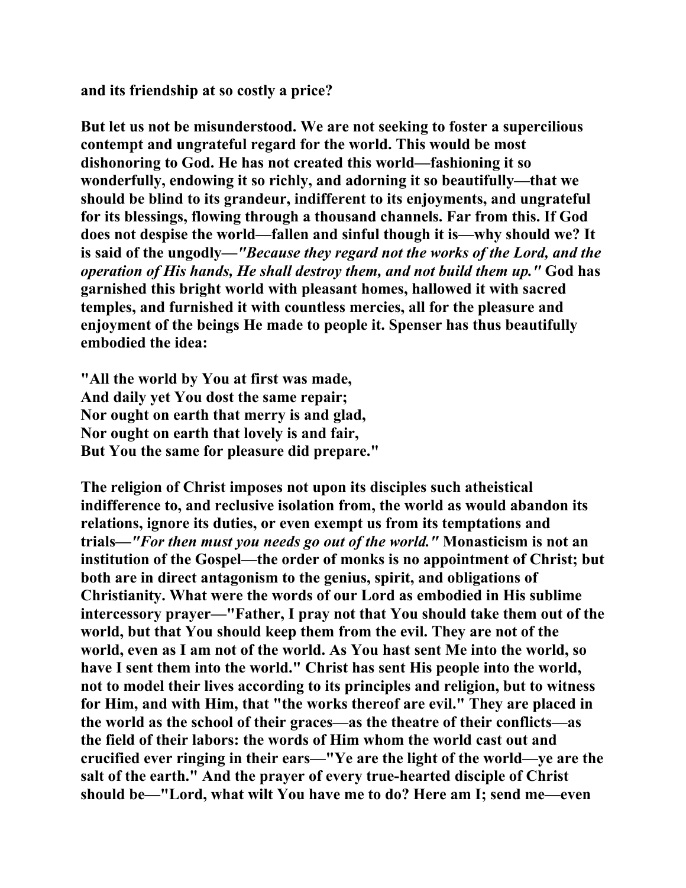**and its friendship at so costly a price?**

**But let us not be misunderstood. We are not seeking to foster a supercilious contempt and ungrateful regard for the world. This would be most dishonoring to God. He has not created this world—fashioning it so wonderfully, endowing it so richly, and adorning it so beautifully—that we should be blind to its grandeur, indifferent to its enjoyments, and ungrateful for its blessings, flowing through a thousand channels. Far from this. If God does not despise the world—fallen and sinful though it is—why should we? It is said of the ungodly—*"Because they regard not the works of the Lord, and the operation of His hands, He shall destroy them, and not build them up."* God has garnished this bright world with pleasant homes, hallowed it with sacred temples, and furnished it with countless mercies, all for the pleasure and enjoyment of the beings He made to people it. Spenser has thus beautifully embodied the idea:**

**"All the world by You at first was made,**
**And daily yet You dost the same repair;**
**Nor ought on earth that merry is and glad,**
**Nor ought on earth that lovely is and fair,**
**But You the same for pleasure did prepare."**

**The religion of Christ imposes not upon its disciples such atheistical indifference to, and reclusive isolation from, the world as would abandon its relations, ignore its duties, or even exempt us from its temptations and trials—*"For then must you needs go out of the world."* Monasticism is not an institution of the Gospel—the order of monks is no appointment of Christ; but both are in direct antagonism to the genius, spirit, and obligations of Christianity. What were the words of our Lord as embodied in His sublime intercessory prayer—"Father, I pray not that You should take them out of the world, but that You should keep them from the evil. They are not of the world, even as I am not of the world. As You hast sent Me into the world, so have I sent them into the world." Christ has sent His people into the world, not to model their lives according to its principles and religion, but to witness for Him, and with Him, that "the works thereof are evil." They are placed in the world as the school of their graces—as the theatre of their conflicts—as the field of their labors: the words of Him whom the world cast out and crucified ever ringing in their ears—"Ye are the light of the world—ye are the salt of the earth." And the prayer of every true-hearted disciple of Christ should be—"Lord, what wilt You have me to do? Here am I; send me—even**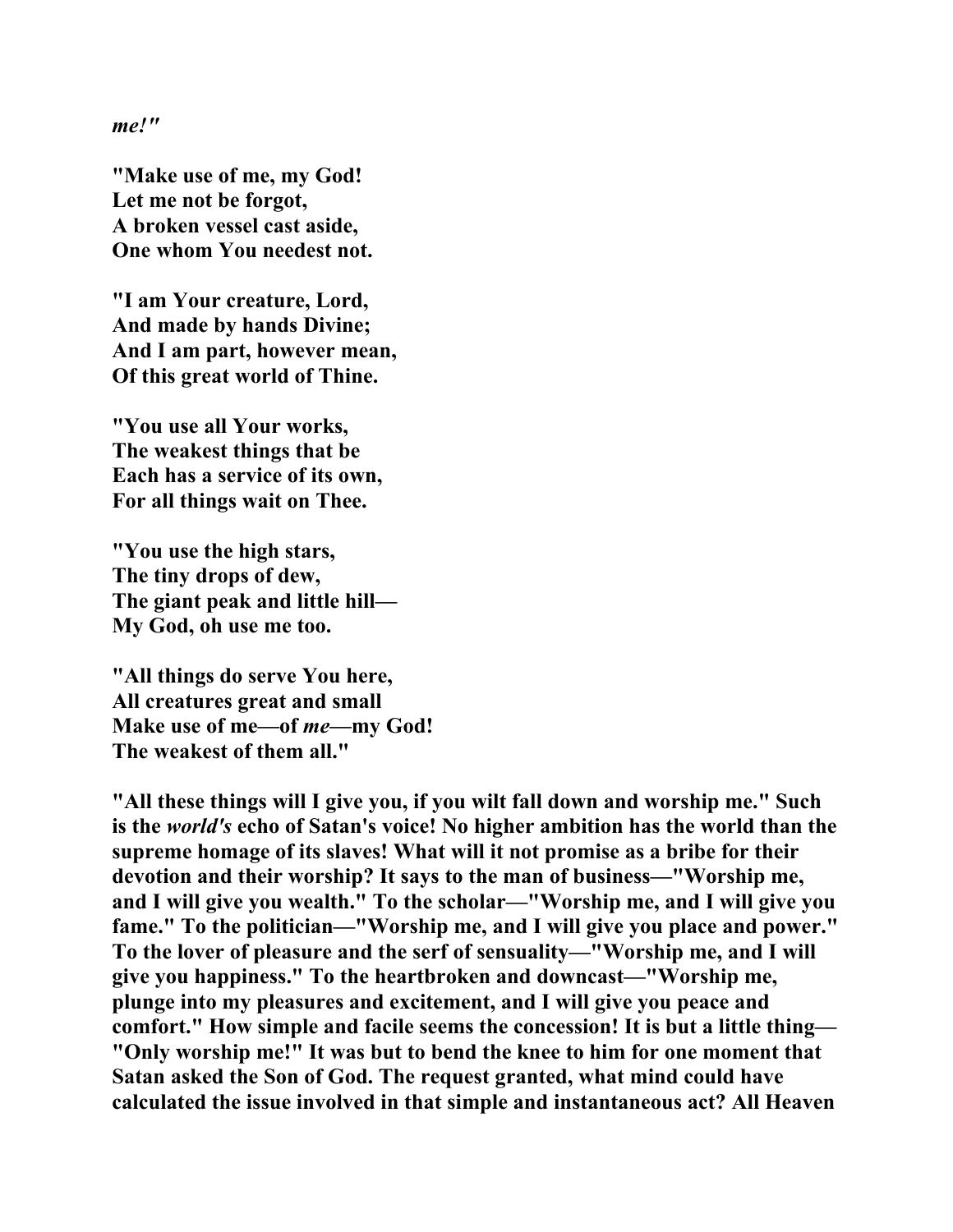***me!"***

**"Make use of me, my God!**
**Let me not be forgot,**
**A broken vessel cast aside,**
**One whom You needest not.**

**"I am Your creature, Lord,**
**And made by hands Divine;**
**And I am part, however mean,**
**Of this great world of Thine.**

**"You use all Your works,**
**The weakest things that be**
**Each has a service of its own,**
**For all things wait on Thee.**

**"You use the high stars,**
**The tiny drops of dew,**
**The giant peak and little hill—**
**My God, oh use me too.**

**"All things do serve You here,**
**All creatures great and small**
**Make use of me—of *me*—my God!**
**The weakest of them all."**

**"All these things will I give you, if you wilt fall down and worship me." Such is the *world's* echo of Satan's voice! No higher ambition has the world than the supreme homage of its slaves! What will it not promise as a bribe for their devotion and their worship? It says to the man of business—"Worship me, and I will give you wealth." To the scholar—"Worship me, and I will give you fame." To the politician—"Worship me, and I will give you place and power." To the lover of pleasure and the serf of sensuality—"Worship me, and I will give you happiness." To the heartbroken and downcast—"Worship me, plunge into my pleasures and excitement, and I will give you peace and comfort." How simple and facile seems the concession! It is but a little thing—"Only worship me!" It was but to bend the knee to him for one moment that Satan asked the Son of God. The request granted, what mind could have calculated the issue involved in that simple and instantaneous act? All Heaven**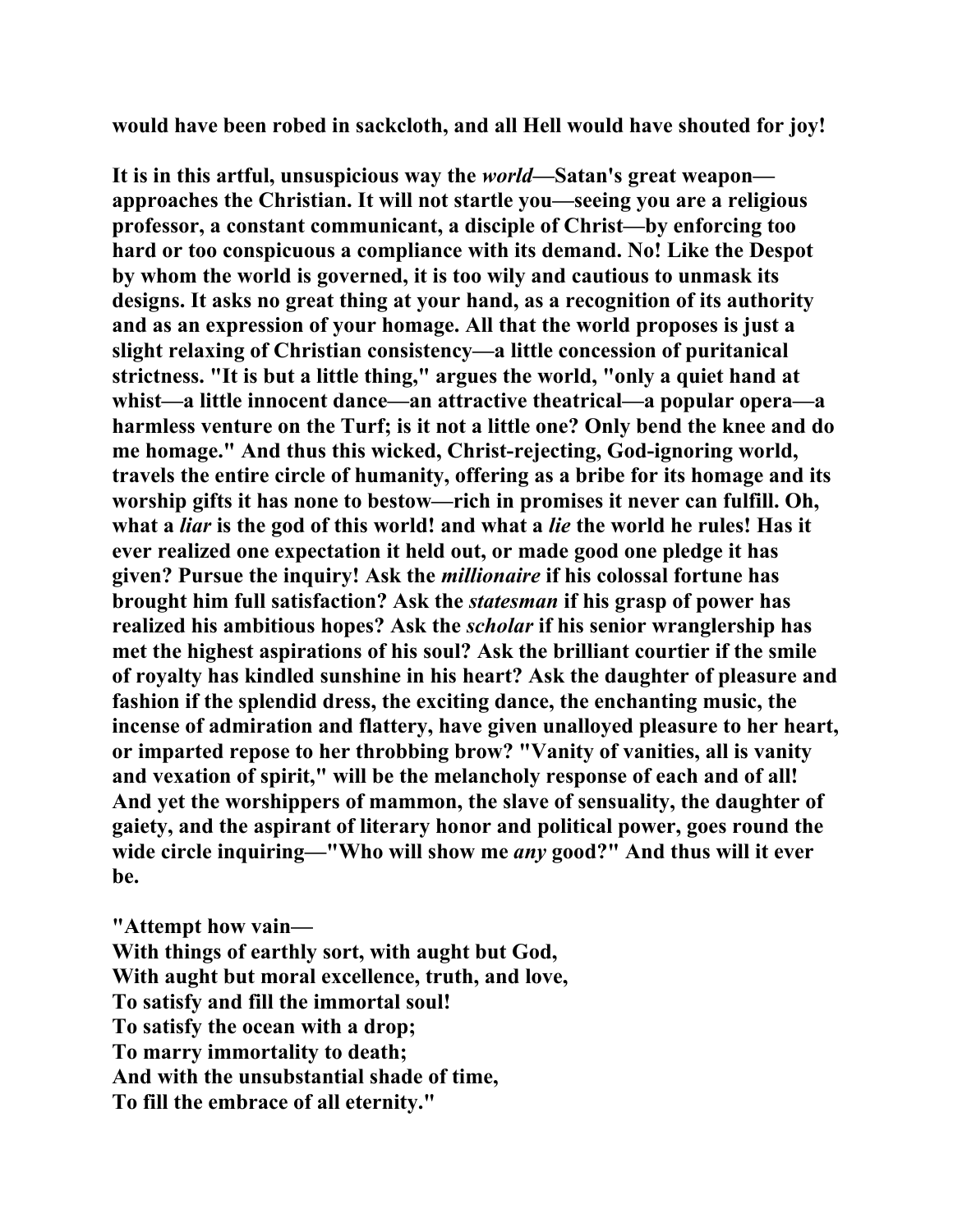would have been robed in sackcloth, and all Hell would have shouted for joy!

It is in this artful, unsuspicious way the *world*—Satan's great weapon—approaches the Christian. It will not startle you—seeing you are a religious professor, a constant communicant, a disciple of Christ—by enforcing too hard or too conspicuous a compliance with its demand. No! Like the Despot by whom the world is governed, it is too wily and cautious to unmask its designs. It asks no great thing at your hand, as a recognition of its authority and as an expression of your homage. All that the world proposes is just a slight relaxing of Christian consistency—a little concession of puritanical strictness. "It is but a little thing," argues the world, "only a quiet hand at whist—a little innocent dance—an attractive theatrical—a popular opera—a harmless venture on the Turf; is it not a little one? Only bend the knee and do me homage." And thus this wicked, Christ-rejecting, God-ignoring world, travels the entire circle of humanity, offering as a bribe for its homage and its worship gifts it has none to bestow—rich in promises it never can fulfill. Oh, what a *liar* is the god of this world! and what a *lie* the world he rules! Has it ever realized one expectation it held out, or made good one pledge it has given? Pursue the inquiry! Ask the *millionaire* if his colossal fortune has brought him full satisfaction? Ask the *statesman* if his grasp of power has realized his ambitious hopes? Ask the *scholar* if his senior wranglership has met the highest aspirations of his soul? Ask the brilliant courtier if the smile of royalty has kindled sunshine in his heart? Ask the daughter of pleasure and fashion if the splendid dress, the exciting dance, the enchanting music, the incense of admiration and flattery, have given unalloyed pleasure to her heart, or imparted repose to her throbbing brow? "Vanity of vanities, all is vanity and vexation of spirit," will be the melancholy response of each and of all! And yet the worshippers of mammon, the slave of sensuality, the daughter of gaiety, and the aspirant of literary honor and political power, goes round the wide circle inquiring—"Who will show me *any* good?" And thus will it ever be.

"Attempt how vain—
With things of earthly sort, with aught but God,
With aught but moral excellence, truth, and love,
To satisfy and fill the immortal soul!
To satisfy the ocean with a drop;
To marry immortality to death;
And with the unsubstantial shade of time,
To fill the embrace of all eternity."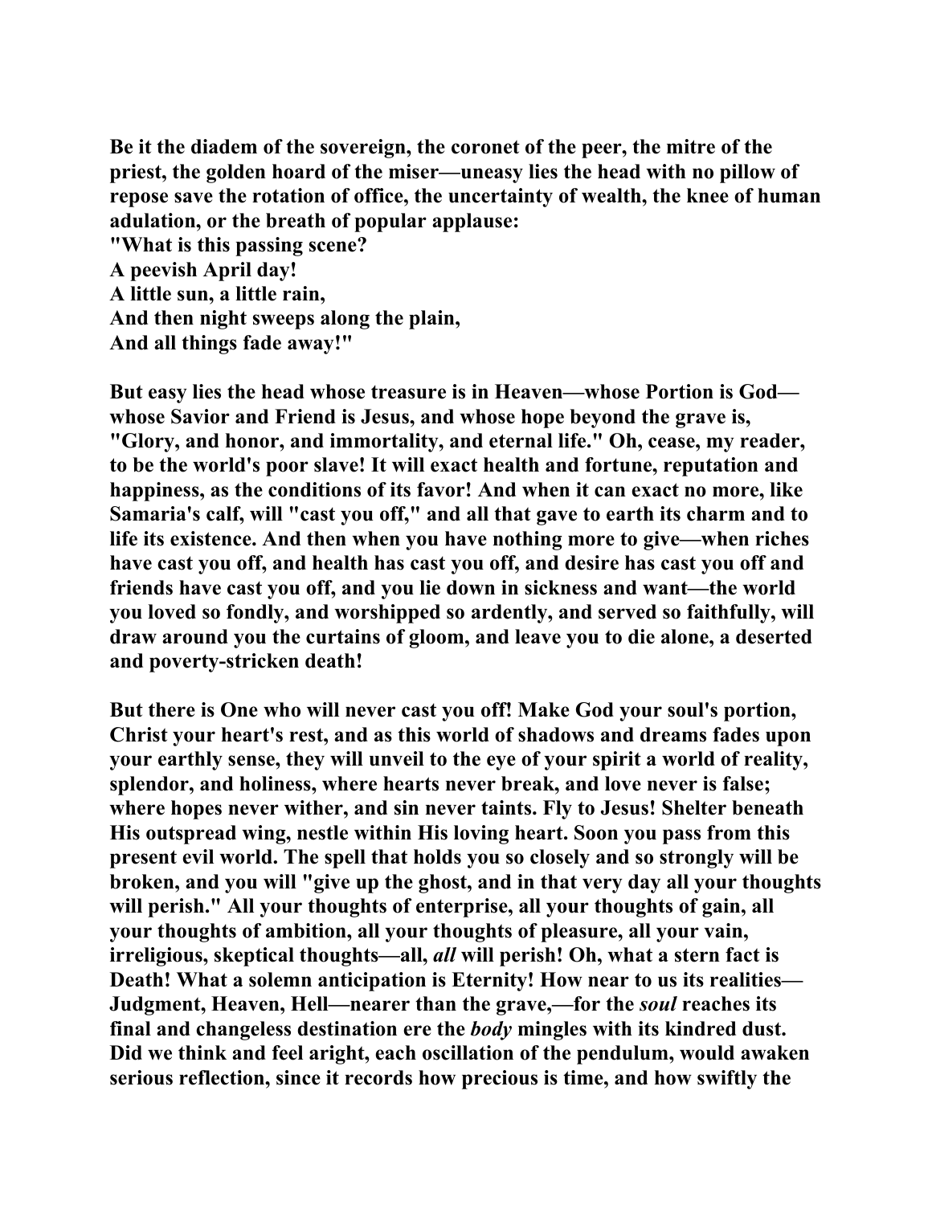Be it the diadem of the sovereign, the coronet of the peer, the mitre of the priest, the golden hoard of the miser—uneasy lies the head with no pillow of repose save the rotation of office, the uncertainty of wealth, the knee of human adulation, or the breath of popular applause:

"What is this passing scene?
A peevish April day!
A little sun, a little rain,
And then night sweeps along the plain,
And all things fade away!"

But easy lies the head whose treasure is in Heaven—whose Portion is God—whose Savior and Friend is Jesus, and whose hope beyond the grave is, "Glory, and honor, and immortality, and eternal life." Oh, cease, my reader, to be the world's poor slave! It will exact health and fortune, reputation and happiness, as the conditions of its favor! And when it can exact no more, like Samaria's calf, will "cast you off," and all that gave to earth its charm and to life its existence. And then when you have nothing more to give—when riches have cast you off, and health has cast you off, and desire has cast you off and friends have cast you off, and you lie down in sickness and want—the world you loved so fondly, and worshipped so ardently, and served so faithfully, will draw around you the curtains of gloom, and leave you to die alone, a deserted and poverty-stricken death!

But there is One who will never cast you off! Make God your soul's portion, Christ your heart's rest, and as this world of shadows and dreams fades upon your earthly sense, they will unveil to the eye of your spirit a world of reality, splendor, and holiness, where hearts never break, and love never is false; where hopes never wither, and sin never taints. Fly to Jesus! Shelter beneath His outspread wing, nestle within His loving heart. Soon you pass from this present evil world. The spell that holds you so closely and so strongly will be broken, and you will "give up the ghost, and in that very day all your thoughts will perish." All your thoughts of enterprise, all your thoughts of gain, all your thoughts of ambition, all your thoughts of pleasure, all your vain, irreligious, skeptical thoughts—all, *all* will perish! Oh, what a stern fact is Death! What a solemn anticipation is Eternity! How near to us its realities—Judgment, Heaven, Hell—nearer than the grave,—for the *soul* reaches its final and changeless destination ere the *body* mingles with its kindred dust. Did we think and feel aright, each oscillation of the pendulum, would awaken serious reflection, since it records how precious is time, and how swiftly the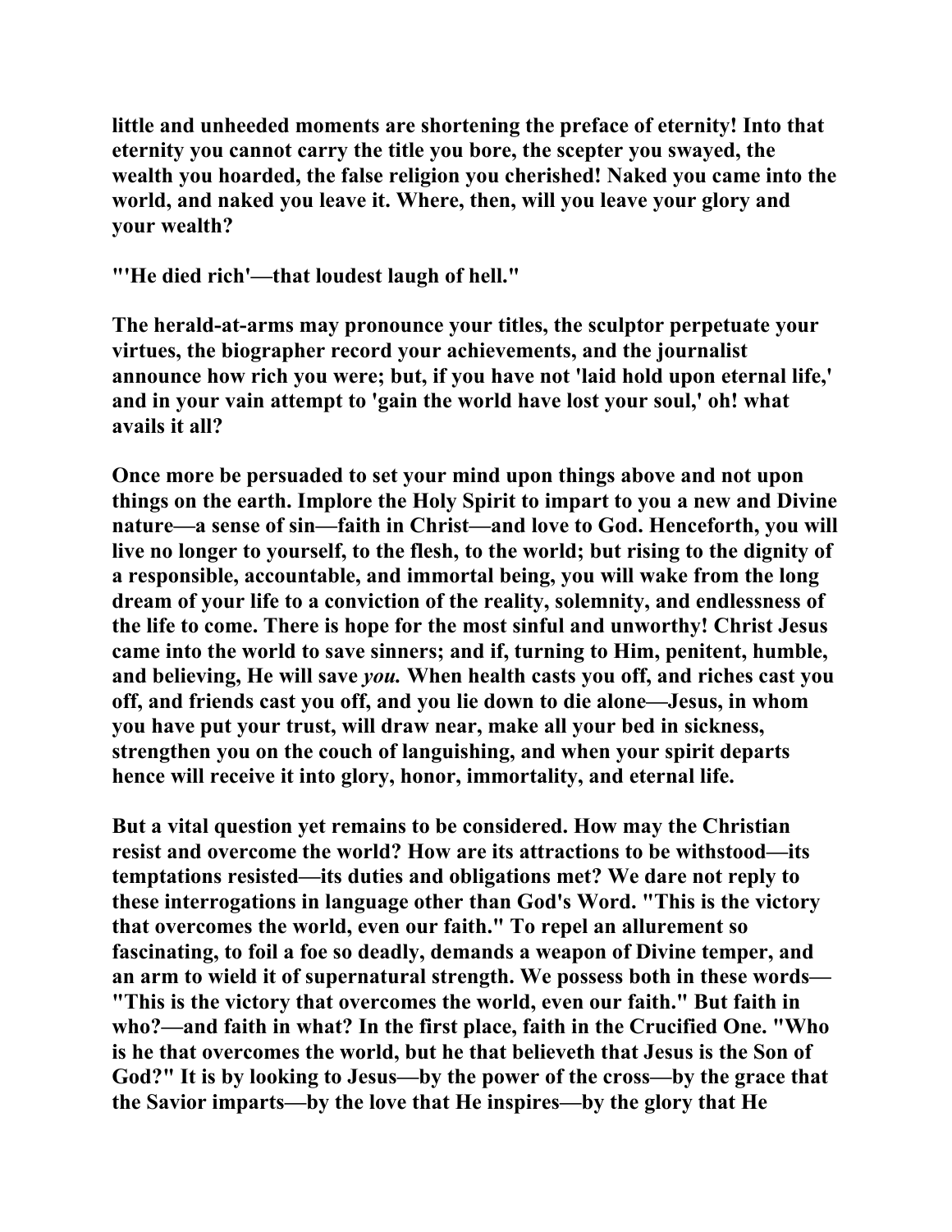**little and unheeded moments are shortening the preface of eternity! Into that eternity you cannot carry the title you bore, the scepter you swayed, the wealth you hoarded, the false religion you cherished! Naked you came into the world, and naked you leave it. Where, then, will you leave your glory and your wealth?**

**"'He died rich'—that loudest laugh of hell."**

**The herald-at-arms may pronounce your titles, the sculptor perpetuate your virtues, the biographer record your achievements, and the journalist announce how rich you were; but, if you have not 'laid hold upon eternal life,' and in your vain attempt to 'gain the world have lost your soul,' oh! what avails it all?**

**Once more be persuaded to set your mind upon things above and not upon things on the earth. Implore the Holy Spirit to impart to you a new and Divine nature—a sense of sin—faith in Christ—and love to God. Henceforth, you will live no longer to yourself, to the flesh, to the world; but rising to the dignity of a responsible, accountable, and immortal being, you will wake from the long dream of your life to a conviction of the reality, solemnity, and endlessness of the life to come. There is hope for the most sinful and unworthy! Christ Jesus came into the world to save sinners; and if, turning to Him, penitent, humble, and believing, He will save *you.* When health casts you off, and riches cast you off, and friends cast you off, and you lie down to die alone—Jesus, in whom you have put your trust, will draw near, make all your bed in sickness, strengthen you on the couch of languishing, and when your spirit departs hence will receive it into glory, honor, immortality, and eternal life.**

**But a vital question yet remains to be considered. How may the Christian resist and overcome the world? How are its attractions to be withstood—its temptations resisted—its duties and obligations met? We dare not reply to these interrogations in language other than God's Word. "This is the victory that overcomes the world, even our faith." To repel an allurement so fascinating, to foil a foe so deadly, demands a weapon of Divine temper, and an arm to wield it of supernatural strength. We possess both in these words—"This is the victory that overcomes the world, even our faith." But faith in who?—and faith in what? In the first place, faith in the Crucified One. "Who is he that overcomes the world, but he that believeth that Jesus is the Son of God?" It is by looking to Jesus—by the power of the cross—by the grace that the Savior imparts—by the love that He inspires—by the glory that He**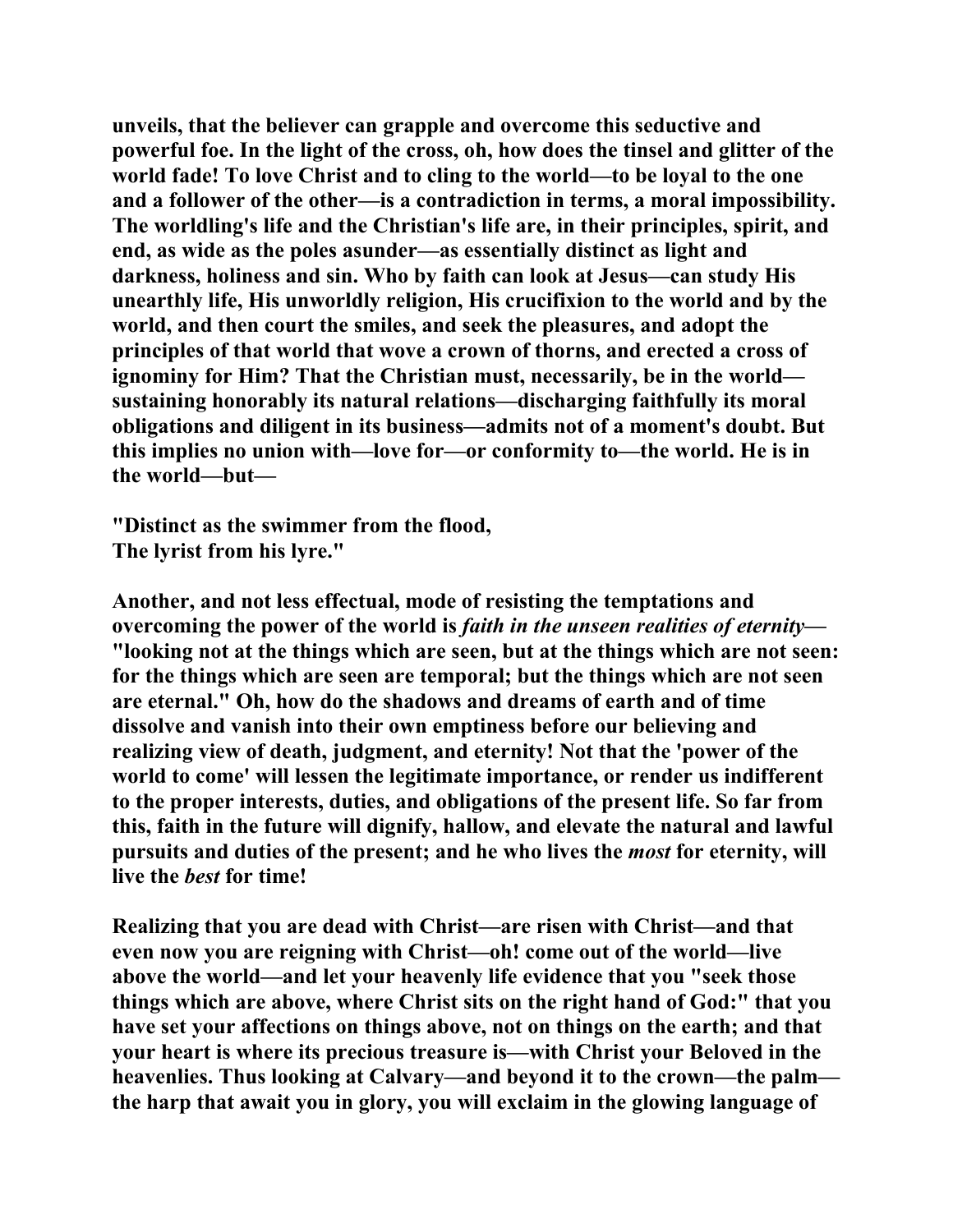unveils, that the believer can grapple and overcome this seductive and powerful foe. In the light of the cross, oh, how does the tinsel and glitter of the world fade! To love Christ and to cling to the world—to be loyal to the one and a follower of the other—is a contradiction in terms, a moral impossibility. The worldling's life and the Christian's life are, in their principles, spirit, and end, as wide as the poles asunder—as essentially distinct as light and darkness, holiness and sin. Who by faith can look at Jesus—can study His unearthly life, His unworldly religion, His crucifixion to the world and by the world, and then court the smiles, and seek the pleasures, and adopt the principles of that world that wove a crown of thorns, and erected a cross of ignominy for Him? That the Christian must, necessarily, be in the world—sustaining honorably its natural relations—discharging faithfully its moral obligations and diligent in its business—admits not of a moment's doubt. But this implies no union with—love for—or conformity to—the world. He is in the world—but—

"Distinct as the swimmer from the flood,
The lyrist from his lyre."

Another, and not less effectual, mode of resisting the temptations and overcoming the power of the world is *faith in the unseen realities of eternity*—"looking not at the things which are seen, but at the things which are not seen: for the things which are seen are temporal; but the things which are not seen are eternal." Oh, how do the shadows and dreams of earth and of time dissolve and vanish into their own emptiness before our believing and realizing view of death, judgment, and eternity! Not that the 'power of the world to come' will lessen the legitimate importance, or render us indifferent to the proper interests, duties, and obligations of the present life. So far from this, faith in the future will dignify, hallow, and elevate the natural and lawful pursuits and duties of the present; and he who lives the *most* for eternity, will live the *best* for time!

Realizing that you are dead with Christ—are risen with Christ—and that even now you are reigning with Christ—oh! come out of the world—live above the world—and let your heavenly life evidence that you "seek those things which are above, where Christ sits on the right hand of God:" that you have set your affections on things above, not on things on the earth; and that your heart is where its precious treasure is—with Christ your Beloved in the heavenlies. Thus looking at Calvary—and beyond it to the crown—the palm—the harp that await you in glory, you will exclaim in the glowing language of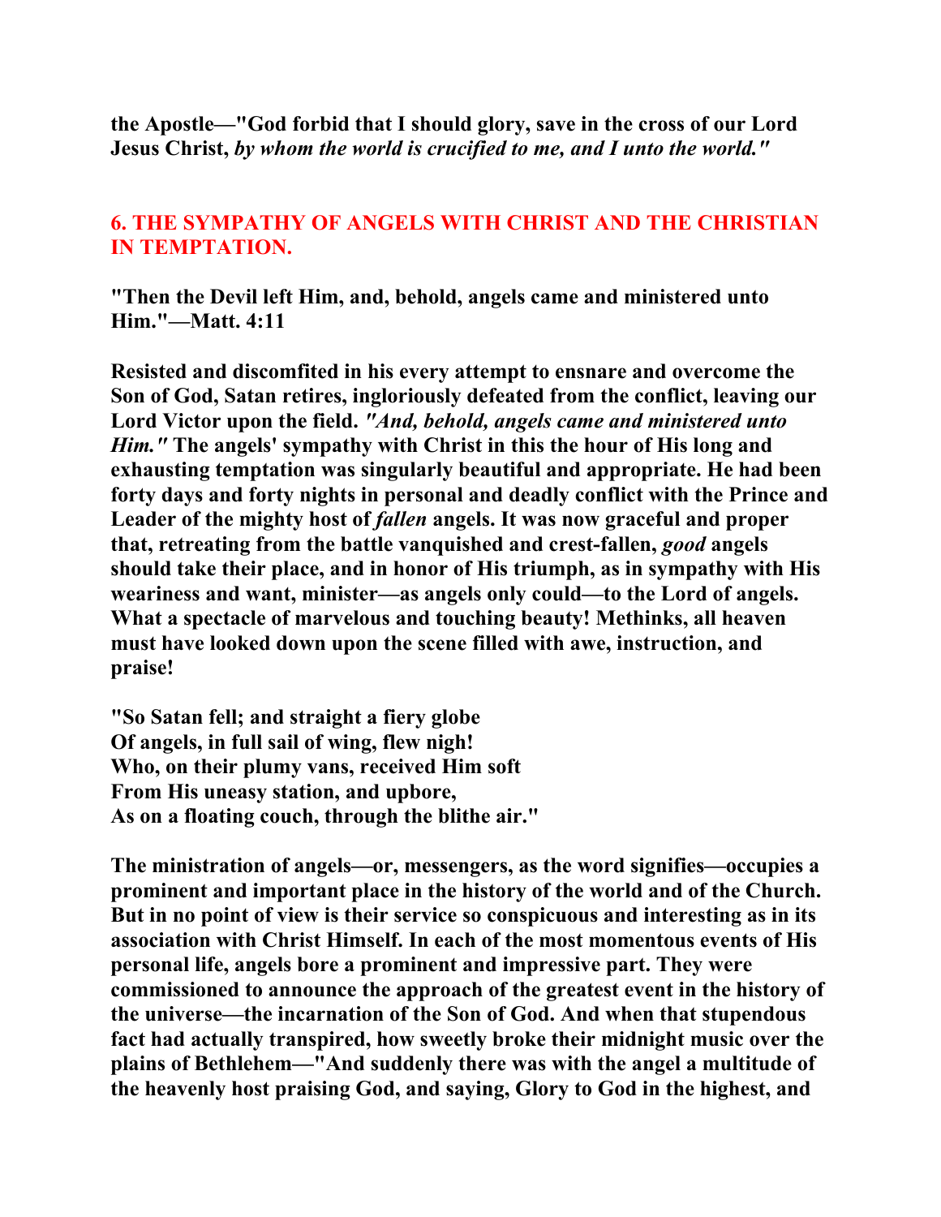**the Apostle—"God forbid that I should glory, save in the cross of our Lord Jesus Christ,** ***by whom the world is crucified to me, and I unto the world."***

## 6. THE SYMPATHY OF ANGELS WITH CHRIST AND THE CHRISTIAN IN TEMPTATION.

**"Then the Devil left Him, and, behold, angels came and ministered unto Him."—Matt. 4:11**

**Resisted and discomfited in his every attempt to ensnare and overcome the Son of God, Satan retires, ingloriously defeated from the conflict, leaving our Lord Victor upon the field.** ***"And, behold, angels came and ministered unto Him."*** **The angels' sympathy with Christ in this the hour of His long and exhausting temptation was singularly beautiful and appropriate. He had been forty days and forty nights in personal and deadly conflict with the Prince and Leader of the mighty host of** ***fallen*** **angels. It was now graceful and proper that, retreating from the battle vanquished and crest-fallen,** ***good*** **angels should take their place, and in honor of His triumph, as in sympathy with His weariness and want, minister—as angels only could—to the Lord of angels. What a spectacle of marvelous and touching beauty! Methinks, all heaven must have looked down upon the scene filled with awe, instruction, and praise!**

**"So Satan fell; and straight a fiery globe**
**Of angels, in full sail of wing, flew nigh!**
**Who, on their plumy vans, received Him soft**
**From His uneasy station, and upbore,**
**As on a floating couch, through the blithe air."**

**The ministration of angels—or, messengers, as the word signifies—occupies a prominent and important place in the history of the world and of the Church. But in no point of view is their service so conspicuous and interesting as in its association with Christ Himself. In each of the most momentous events of His personal life, angels bore a prominent and impressive part. They were commissioned to announce the approach of the greatest event in the history of the universe—the incarnation of the Son of God. And when that stupendous fact had actually transpired, how sweetly broke their midnight music over the plains of Bethlehem—"And suddenly there was with the angel a multitude of the heavenly host praising God, and saying, Glory to God in the highest, and**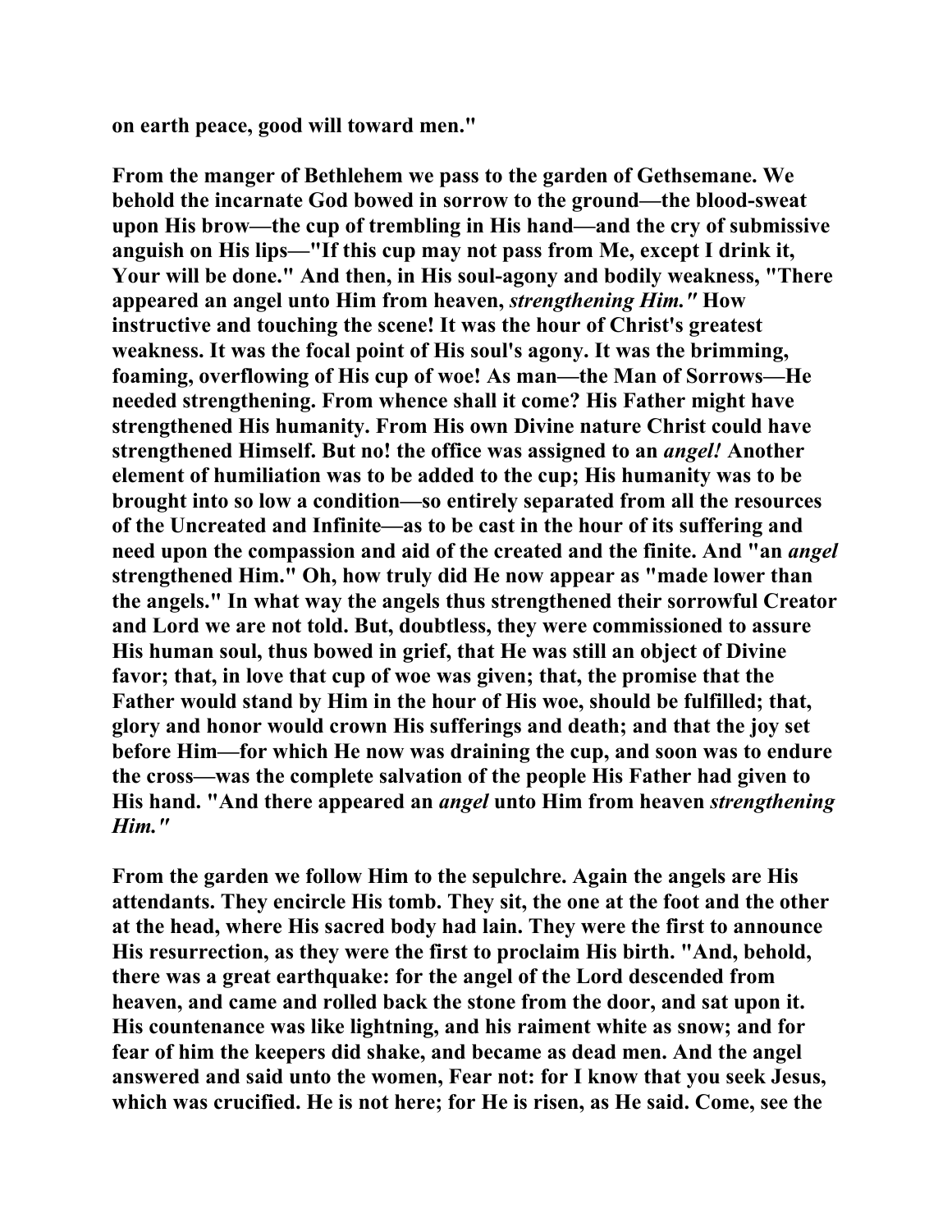on earth peace, good will toward men."

From the manger of Bethlehem we pass to the garden of Gethsemane. We behold the incarnate God bowed in sorrow to the ground—the blood-sweat upon His brow—the cup of trembling in His hand—and the cry of submissive anguish on His lips—"If this cup may not pass from Me, except I drink it, Your will be done." And then, in His soul-agony and bodily weakness, "There appeared an angel unto Him from heaven, *strengthening Him."* How instructive and touching the scene! It was the hour of Christ's greatest weakness. It was the focal point of His soul's agony. It was the brimming, foaming, overflowing of His cup of woe! As man—the Man of Sorrows—He needed strengthening. From whence shall it come? His Father might have strengthened His humanity. From His own Divine nature Christ could have strengthened Himself. But no! the office was assigned to an *angel!* Another element of humiliation was to be added to the cup; His humanity was to be brought into so low a condition—so entirely separated from all the resources of the Uncreated and Infinite—as to be cast in the hour of its suffering and need upon the compassion and aid of the created and the finite. And "an *angel* strengthened Him." Oh, how truly did He now appear as "made lower than the angels." In what way the angels thus strengthened their sorrowful Creator and Lord we are not told. But, doubtless, they were commissioned to assure His human soul, thus bowed in grief, that He was still an object of Divine favor; that, in love that cup of woe was given; that, the promise that the Father would stand by Him in the hour of His woe, should be fulfilled; that, glory and honor would crown His sufferings and death; and that the joy set before Him—for which He now was draining the cup, and soon was to endure the cross—was the complete salvation of the people His Father had given to His hand. "And there appeared an *angel* unto Him from heaven *strengthening Him."*

From the garden we follow Him to the sepulchre. Again the angels are His attendants. They encircle His tomb. They sit, the one at the foot and the other at the head, where His sacred body had lain. They were the first to announce His resurrection, as they were the first to proclaim His birth. "And, behold, there was a great earthquake: for the angel of the Lord descended from heaven, and came and rolled back the stone from the door, and sat upon it. His countenance was like lightning, and his raiment white as snow; and for fear of him the keepers did shake, and became as dead men. And the angel answered and said unto the women, Fear not: for I know that you seek Jesus, which was crucified. He is not here; for He is risen, as He said. Come, see the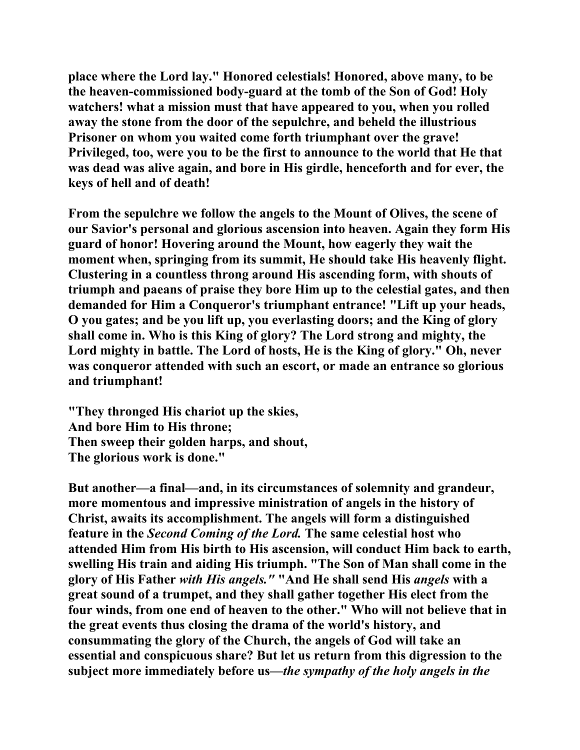place where the Lord lay." Honored celestials! Honored, above many, to be the heaven-commissioned body-guard at the tomb of the Son of God! Holy watchers! what a mission must that have appeared to you, when you rolled away the stone from the door of the sepulchre, and beheld the illustrious Prisoner on whom you waited come forth triumphant over the grave! Privileged, too, were you to be the first to announce to the world that He that was dead was alive again, and bore in His girdle, henceforth and for ever, the keys of hell and of death!

From the sepulchre we follow the angels to the Mount of Olives, the scene of our Savior's personal and glorious ascension into heaven. Again they form His guard of honor! Hovering around the Mount, how eagerly they wait the moment when, springing from its summit, He should take His heavenly flight. Clustering in a countless throng around His ascending form, with shouts of triumph and paeans of praise they bore Him up to the celestial gates, and then demanded for Him a Conqueror's triumphant entrance! "Lift up your heads, O you gates; and be you lift up, you everlasting doors; and the King of glory shall come in. Who is this King of glory? The Lord strong and mighty, the Lord mighty in battle. The Lord of hosts, He is the King of glory." Oh, never was conqueror attended with such an escort, or made an entrance so glorious and triumphant!

"They thronged His chariot up the skies,  
And bore Him to His throne;  
Then sweep their golden harps, and shout,  
The glorious work is done."

But another—a final—and, in its circumstances of solemnity and grandeur, more momentous and impressive ministration of angels in the history of Christ, awaits its accomplishment. The angels will form a distinguished feature in the *Second Coming of the Lord.* The same celestial host who attended Him from His birth to His ascension, will conduct Him back to earth, swelling His train and aiding His triumph. "The Son of Man shall come in the glory of His Father *with His angels."* "And He shall send His *angels* with a great sound of a trumpet, and they shall gather together His elect from the four winds, from one end of heaven to the other." Who will not believe that in the great events thus closing the drama of the world's history, and consummating the glory of the Church, the angels of God will take an essential and conspicuous share? But let us return from this digression to the subject more immediately before us—*the sympathy of the holy angels in the*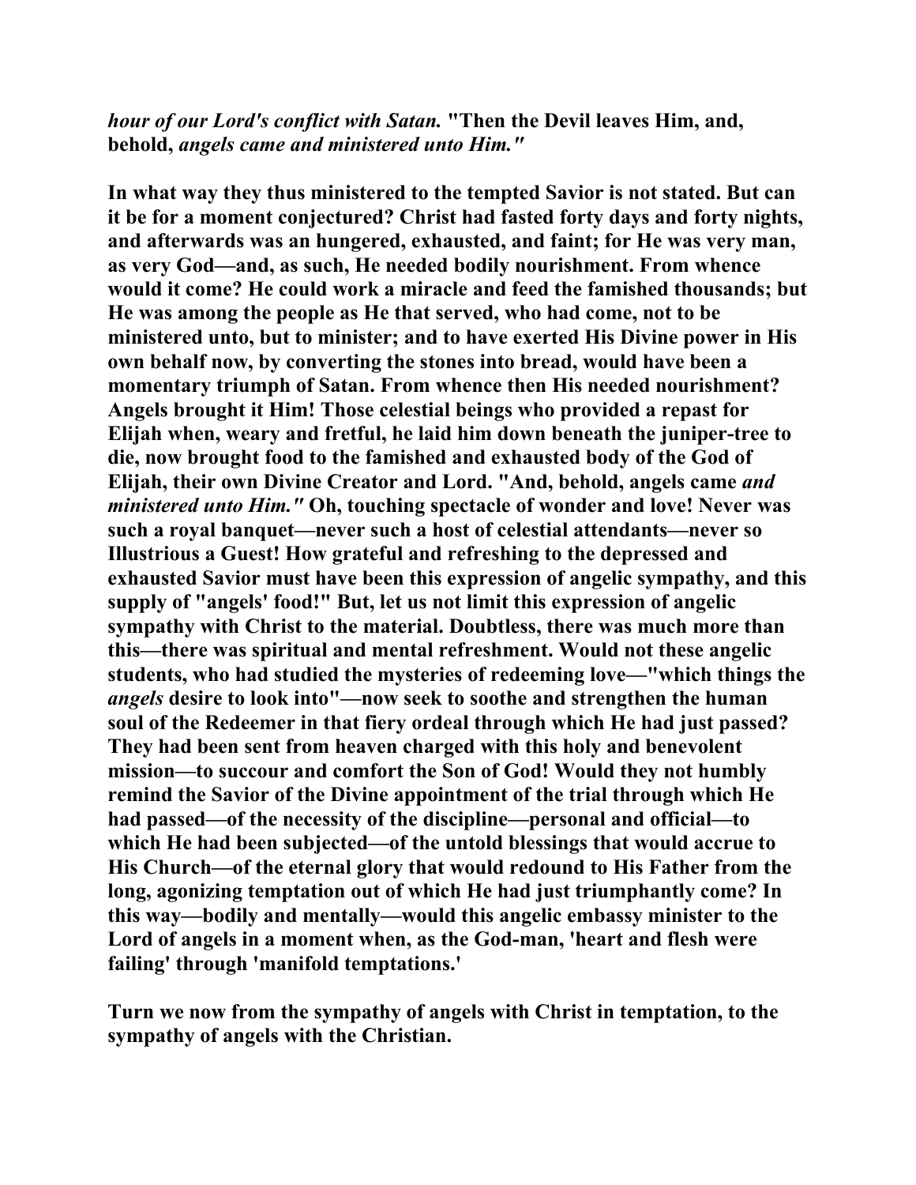***hour of our Lord's conflict with Satan.* "Then the Devil leaves Him, and, behold, *angels came and ministered unto Him."***

**In what way they thus ministered to the tempted Savior is not stated. But can it be for a moment conjectured? Christ had fasted forty days and forty nights, and afterwards was an hungered, exhausted, and faint; for He was very man, as very God—and, as such, He needed bodily nourishment. From whence would it come? He could work a miracle and feed the famished thousands; but He was among the people as He that served, who had come, not to be ministered unto, but to minister; and to have exerted His Divine power in His own behalf now, by converting the stones into bread, would have been a momentary triumph of Satan. From whence then His needed nourishment? Angels brought it Him! Those celestial beings who provided a repast for Elijah when, weary and fretful, he laid him down beneath the juniper-tree to die, now brought food to the famished and exhausted body of the God of Elijah, their own Divine Creator and Lord. "And, behold, angels came *and ministered unto Him."* Oh, touching spectacle of wonder and love! Never was such a royal banquet—never such a host of celestial attendants—never so Illustrious a Guest! How grateful and refreshing to the depressed and exhausted Savior must have been this expression of angelic sympathy, and this supply of "angels' food!" But, let us not limit this expression of angelic sympathy with Christ to the material. Doubtless, there was much more than this—there was spiritual and mental refreshment. Would not these angelic students, who had studied the mysteries of redeeming love—"which things the *angels* desire to look into"—now seek to soothe and strengthen the human soul of the Redeemer in that fiery ordeal through which He had just passed? They had been sent from heaven charged with this holy and benevolent mission—to succour and comfort the Son of God! Would they not humbly remind the Savior of the Divine appointment of the trial through which He had passed—of the necessity of the discipline—personal and official—to which He had been subjected—of the untold blessings that would accrue to His Church—of the eternal glory that would redound to His Father from the long, agonizing temptation out of which He had just triumphantly come? In this way—bodily and mentally—would this angelic embassy minister to the Lord of angels in a moment when, as the God-man, 'heart and flesh were failing' through 'manifold temptations.'**

**Turn we now from the sympathy of angels with Christ in temptation, to the sympathy of angels with the Christian.**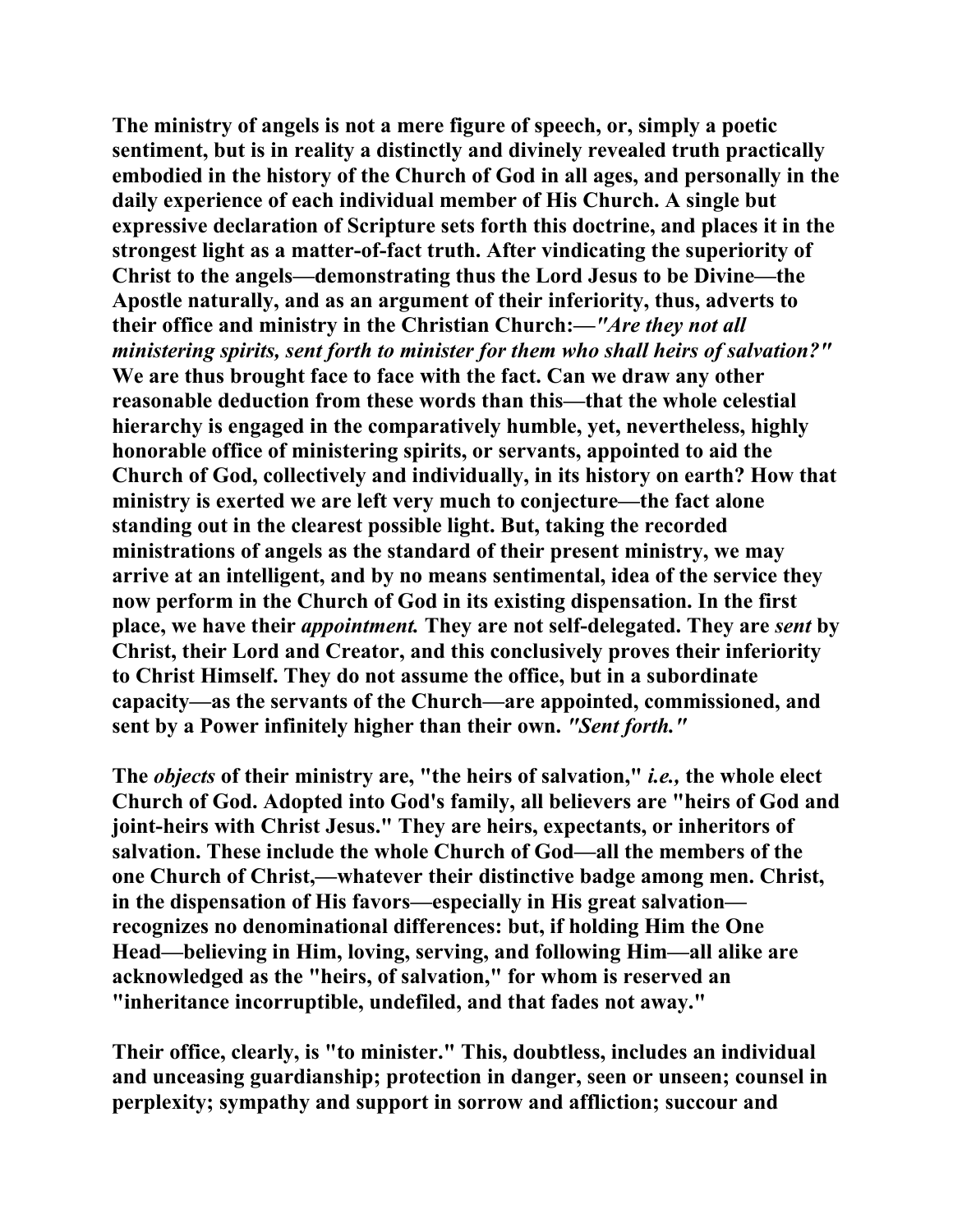**The ministry of angels is not a mere figure of speech, or, simply a poetic sentiment, but is in reality a distinctly and divinely revealed truth practically embodied in the history of the Church of God in all ages, and personally in the daily experience of each individual member of His Church. A single but expressive declaration of Scripture sets forth this doctrine, and places it in the strongest light as a matter-of-fact truth. After vindicating the superiority of Christ to the angels—demonstrating thus the Lord Jesus to be Divine—the Apostle naturally, and as an argument of their inferiority, thus, adverts to their office and ministry in the Christian Church:—*"Are they not all ministering spirits, sent forth to minister for them who shall heirs of salvation?"* We are thus brought face to face with the fact. Can we draw any other reasonable deduction from these words than this—that the whole celestial hierarchy is engaged in the comparatively humble, yet, nevertheless, highly honorable office of ministering spirits, or servants, appointed to aid the Church of God, collectively and individually, in its history on earth? How that ministry is exerted we are left very much to conjecture—the fact alone standing out in the clearest possible light. But, taking the recorded ministrations of angels as the standard of their present ministry, we may arrive at an intelligent, and by no means sentimental, idea of the service they now perform in the Church of God in its existing dispensation. In the first place, we have their *appointment.* They are not self-delegated. They are *sent* by Christ, their Lord and Creator, and this conclusively proves their inferiority to Christ Himself. They do not assume the office, but in a subordinate capacity—as the servants of the Church—are appointed, commissioned, and sent by a Power infinitely higher than their own. *"Sent forth."***

**The *objects* of their ministry are, "the heirs of salvation," *i.e.,* the whole elect Church of God. Adopted into God's family, all believers are "heirs of God and joint-heirs with Christ Jesus." They are heirs, expectants, or inheritors of salvation. These include the whole Church of God—all the members of the one Church of Christ,—whatever their distinctive badge among men. Christ, in the dispensation of His favors—especially in His great salvation—recognizes no denominational differences: but, if holding Him the One Head—believing in Him, loving, serving, and following Him—all alike are acknowledged as the "heirs, of salvation," for whom is reserved an "inheritance incorruptible, undefiled, and that fades not away."**

**Their office, clearly, is "to minister." This, doubtless, includes an individual and unceasing guardianship; protection in danger, seen or unseen; counsel in perplexity; sympathy and support in sorrow and affliction; succour and**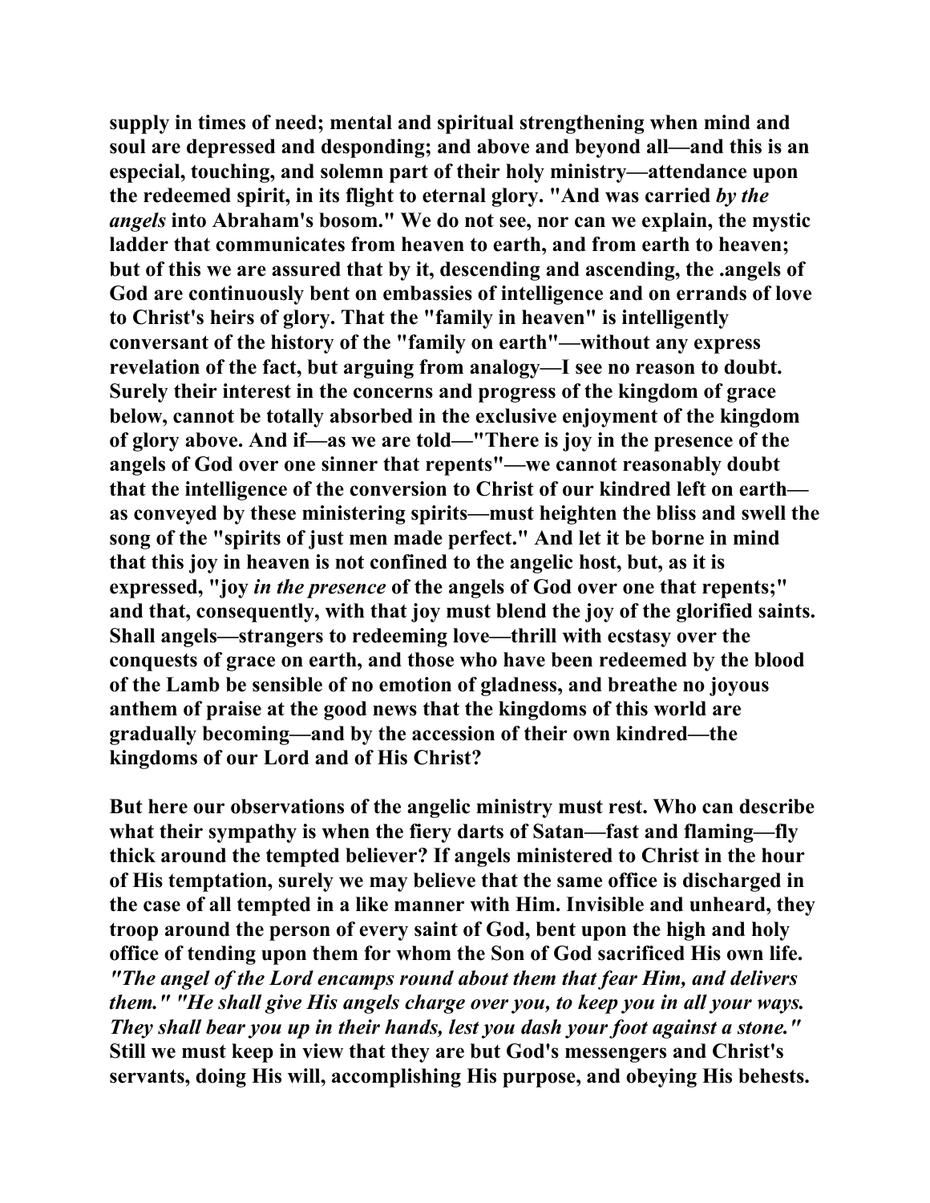supply in times of need; mental and spiritual strengthening when mind and soul are depressed and desponding; and above and beyond all—and this is an especial, touching, and solemn part of their holy ministry—attendance upon the redeemed spirit, in its flight to eternal glory. "And was carried *by the angels* into Abraham's bosom." We do not see, nor can we explain, the mystic ladder that communicates from heaven to earth, and from earth to heaven; but of this we are assured that by it, descending and ascending, the .angels of God are continuously bent on embassies of intelligence and on errands of love to Christ's heirs of glory. That the "family in heaven" is intelligently conversant of the history of the "family on earth"—without any express revelation of the fact, but arguing from analogy—I see no reason to doubt. Surely their interest in the concerns and progress of the kingdom of grace below, cannot be totally absorbed in the exclusive enjoyment of the kingdom of glory above. And if—as we are told—"There is joy in the presence of the angels of God over one sinner that repents"—we cannot reasonably doubt that the intelligence of the conversion to Christ of our kindred left on earth—as conveyed by these ministering spirits—must heighten the bliss and swell the song of the "spirits of just men made perfect." And let it be borne in mind that this joy in heaven is not confined to the angelic host, but, as it is expressed, "joy *in the presence* of the angels of God over one that repents;" and that, consequently, with that joy must blend the joy of the glorified saints. Shall angels—strangers to redeeming love—thrill with ecstasy over the conquests of grace on earth, and those who have been redeemed by the blood of the Lamb be sensible of no emotion of gladness, and breathe no joyous anthem of praise at the good news that the kingdoms of this world are gradually becoming—and by the accession of their own kindred—the kingdoms of our Lord and of His Christ?

But here our observations of the angelic ministry must rest. Who can describe what their sympathy is when the fiery darts of Satan—fast and flaming—fly thick around the tempted believer? If angels ministered to Christ in the hour of His temptation, surely we may believe that the same office is discharged in the case of all tempted in a like manner with Him. Invisible and unheard, they troop around the person of every saint of God, bent upon the high and holy office of tending upon them for whom the Son of God sacrificed His own life. *"The angel of the Lord encamps round about them that fear Him, and delivers them." "He shall give His angels charge over you, to keep you in all your ways. They shall bear you up in their hands, lest you dash your foot against a stone."* Still we must keep in view that they are but God's messengers and Christ's servants, doing His will, accomplishing His purpose, and obeying His behests.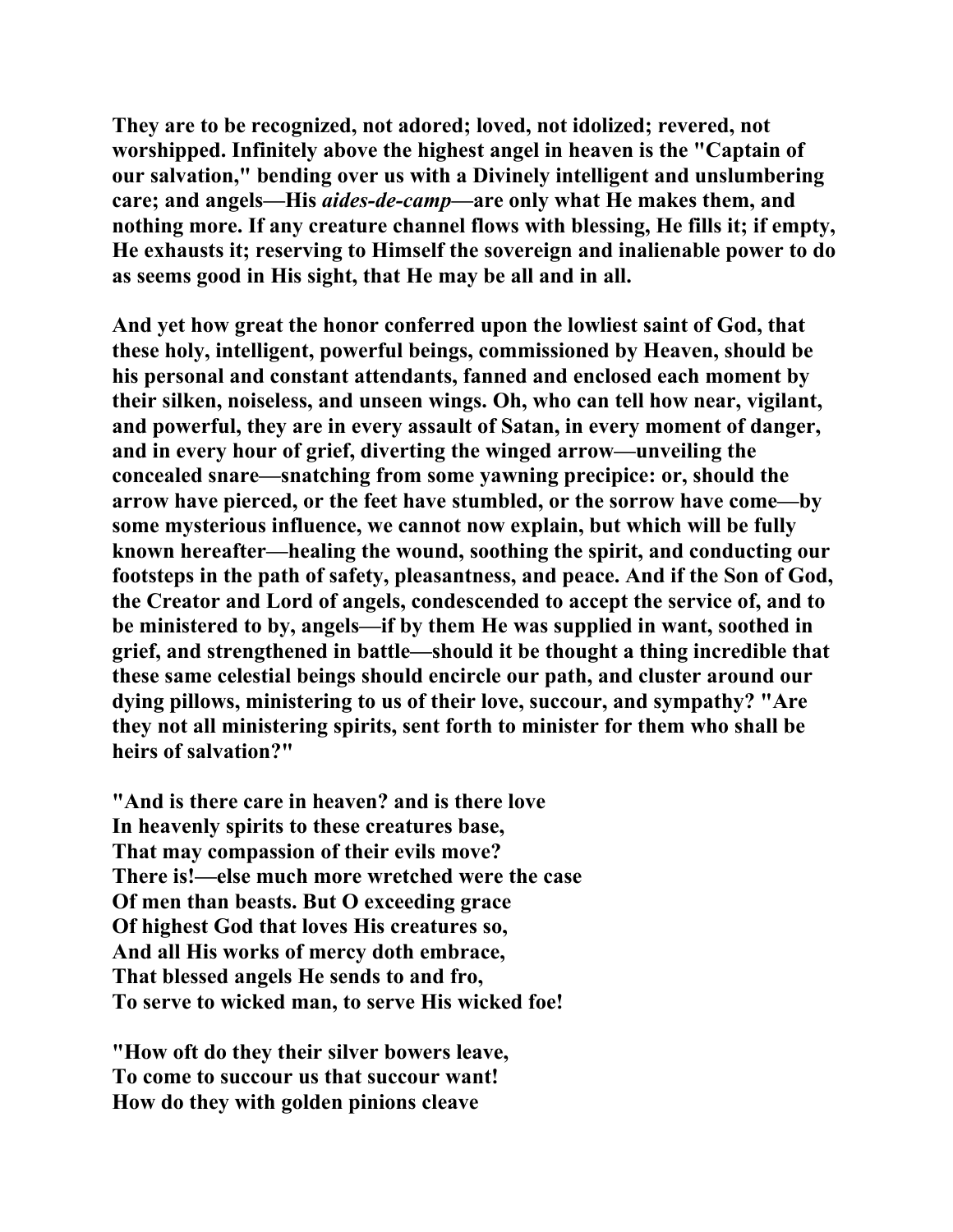They are to be recognized, not adored; loved, not idolized; revered, not worshipped. Infinitely above the highest angel in heaven is the "Captain of our salvation," bending over us with a Divinely intelligent and unslumbering care; and angels—His *aides-de-camp*—are only what He makes them, and nothing more. If any creature channel flows with blessing, He fills it; if empty, He exhausts it; reserving to Himself the sovereign and inalienable power to do as seems good in His sight, that He may be all and in all.

And yet how great the honor conferred upon the lowliest saint of God, that these holy, intelligent, powerful beings, commissioned by Heaven, should be his personal and constant attendants, fanned and enclosed each moment by their silken, noiseless, and unseen wings. Oh, who can tell how near, vigilant, and powerful, they are in every assault of Satan, in every moment of danger, and in every hour of grief, diverting the winged arrow—unveiling the concealed snare—snatching from some yawning precipice: or, should the arrow have pierced, or the feet have stumbled, or the sorrow have come—by some mysterious influence, we cannot now explain, but which will be fully known hereafter—healing the wound, soothing the spirit, and conducting our footsteps in the path of safety, pleasantness, and peace. And if the Son of God, the Creator and Lord of angels, condescended to accept the service of, and to be ministered to by, angels—if by them He was supplied in want, soothed in grief, and strengthened in battle—should it be thought a thing incredible that these same celestial beings should encircle our path, and cluster around our dying pillows, ministering to us of their love, succour, and sympathy? "Are they not all ministering spirits, sent forth to minister for them who shall be heirs of salvation?"

"And is there care in heaven? and is there love  
In heavenly spirits to these creatures base,  
That may compassion of their evils move?  
There is!—else much more wretched were the case  
Of men than beasts. But O exceeding grace  
Of highest God that loves His creatures so,  
And all His works of mercy doth embrace,  
That blessed angels He sends to and fro,  
To serve to wicked man, to serve His wicked foe!

"How oft do they their silver bowers leave,  
To come to succour us that succour want!  
How do they with golden pinions cleave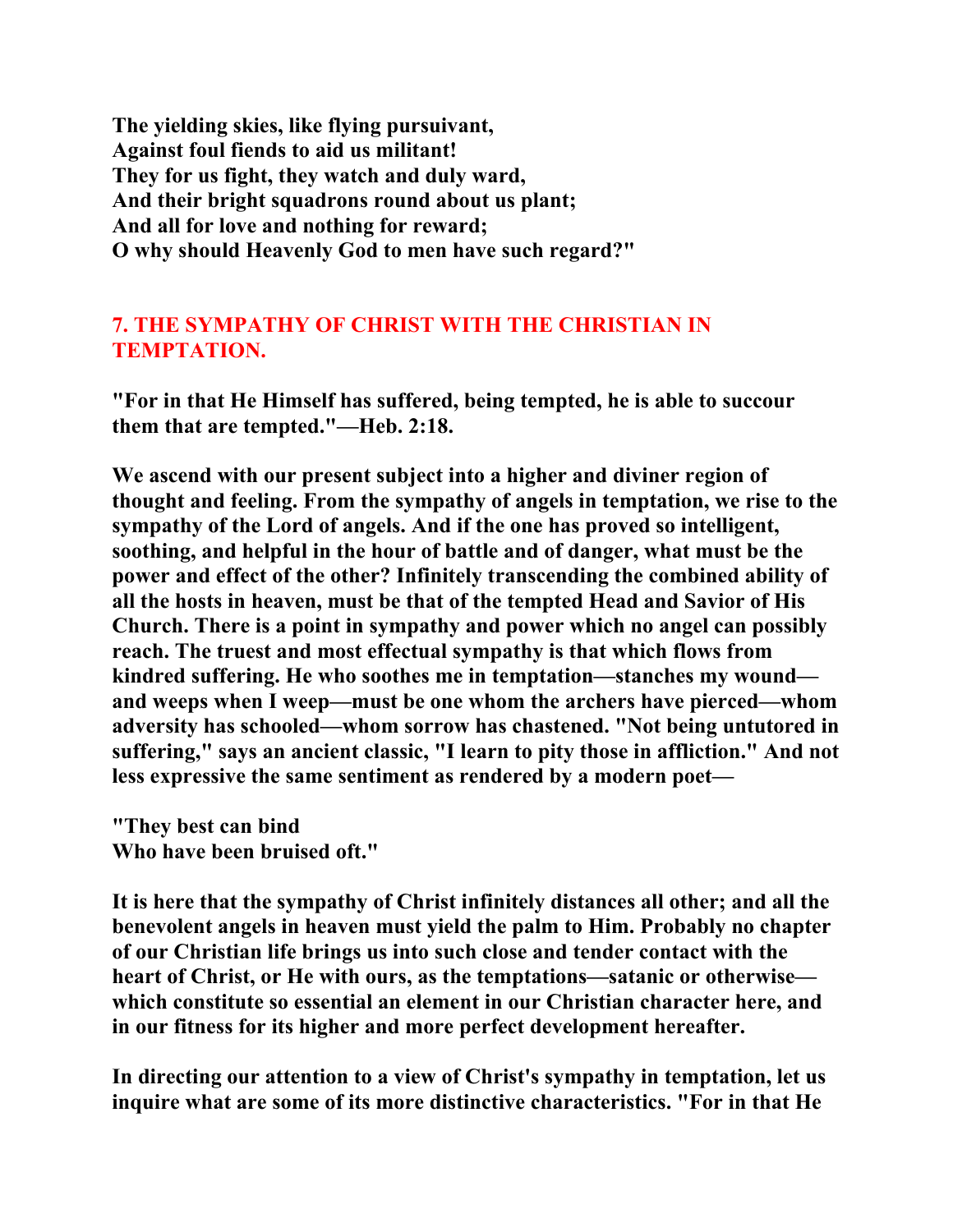**The yielding skies, like flying pursuivant,**
**Against foul fiends to aid us militant!**
**They for us fight, they watch and duly ward,**
**And their bright squadrons round about us plant;**
**And all for love and nothing for reward;**
**O why should Heavenly God to men have such regard?"**

## 7. THE SYMPATHY OF CHRIST WITH THE CHRISTIAN IN TEMPTATION.

**"For in that He Himself has suffered, being tempted, he is able to succour them that are tempted."—Heb. 2:18.**

**We ascend with our present subject into a higher and diviner region of thought and feeling. From the sympathy of angels in temptation, we rise to the sympathy of the Lord of angels. And if the one has proved so intelligent, soothing, and helpful in the hour of battle and of danger, what must be the power and effect of the other? Infinitely transcending the combined ability of all the hosts in heaven, must be that of the tempted Head and Savior of His Church. There is a point in sympathy and power which no angel can possibly reach. The truest and most effectual sympathy is that which flows from kindred suffering. He who soothes me in temptation—stanches my wound—and weeps when I weep—must be one whom the archers have pierced—whom adversity has schooled—whom sorrow has chastened. "Not being untutored in suffering," says an ancient classic, "I learn to pity those in affliction." And not less expressive the same sentiment as rendered by a modern poet—**

**"They best can bind**
**Who have been bruised oft."**

**It is here that the sympathy of Christ infinitely distances all other; and all the benevolent angels in heaven must yield the palm to Him. Probably no chapter of our Christian life brings us into such close and tender contact with the heart of Christ, or He with ours, as the temptations—satanic or otherwise—which constitute so essential an element in our Christian character here, and in our fitness for its higher and more perfect development hereafter.**

**In directing our attention to a view of Christ's sympathy in temptation, let us inquire what are some of its more distinctive characteristics. "For in that He**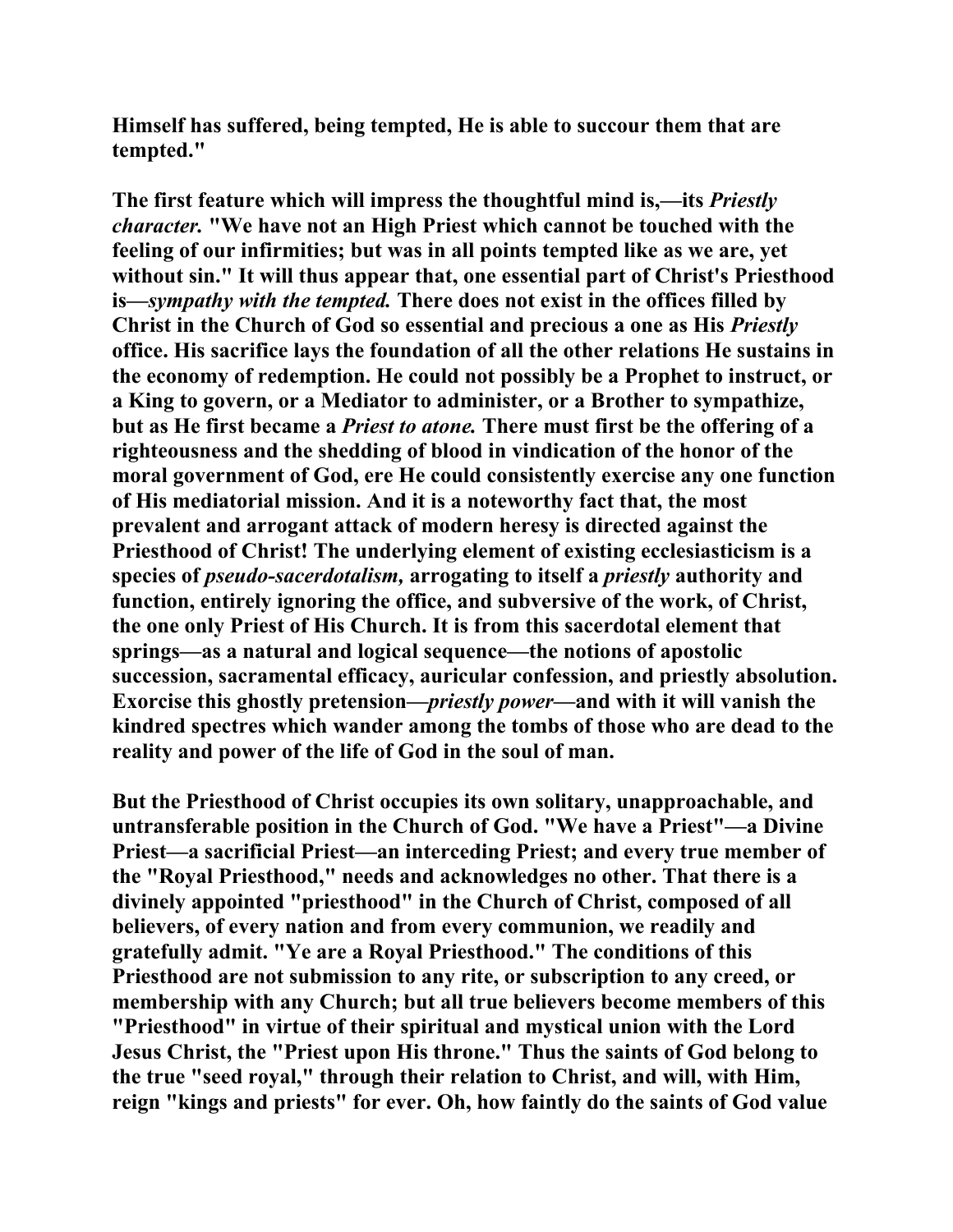Himself has suffered, being tempted, He is able to succour them that are tempted."

The first feature which will impress the thoughtful mind is,—its *Priestly character.* "We have not an High Priest which cannot be touched with the feeling of our infirmities; but was in all points tempted like as we are, yet without sin." It will thus appear that, one essential part of Christ's Priesthood is—*sympathy with the tempted.* There does not exist in the offices filled by Christ in the Church of God so essential and precious a one as His *Priestly* office. His sacrifice lays the foundation of all the other relations He sustains in the economy of redemption. He could not possibly be a Prophet to instruct, or a King to govern, or a Mediator to administer, or a Brother to sympathize, but as He first became a *Priest to atone.* There must first be the offering of a righteousness and the shedding of blood in vindication of the honor of the moral government of God, ere He could consistently exercise any one function of His mediatorial mission. And it is a noteworthy fact that, the most prevalent and arrogant attack of modern heresy is directed against the Priesthood of Christ! The underlying element of existing ecclesiasticism is a species of *pseudo-sacerdotalism,* arrogating to itself a *priestly* authority and function, entirely ignoring the office, and subversive of the work, of Christ, the one only Priest of His Church. It is from this sacerdotal element that springs—as a natural and logical sequence—the notions of apostolic succession, sacramental efficacy, auricular confession, and priestly absolution. Exorcise this ghostly pretension—*priestly power*—and with it will vanish the kindred spectres which wander among the tombs of those who are dead to the reality and power of the life of God in the soul of man.

But the Priesthood of Christ occupies its own solitary, unapproachable, and untransferable position in the Church of God. "We have a Priest"—a Divine Priest—a sacrificial Priest—an interceding Priest; and every true member of the "Royal Priesthood," needs and acknowledges no other. That there is a divinely appointed "priesthood" in the Church of Christ, composed of all believers, of every nation and from every communion, we readily and gratefully admit. "Ye are a Royal Priesthood." The conditions of this Priesthood are not submission to any rite, or subscription to any creed, or membership with any Church; but all true believers become members of this "Priesthood" in virtue of their spiritual and mystical union with the Lord Jesus Christ, the "Priest upon His throne." Thus the saints of God belong to the true "seed royal," through their relation to Christ, and will, with Him, reign "kings and priests" for ever. Oh, how faintly do the saints of God value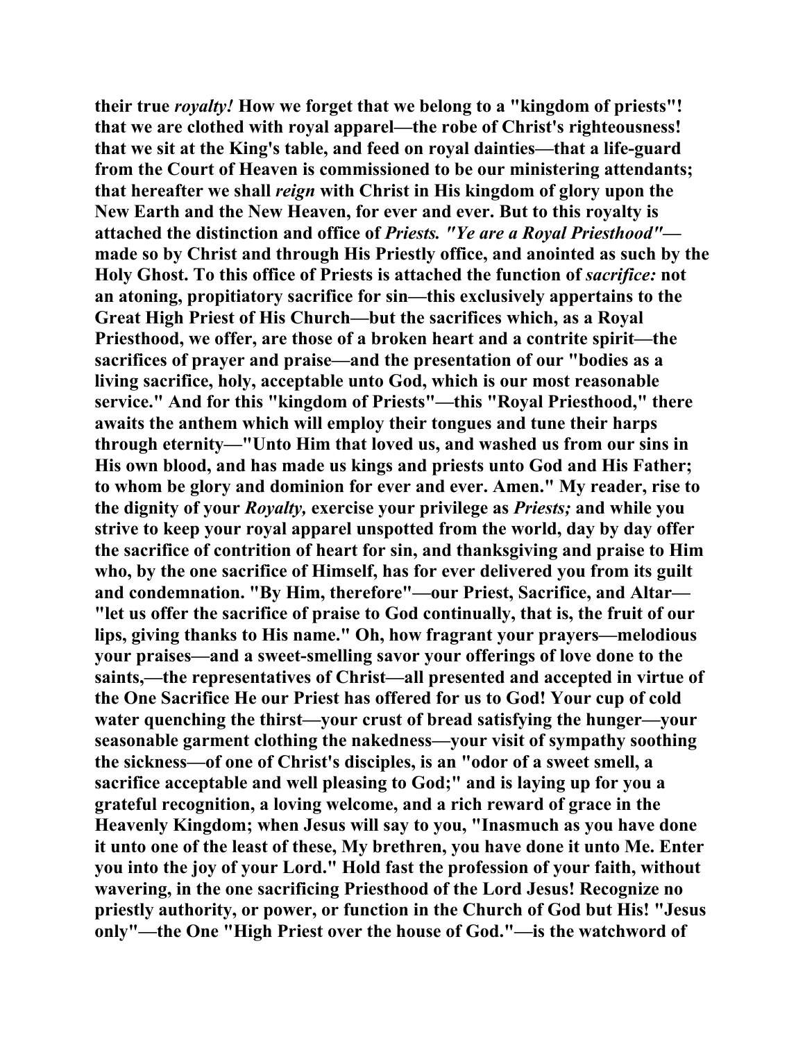their true *royalty!* How we forget that we belong to a "kingdom of priests"! that we are clothed with royal apparel—the robe of Christ's righteousness! that we sit at the King's table, and feed on royal dainties—that a life-guard from the Court of Heaven is commissioned to be our ministering attendants; that hereafter we shall *reign* with Christ in His kingdom of glory upon the New Earth and the New Heaven, for ever and ever. But to this royalty is attached the distinction and office of *Priests. "Ye are a Royal Priesthood"*—made so by Christ and through His Priestly office, and anointed as such by the Holy Ghost. To this office of Priests is attached the function of *sacrifice:* not an atoning, propitiatory sacrifice for sin—this exclusively appertains to the Great High Priest of His Church—but the sacrifices which, as a Royal Priesthood, we offer, are those of a broken heart and a contrite spirit—the sacrifices of prayer and praise—and the presentation of our "bodies as a living sacrifice, holy, acceptable unto God, which is our most reasonable service." And for this "kingdom of Priests"—this "Royal Priesthood," there awaits the anthem which will employ their tongues and tune their harps through eternity—"Unto Him that loved us, and washed us from our sins in His own blood, and has made us kings and priests unto God and His Father; to whom be glory and dominion for ever and ever. Amen." My reader, rise to the dignity of your *Royalty,* exercise your privilege as *Priests;* and while you strive to keep your royal apparel unspotted from the world, day by day offer the sacrifice of contrition of heart for sin, and thanksgiving and praise to Him who, by the one sacrifice of Himself, has for ever delivered you from its guilt and condemnation. "By Him, therefore"—our Priest, Sacrifice, and Altar—"let us offer the sacrifice of praise to God continually, that is, the fruit of our lips, giving thanks to His name." Oh, how fragrant your prayers—melodious your praises—and a sweet-smelling savor your offerings of love done to the saints,—the representatives of Christ—all presented and accepted in virtue of the One Sacrifice He our Priest has offered for us to God! Your cup of cold water quenching the thirst—your crust of bread satisfying the hunger—your seasonable garment clothing the nakedness—your visit of sympathy soothing the sickness—of one of Christ's disciples, is an "odor of a sweet smell, a sacrifice acceptable and well pleasing to God;" and is laying up for you a grateful recognition, a loving welcome, and a rich reward of grace in the Heavenly Kingdom; when Jesus will say to you, "Inasmuch as you have done it unto one of the least of these, My brethren, you have done it unto Me. Enter you into the joy of your Lord." Hold fast the profession of your faith, without wavering, in the one sacrificing Priesthood of the Lord Jesus! Recognize no priestly authority, or power, or function in the Church of God but His! "Jesus only"—the One "High Priest over the house of God."—is the watchword of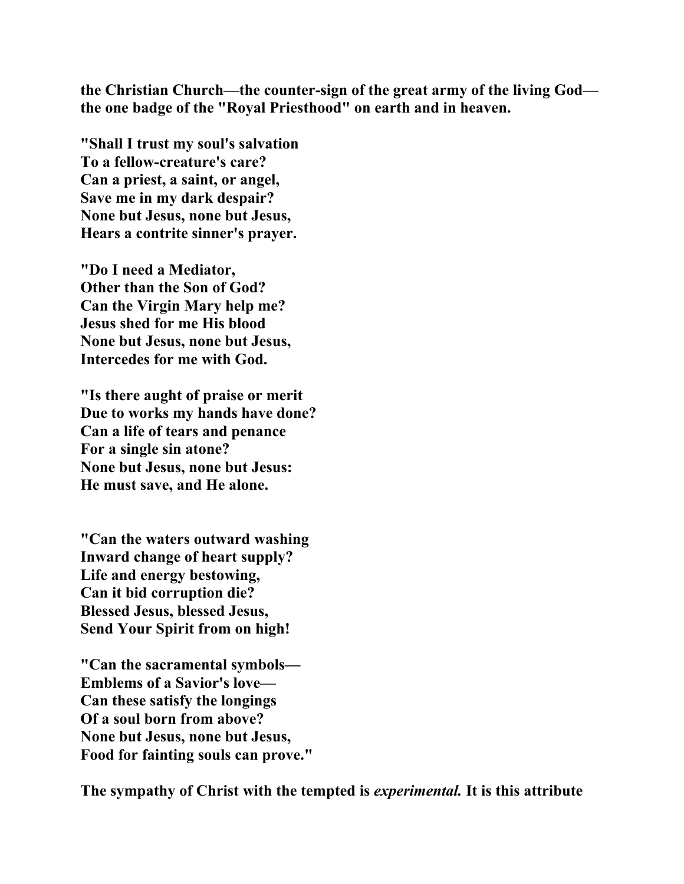**the Christian Church—the counter-sign of the great army of the living God—the one badge of the "Royal Priesthood" on earth and in heaven.**

**"Shall I trust my soul's salvation**
**To a fellow-creature's care?**
**Can a priest, a saint, or angel,**
**Save me in my dark despair?**
**None but Jesus, none but Jesus,**
**Hears a contrite sinner's prayer.**

**"Do I need a Mediator,**
**Other than the Son of God?**
**Can the Virgin Mary help me?**
**Jesus shed for me His blood**
**None but Jesus, none but Jesus,**
**Intercedes for me with God.**

**"Is there aught of praise or merit**
**Due to works my hands have done?**
**Can a life of tears and penance**
**For a single sin atone?**
**None but Jesus, none but Jesus:**
**He must save, and He alone.**

**"Can the waters outward washing**
**Inward change of heart supply?**
**Life and energy bestowing,**
**Can it bid corruption die?**
**Blessed Jesus, blessed Jesus,**
**Send Your Spirit from on high!**

**"Can the sacramental symbols—**
**Emblems of a Savior's love—**
**Can these satisfy the longings**
**Of a soul born from above?**
**None but Jesus, none but Jesus,**
**Food for fainting souls can prove."**

**The sympathy of Christ with the tempted is *experimental.* It is this attribute**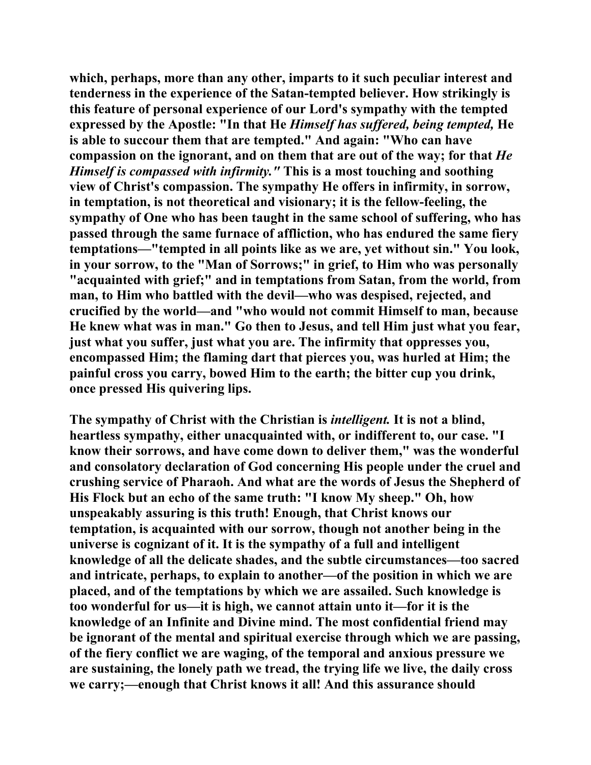which, perhaps, more than any other, imparts to it such peculiar interest and tenderness in the experience of the Satan-tempted believer. How strikingly is this feature of personal experience of our Lord's sympathy with the tempted expressed by the Apostle: "In that He *Himself has suffered, being tempted,* He is able to succour them that are tempted." And again: "Who can have compassion on the ignorant, and on them that are out of the way; for that *He Himself is compassed with infirmity."* This is a most touching and soothing view of Christ's compassion. The sympathy He offers in infirmity, in sorrow, in temptation, is not theoretical and visionary; it is the fellow-feeling, the sympathy of One who has been taught in the same school of suffering, who has passed through the same furnace of affliction, who has endured the same fiery temptations—"tempted in all points like as we are, yet without sin." You look, in your sorrow, to the "Man of Sorrows;" in grief, to Him who was personally "acquainted with grief;" and in temptations from Satan, from the world, from man, to Him who battled with the devil—who was despised, rejected, and crucified by the world—and "who would not commit Himself to man, because He knew what was in man." Go then to Jesus, and tell Him just what you fear, just what you suffer, just what you are. The infirmity that oppresses you, encompassed Him; the flaming dart that pierces you, was hurled at Him; the painful cross you carry, bowed Him to the earth; the bitter cup you drink, once pressed His quivering lips.

The sympathy of Christ with the Christian is *intelligent.* It is not a blind, heartless sympathy, either unacquainted with, or indifferent to, our case. "I know their sorrows, and have come down to deliver them," was the wonderful and consolatory declaration of God concerning His people under the cruel and crushing service of Pharaoh. And what are the words of Jesus the Shepherd of His Flock but an echo of the same truth: "I know My sheep." Oh, how unspeakably assuring is this truth! Enough, that Christ knows our temptation, is acquainted with our sorrow, though not another being in the universe is cognizant of it. It is the sympathy of a full and intelligent knowledge of all the delicate shades, and the subtle circumstances—too sacred and intricate, perhaps, to explain to another—of the position in which we are placed, and of the temptations by which we are assailed. Such knowledge is too wonderful for us—it is high, we cannot attain unto it—for it is the knowledge of an Infinite and Divine mind. The most confidential friend may be ignorant of the mental and spiritual exercise through which we are passing, of the fiery conflict we are waging, of the temporal and anxious pressure we are sustaining, the lonely path we tread, the trying life we live, the daily cross we carry;—enough that Christ knows it all! And this assurance should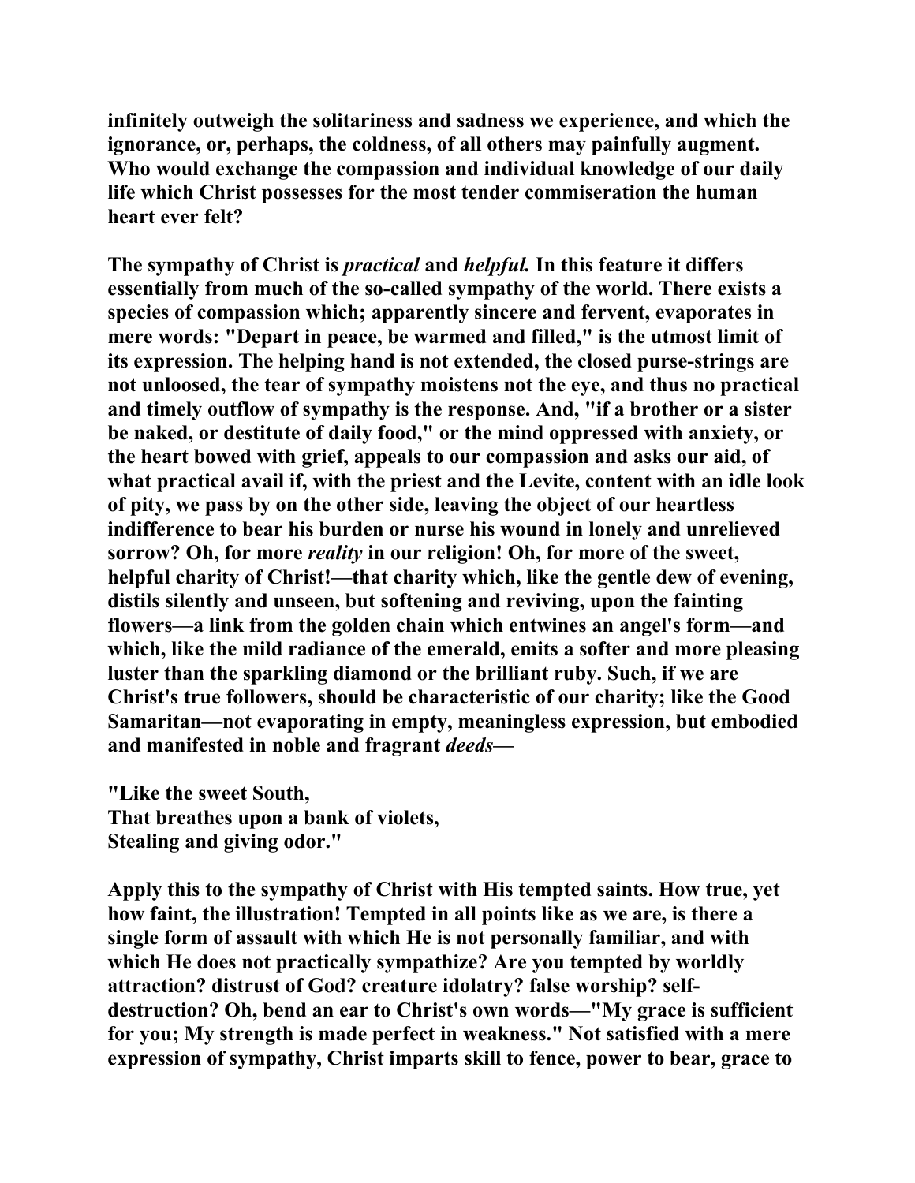**infinitely outweigh the solitariness and sadness we experience, and which the ignorance, or, perhaps, the coldness, of all others may painfully augment. Who would exchange the compassion and individual knowledge of our daily life which Christ possesses for the most tender commiseration the human heart ever felt?**

**The sympathy of Christ is *practical* and *helpful.* In this feature it differs essentially from much of the so-called sympathy of the world. There exists a species of compassion which; apparently sincere and fervent, evaporates in mere words: "Depart in peace, be warmed and filled," is the utmost limit of its expression. The helping hand is not extended, the closed purse-strings are not unloosed, the tear of sympathy moistens not the eye, and thus no practical and timely outflow of sympathy is the response. And, "if a brother or a sister be naked, or destitute of daily food," or the mind oppressed with anxiety, or the heart bowed with grief, appeals to our compassion and asks our aid, of what practical avail if, with the priest and the Levite, content with an idle look of pity, we pass by on the other side, leaving the object of our heartless indifference to bear his burden or nurse his wound in lonely and unrelieved sorrow? Oh, for more *reality* in our religion! Oh, for more of the sweet, helpful charity of Christ!—that charity which, like the gentle dew of evening, distils silently and unseen, but softening and reviving, upon the fainting flowers—a link from the golden chain which entwines an angel's form—and which, like the mild radiance of the emerald, emits a softer and more pleasing luster than the sparkling diamond or the brilliant ruby. Such, if we are Christ's true followers, should be characteristic of our charity; like the Good Samaritan—not evaporating in empty, meaningless expression, but embodied and manifested in noble and fragrant *deeds*—**

**"Like the sweet South,  
That breathes upon a bank of violets,  
Stealing and giving odor."**

**Apply this to the sympathy of Christ with His tempted saints. How true, yet how faint, the illustration! Tempted in all points like as we are, is there a single form of assault with which He is not personally familiar, and with which He does not practically sympathize? Are you tempted by worldly attraction? distrust of God? creature idolatry? false worship? self-destruction? Oh, bend an ear to Christ's own words—"My grace is sufficient for you; My strength is made perfect in weakness." Not satisfied with a mere expression of sympathy, Christ imparts skill to fence, power to bear, grace to**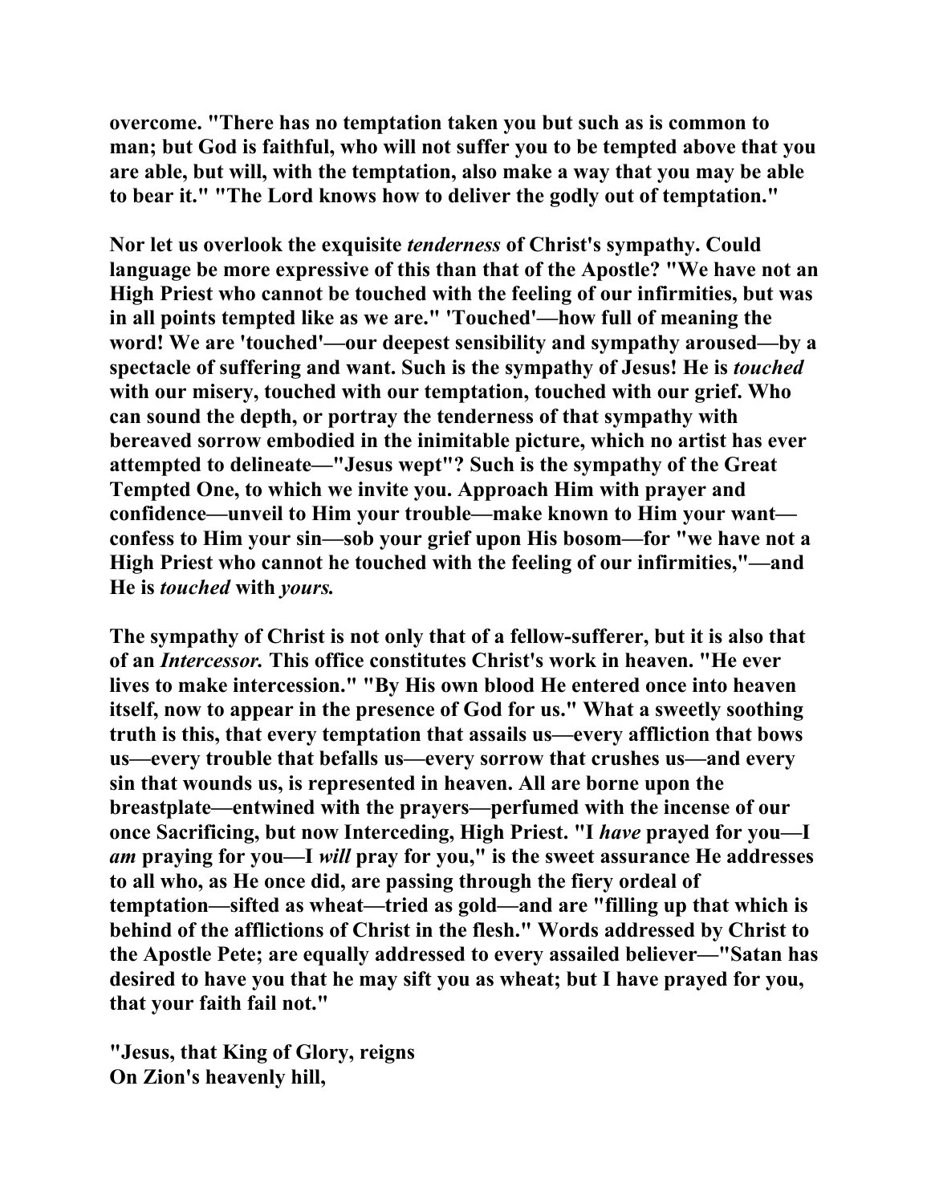overcome. "There has no temptation taken you but such as is common to man; but God is faithful, who will not suffer you to be tempted above that you are able, but will, with the temptation, also make a way that you may be able to bear it." "The Lord knows how to deliver the godly out of temptation."

Nor let us overlook the exquisite *tenderness* of Christ's sympathy. Could language be more expressive of this than that of the Apostle? "We have not an High Priest who cannot be touched with the feeling of our infirmities, but was in all points tempted like as we are." 'Touched'—how full of meaning the word! We are 'touched'—our deepest sensibility and sympathy aroused—by a spectacle of suffering and want. Such is the sympathy of Jesus! He is *touched* with our misery, touched with our temptation, touched with our grief. Who can sound the depth, or portray the tenderness of that sympathy with bereaved sorrow embodied in the inimitable picture, which no artist has ever attempted to delineate—"Jesus wept"? Such is the sympathy of the Great Tempted One, to which we invite you. Approach Him with prayer and confidence—unveil to Him your trouble—make known to Him your want—confess to Him your sin—sob your grief upon His bosom—for "we have not a High Priest who cannot he touched with the feeling of our infirmities,"—and He is *touched* with *yours.*

The sympathy of Christ is not only that of a fellow-sufferer, but it is also that of an *Intercessor.* This office constitutes Christ's work in heaven. "He ever lives to make intercession." "By His own blood He entered once into heaven itself, now to appear in the presence of God for us." What a sweetly soothing truth is this, that every temptation that assails us—every affliction that bows us—every trouble that befalls us—every sorrow that crushes us—and every sin that wounds us, is represented in heaven. All are borne upon the breastplate—entwined with the prayers—perfumed with the incense of our once Sacrificing, but now Interceding, High Priest. "I *have* prayed for you—I *am* praying for you—I *will* pray for you," is the sweet assurance He addresses to all who, as He once did, are passing through the fiery ordeal of temptation—sifted as wheat—tried as gold—and are "filling up that which is behind of the afflictions of Christ in the flesh." Words addressed by Christ to the Apostle Pete; are equally addressed to every assailed believer—"Satan has desired to have you that he may sift you as wheat; but I have prayed for you, that your faith fail not."

"Jesus, that King of Glory, reigns
On Zion's heavenly hill,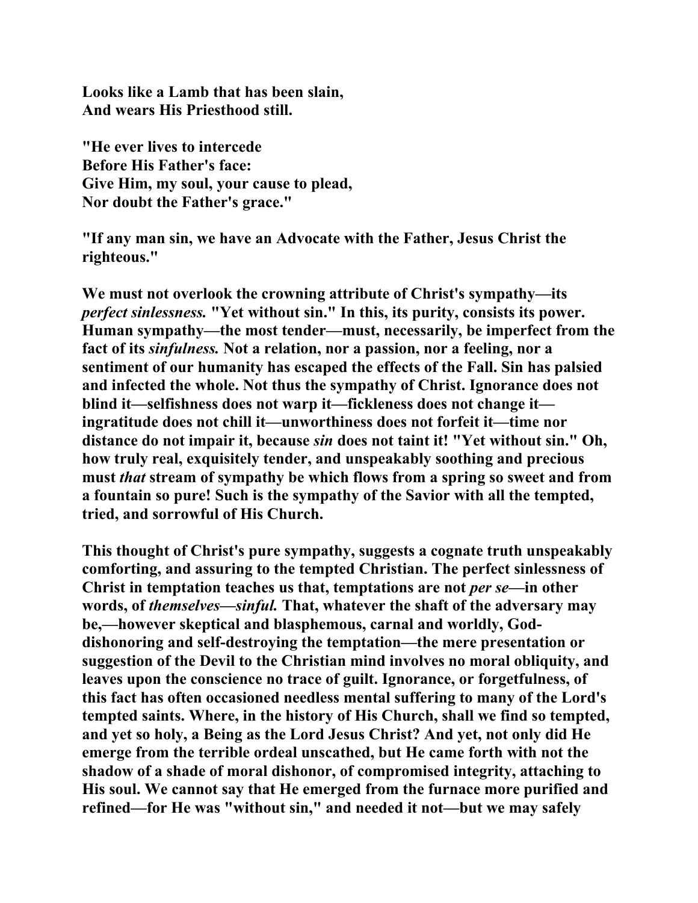**Looks like a Lamb that has been slain,**
**And wears His Priesthood still.**

**"He ever lives to intercede**
**Before His Father's face:**
**Give Him, my soul, your cause to plead,**
**Nor doubt the Father's grace."**

**"If any man sin, we have an Advocate with the Father, Jesus Christ the righteous."**

**We must not overlook the crowning attribute of Christ's sympathy—its *perfect sinlessness.* "Yet without sin." In this, its purity, consists its power. Human sympathy—the most tender—must, necessarily, be imperfect from the fact of its *sinfulness.* Not a relation, nor a passion, nor a feeling, nor a sentiment of our humanity has escaped the effects of the Fall. Sin has palsied and infected the whole. Not thus the sympathy of Christ. Ignorance does not blind it—selfishness does not warp it—fickleness does not change it—ingratitude does not chill it—unworthiness does not forfeit it—time nor distance do not impair it, because *sin* does not taint it! "Yet without sin." Oh, how truly real, exquisitely tender, and unspeakably soothing and precious must *that* stream of sympathy be which flows from a spring so sweet and from a fountain so pure! Such is the sympathy of the Savior with all the tempted, tried, and sorrowful of His Church.**

**This thought of Christ's pure sympathy, suggests a cognate truth unspeakably comforting, and assuring to the tempted Christian. The perfect sinlessness of Christ in temptation teaches us that, temptations are not *per se*—in other words, of *themselves—sinful.* That, whatever the shaft of the adversary may be,—however skeptical and blasphemous, carnal and worldly, God-dishonoring and self-destroying the temptation—the mere presentation or suggestion of the Devil to the Christian mind involves no moral obliquity, and leaves upon the conscience no trace of guilt. Ignorance, or forgetfulness, of this fact has often occasioned needless mental suffering to many of the Lord's tempted saints. Where, in the history of His Church, shall we find so tempted, and yet so holy, a Being as the Lord Jesus Christ? And yet, not only did He emerge from the terrible ordeal unscathed, but He came forth with not the shadow of a shade of moral dishonor, of compromised integrity, attaching to His soul. We cannot say that He emerged from the furnace more purified and refined—for He was "without sin," and needed it not—but we may safely**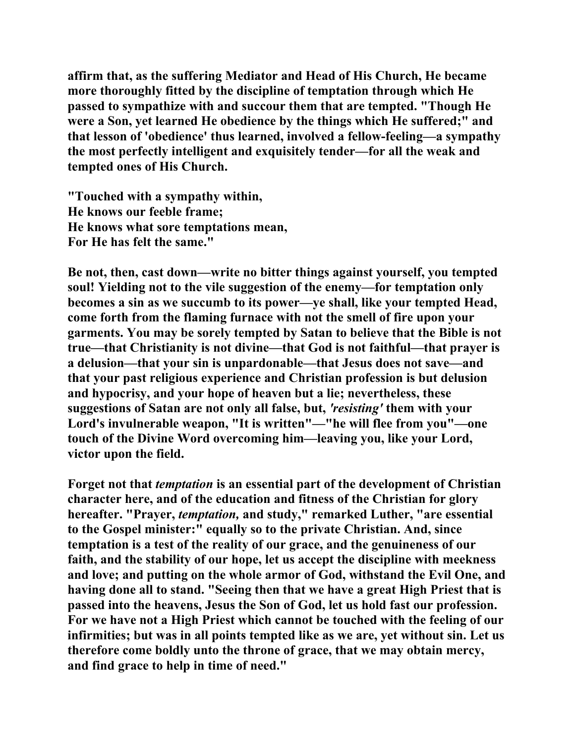affirm that, as the suffering Mediator and Head of His Church, He became more thoroughly fitted by the discipline of temptation through which He passed to sympathize with and succour them that are tempted. "Though He were a Son, yet learned He obedience by the things which He suffered;" and that lesson of 'obedience' thus learned, involved a fellow-feeling—a sympathy the most perfectly intelligent and exquisitely tender—for all the weak and tempted ones of His Church.

"Touched with a sympathy within,
He knows our feeble frame;
He knows what sore temptations mean,
For He has felt the same."

Be not, then, cast down—write no bitter things against yourself, you tempted soul! Yielding not to the vile suggestion of the enemy—for temptation only becomes a sin as we succumb to its power—ye shall, like your tempted Head, come forth from the flaming furnace with not the smell of fire upon your garments. You may be sorely tempted by Satan to believe that the Bible is not true—that Christianity is not divine—that God is not faithful—that prayer is a delusion—that your sin is unpardonable—that Jesus does not save—and that your past religious experience and Christian profession is but delusion and hypocrisy, and your hope of heaven but a lie; nevertheless, these suggestions of Satan are not only all false, but, *'resisting'* them with your Lord's invulnerable weapon, "It is written"—"he will flee from you"—one touch of the Divine Word overcoming him—leaving you, like your Lord, victor upon the field.

Forget not that *temptation* is an essential part of the development of Christian character here, and of the education and fitness of the Christian for glory hereafter. "Prayer, *temptation,* and study," remarked Luther, "are essential to the Gospel minister:" equally so to the private Christian. And, since temptation is a test of the reality of our grace, and the genuineness of our faith, and the stability of our hope, let us accept the discipline with meekness and love; and putting on the whole armor of God, withstand the Evil One, and having done all to stand. "Seeing then that we have a great High Priest that is passed into the heavens, Jesus the Son of God, let us hold fast our profession. For we have not a High Priest which cannot be touched with the feeling of our infirmities; but was in all points tempted like as we are, yet without sin. Let us therefore come boldly unto the throne of grace, that we may obtain mercy, and find grace to help in time of need."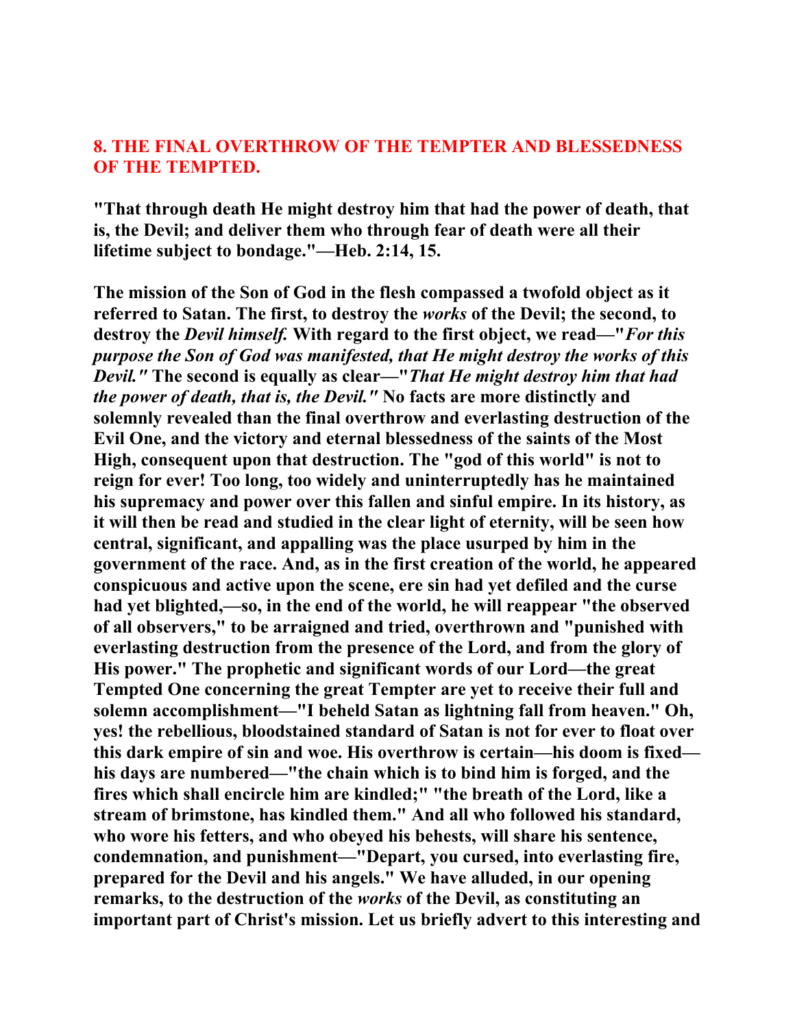## 8. THE FINAL OVERTHROW OF THE TEMPTER AND BLESSEDNESS OF THE TEMPTED.

**"That through death He might destroy him that had the power of death, that is, the Devil; and deliver them who through fear of death were all their lifetime subject to bondage."—Heb. 2:14, 15.**

**The mission of the Son of God in the flesh compassed a twofold object as it referred to Satan. The first, to destroy the *works* of the Devil; the second, to destroy the *Devil himself.* With regard to the first object, we read—"*For this purpose the Son of God was manifested, that He might destroy the works of this Devil."* The second is equally as clear—"*That He might destroy him that had the power of death, that is, the Devil."* No facts are more distinctly and solemnly revealed than the final overthrow and everlasting destruction of the Evil One, and the victory and eternal blessedness of the saints of the Most High, consequent upon that destruction. The "god of this world" is not to reign for ever! Too long, too widely and uninterruptedly has he maintained his supremacy and power over this fallen and sinful empire. In its history, as it will then be read and studied in the clear light of eternity, will be seen how central, significant, and appalling was the place usurped by him in the government of the race. And, as in the first creation of the world, he appeared conspicuous and active upon the scene, ere sin had yet defiled and the curse had yet blighted,—so, in the end of the world, he will reappear "the observed of all observers," to be arraigned and tried, overthrown and "punished with everlasting destruction from the presence of the Lord, and from the glory of His power." The prophetic and significant words of our Lord—the great Tempted One concerning the great Tempter are yet to receive their full and solemn accomplishment—"I beheld Satan as lightning fall from heaven." Oh, yes! the rebellious, bloodstained standard of Satan is not for ever to float over this dark empire of sin and woe. His overthrow is certain—his doom is fixed—his days are numbered—"the chain which is to bind him is forged, and the fires which shall encircle him are kindled;" "the breath of the Lord, like a stream of brimstone, has kindled them." And all who followed his standard, who wore his fetters, and who obeyed his behests, will share his sentence, condemnation, and punishment—"Depart, you cursed, into everlasting fire, prepared for the Devil and his angels." We have alluded, in our opening remarks, to the destruction of the *works* of the Devil, as constituting an important part of Christ's mission. Let us briefly advert to this interesting and**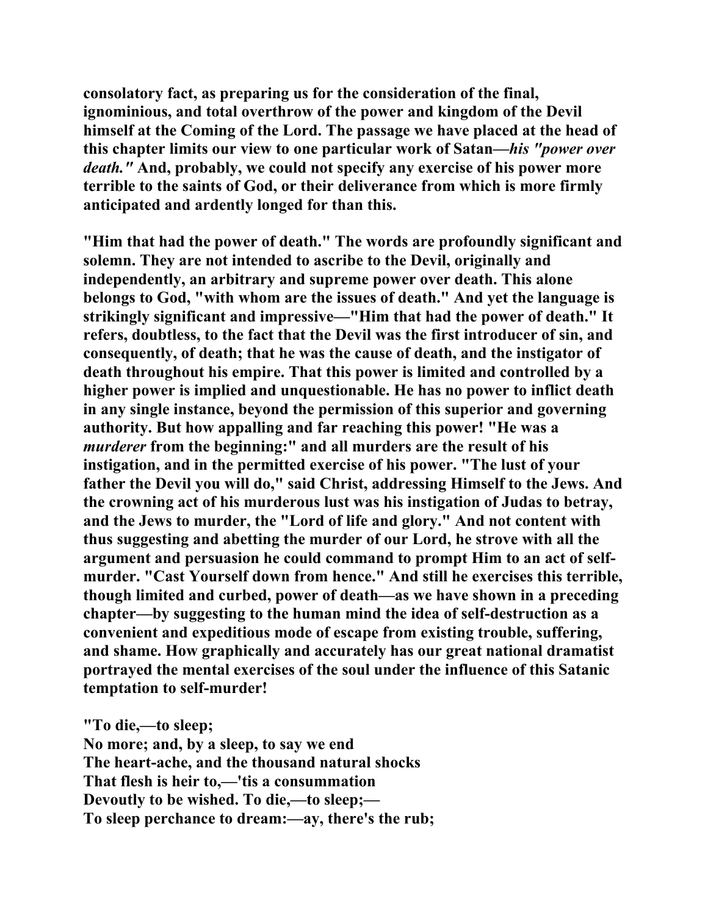**consolatory fact, as preparing us for the consideration of the final, ignominious, and total overthrow of the power and kingdom of the Devil himself at the Coming of the Lord. The passage we have placed at the head of this chapter limits our view to one particular work of Satan—*his "power over death."* And, probably, we could not specify any exercise of his power more terrible to the saints of God, or their deliverance from which is more firmly anticipated and ardently longed for than this.**

**"Him that had the power of death." The words are profoundly significant and solemn. They are not intended to ascribe to the Devil, originally and independently, an arbitrary and supreme power over death. This alone belongs to God, "with whom are the issues of death." And yet the language is strikingly significant and impressive—"Him that had the power of death." It refers, doubtless, to the fact that the Devil was the first introducer of sin, and consequently, of death; that he was the cause of death, and the instigator of death throughout his empire. That this power is limited and controlled by a higher power is implied and unquestionable. He has no power to inflict death in any single instance, beyond the permission of this superior and governing authority. But how appalling and far reaching this power! "He was a *murderer* from the beginning:" and all murders are the result of his instigation, and in the permitted exercise of his power. "The lust of your father the Devil you will do," said Christ, addressing Himself to the Jews. And the crowning act of his murderous lust was his instigation of Judas to betray, and the Jews to murder, the "Lord of life and glory." And not content with thus suggesting and abetting the murder of our Lord, he strove with all the argument and persuasion he could command to prompt Him to an act of self-murder. "Cast Yourself down from hence." And still he exercises this terrible, though limited and curbed, power of death—as we have shown in a preceding chapter—by suggesting to the human mind the idea of self-destruction as a convenient and expeditious mode of escape from existing trouble, suffering, and shame. How graphically and accurately has our great national dramatist portrayed the mental exercises of the soul under the influence of this Satanic temptation to self-murder!**

**"To die,—to sleep;**
**No more; and, by a sleep, to say we end**
**The heart-ache, and the thousand natural shocks**
**That flesh is heir to,—'tis a consummation**
**Devoutly to be wished. To die,—to sleep;—**
**To sleep perchance to dream:—ay, there's the rub;**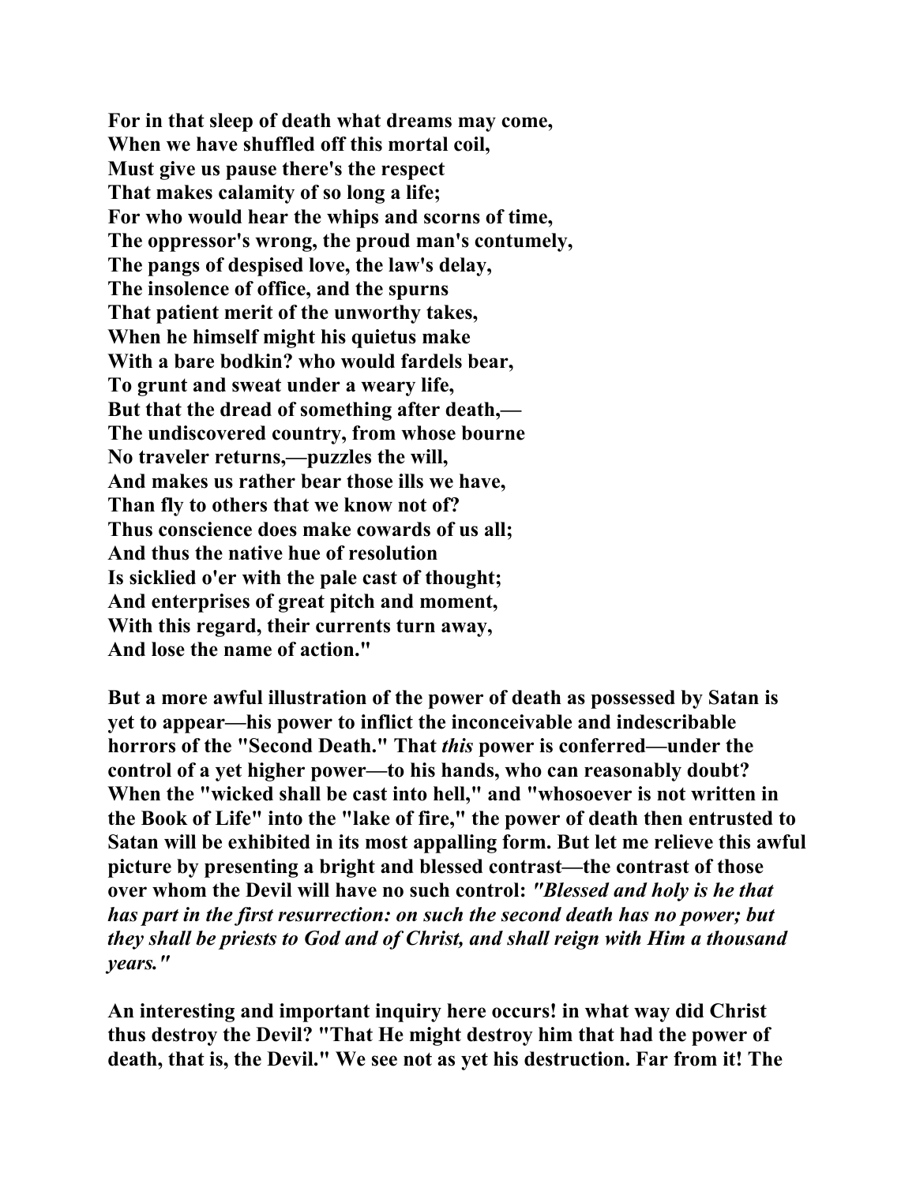**For in that sleep of death what dreams may come,**
**When we have shuffled off this mortal coil,**
**Must give us pause there's the respect**
**That makes calamity of so long a life;**
**For who would hear the whips and scorns of time,**
**The oppressor's wrong, the proud man's contumely,**
**The pangs of despised love, the law's delay,**
**The insolence of office, and the spurns**
**That patient merit of the unworthy takes,**
**When he himself might his quietus make**
**With a bare bodkin? who would fardels bear,**
**To grunt and sweat under a weary life,**
**But that the dread of something after death,—**
**The undiscovered country, from whose bourne**
**No traveler returns,—puzzles the will,**
**And makes us rather bear those ills we have,**
**Than fly to others that we know not of?**
**Thus conscience does make cowards of us all;**
**And thus the native hue of resolution**
**Is sicklied o'er with the pale cast of thought;**
**And enterprises of great pitch and moment,**
**With this regard, their currents turn away,**
**And lose the name of action."**

**But a more awful illustration of the power of death as possessed by Satan is yet to appear—his power to inflict the inconceivable and indescribable horrors of the "Second Death." That *this* power is conferred—under the control of a yet higher power—to his hands, who can reasonably doubt? When the "wicked shall be cast into hell," and "whosoever is not written in the Book of Life" into the "lake of fire," the power of death then entrusted to Satan will be exhibited in its most appalling form. But let me relieve this awful picture by presenting a bright and blessed contrast—the contrast of those over whom the Devil will have no such control: *"Blessed and holy is he that has part in the first resurrection: on such the second death has no power; but they shall be priests to God and of Christ, and shall reign with Him a thousand years."***

**An interesting and important inquiry here occurs! in what way did Christ thus destroy the Devil? "That He might destroy him that had the power of death, that is, the Devil." We see not as yet his destruction. Far from it! The**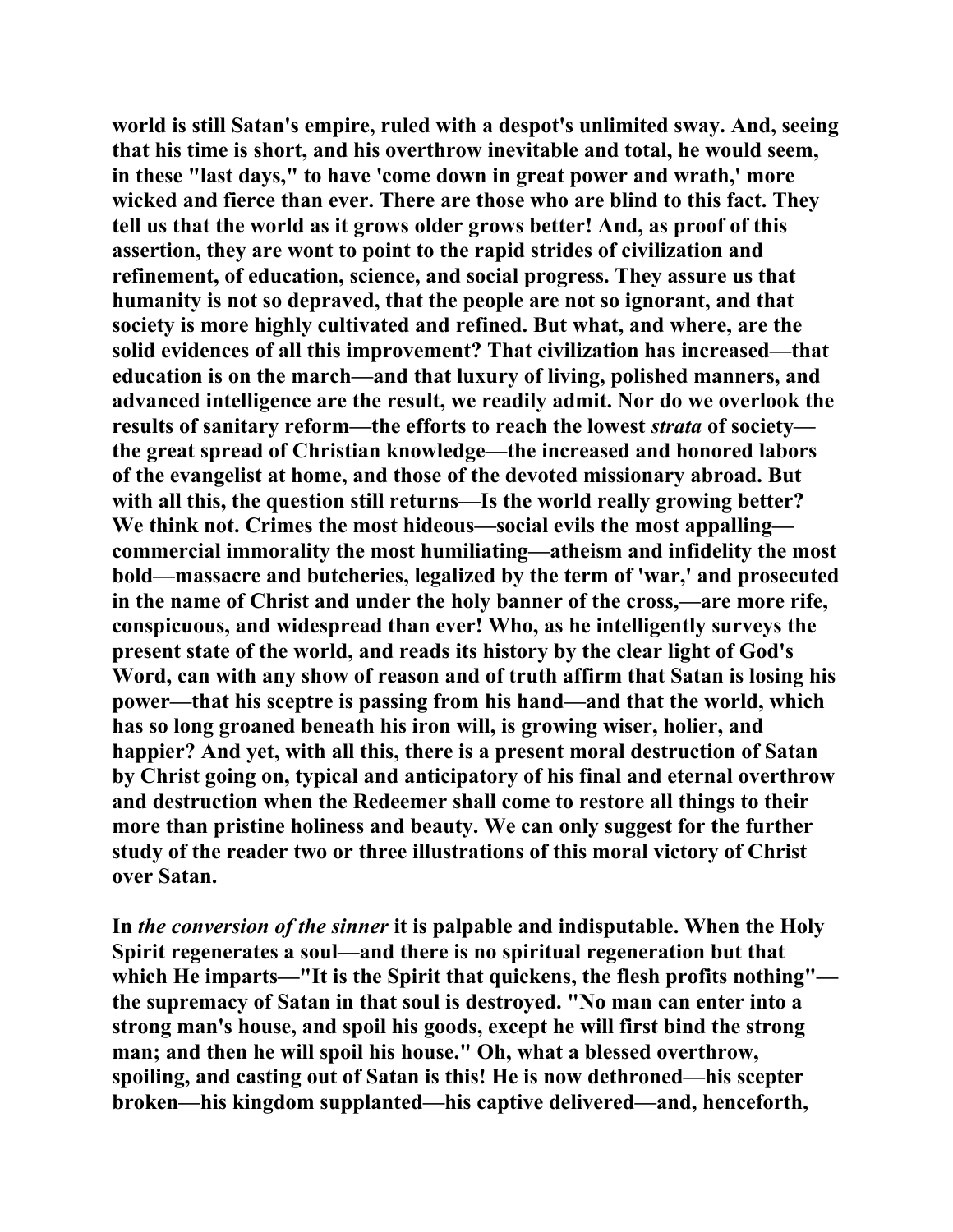**world is still Satan's empire, ruled with a despot's unlimited sway. And, seeing that his time is short, and his overthrow inevitable and total, he would seem, in these "last days," to have 'come down in great power and wrath,' more wicked and fierce than ever. There are those who are blind to this fact. They tell us that the world as it grows older grows better! And, as proof of this assertion, they are wont to point to the rapid strides of civilization and refinement, of education, science, and social progress. They assure us that humanity is not so depraved, that the people are not so ignorant, and that society is more highly cultivated and refined. But what, and where, are the solid evidences of all this improvement? That civilization has increased—that education is on the march—and that luxury of living, polished manners, and advanced intelligence are the result, we readily admit. Nor do we overlook the results of sanitary reform—the efforts to reach the lowest *strata* of society—the great spread of Christian knowledge—the increased and honored labors of the evangelist at home, and those of the devoted missionary abroad. But with all this, the question still returns—Is the world really growing better? We think not. Crimes the most hideous—social evils the most appalling—commercial immorality the most humiliating—atheism and infidelity the most bold—massacre and butcheries, legalized by the term of 'war,' and prosecuted in the name of Christ and under the holy banner of the cross,—are more rife, conspicuous, and widespread than ever! Who, as he intelligently surveys the present state of the world, and reads its history by the clear light of God's Word, can with any show of reason and of truth affirm that Satan is losing his power—that his sceptre is passing from his hand—and that the world, which has so long groaned beneath his iron will, is growing wiser, holier, and happier? And yet, with all this, there is a present moral destruction of Satan by Christ going on, typical and anticipatory of his final and eternal overthrow and destruction when the Redeemer shall come to restore all things to their more than pristine holiness and beauty. We can only suggest for the further study of the reader two or three illustrations of this moral victory of Christ over Satan.**

**In *the conversion of the sinner* it is palpable and indisputable. When the Holy Spirit regenerates a soul—and there is no spiritual regeneration but that which He imparts—"It is the Spirit that quickens, the flesh profits nothing"—the supremacy of Satan in that soul is destroyed. "No man can enter into a strong man's house, and spoil his goods, except he will first bind the strong man; and then he will spoil his house." Oh, what a blessed overthrow, spoiling, and casting out of Satan is this! He is now dethroned—his scepter broken—his kingdom supplanted—his captive delivered—and, henceforth,**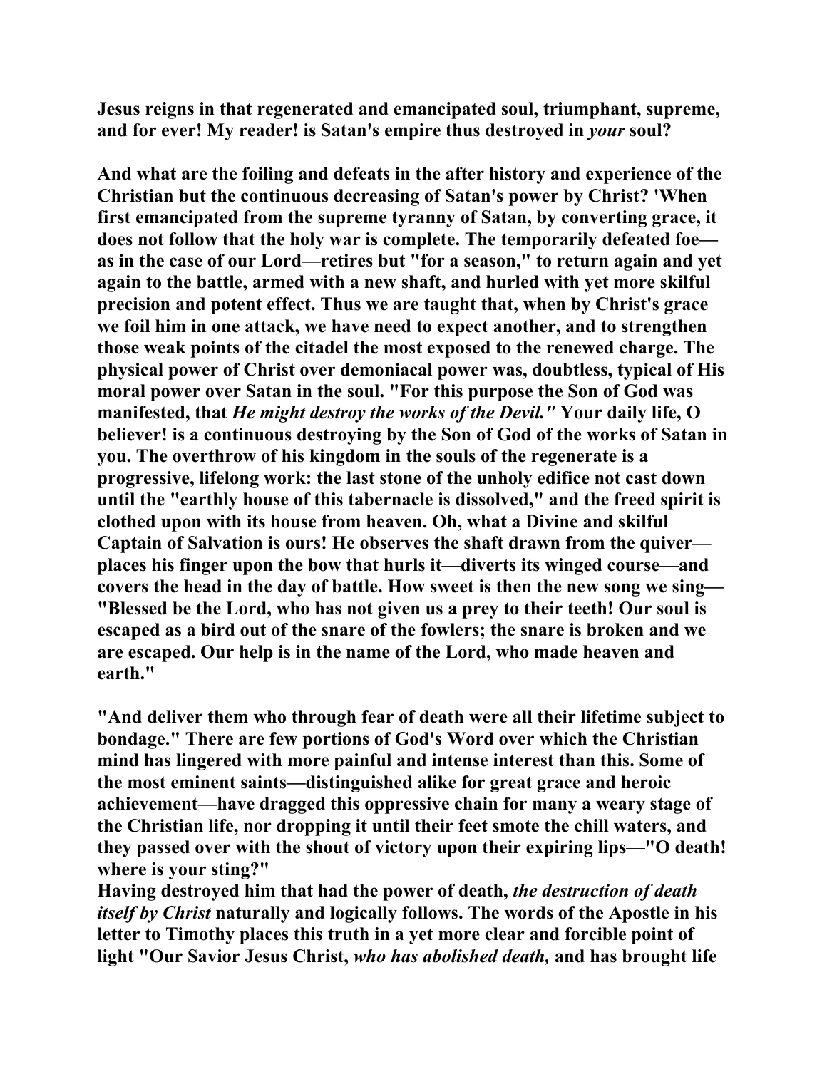**Jesus reigns in that regenerated and emancipated soul, triumphant, supreme, and for ever! My reader! is Satan's empire thus destroyed in *your* soul?**

**And what are the foiling and defeats in the after history and experience of the Christian but the continuous decreasing of Satan's power by Christ? 'When first emancipated from the supreme tyranny of Satan, by converting grace, it does not follow that the holy war is complete. The temporarily defeated foe—as in the case of our Lord—retires but "for a season," to return again and yet again to the battle, armed with a new shaft, and hurled with yet more skilful precision and potent effect. Thus we are taught that, when by Christ's grace we foil him in one attack, we have need to expect another, and to strengthen those weak points of the citadel the most exposed to the renewed charge. The physical power of Christ over demoniacal power was, doubtless, typical of His moral power over Satan in the soul. "For this purpose the Son of God was manifested, that *He might destroy the works of the Devil."* Your daily life, O believer! is a continuous destroying by the Son of God of the works of Satan in you. The overthrow of his kingdom in the souls of the regenerate is a progressive, lifelong work: the last stone of the unholy edifice not cast down until the "earthly house of this tabernacle is dissolved," and the freed spirit is clothed upon with its house from heaven. Oh, what a Divine and skilful Captain of Salvation is ours! He observes the shaft drawn from the quiver—places his finger upon the bow that hurls it—diverts its winged course—and covers the head in the day of battle. How sweet is then the new song we sing—"Blessed be the Lord, who has not given us a prey to their teeth! Our soul is escaped as a bird out of the snare of the fowlers; the snare is broken and we are escaped. Our help is in the name of the Lord, who made heaven and earth."**

**"And deliver them who through fear of death were all their lifetime subject to bondage." There are few portions of God's Word over which the Christian mind has lingered with more painful and intense interest than this. Some of the most eminent saints—distinguished alike for great grace and heroic achievement—have dragged this oppressive chain for many a weary stage of the Christian life, nor dropping it until their feet smote the chill waters, and they passed over with the shout of victory upon their expiring lips—"O death! where is your sting?"**
**Having destroyed him that had the power of death, *the destruction of death itself by Christ* naturally and logically follows. The words of the Apostle in his letter to Timothy places this truth in a yet more clear and forcible point of light "Our Savior Jesus Christ, *who has abolished death,* and has brought life**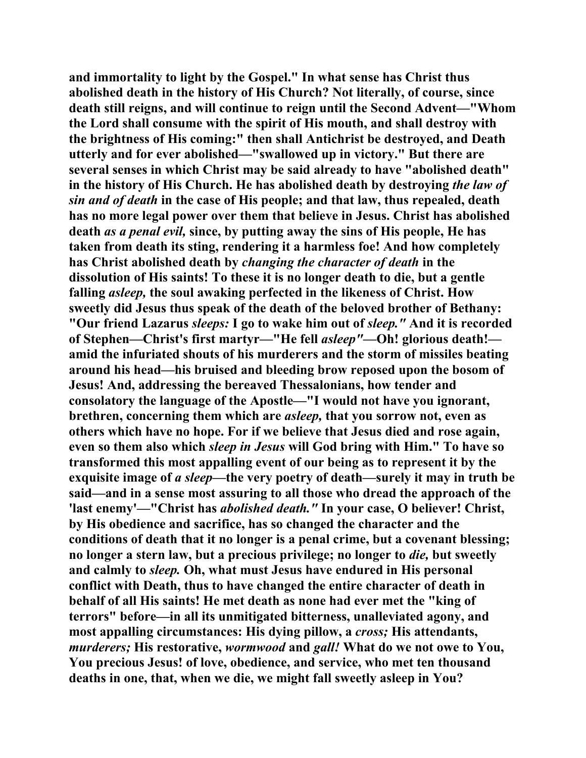**and immortality to light by the Gospel." In what sense has Christ thus abolished death in the history of His Church? Not literally, of course, since death still reigns, and will continue to reign until the Second Advent—"Whom the Lord shall consume with the spirit of His mouth, and shall destroy with the brightness of His coming:" then shall Antichrist be destroyed, and Death utterly and for ever abolished—"swallowed up in victory." But there are several senses in which Christ may be said already to have "abolished death" in the history of His Church. He has abolished death by destroying *the law of sin and of death* in the case of His people; and that law, thus repealed, death has no more legal power over them that believe in Jesus. Christ has abolished death *as a penal evil,* since, by putting away the sins of His people, He has taken from death its sting, rendering it a harmless foe! And how completely has Christ abolished death by *changing the character of death* in the dissolution of His saints! To these it is no longer death to die, but a gentle falling *asleep,* the soul awaking perfected in the likeness of Christ. How sweetly did Jesus thus speak of the death of the beloved brother of Bethany: "Our friend Lazarus *sleeps:* I go to wake him out of *sleep."* And it is recorded of Stephen—Christ's first martyr—"He fell *asleep"*—Oh! glorious death!—amid the infuriated shouts of his murderers and the storm of missiles beating around his head—his bruised and bleeding brow reposed upon the bosom of Jesus! And, addressing the bereaved Thessalonians, how tender and consolatory the language of the Apostle—"I would not have you ignorant, brethren, concerning them which are *asleep,* that you sorrow not, even as others which have no hope. For if we believe that Jesus died and rose again, even so them also which *sleep in Jesus* will God bring with Him." To have so transformed this most appalling event of our being as to represent it by the exquisite image of *a sleep*—the very poetry of death—surely it may in truth be said—and in a sense most assuring to all those who dread the approach of the 'last enemy'—"Christ has *abolished death."* In your case, O believer! Christ, by His obedience and sacrifice, has so changed the character and the conditions of death that it no longer is a penal crime, but a covenant blessing; no longer a stern law, but a precious privilege; no longer to *die,* but sweetly and calmly to *sleep.* Oh, what must Jesus have endured in His personal conflict with Death, thus to have changed the entire character of death in behalf of all His saints! He met death as none had ever met the "king of terrors" before—in all its unmitigated bitterness, unalleviated agony, and most appalling circumstances: His dying pillow, a *cross;* His attendants, *murderers;* His restorative, *wormwood* and *gall!* What do we not owe to You, You precious Jesus! of love, obedience, and service, who met ten thousand deaths in one, that, when we die, we might fall sweetly asleep in You?**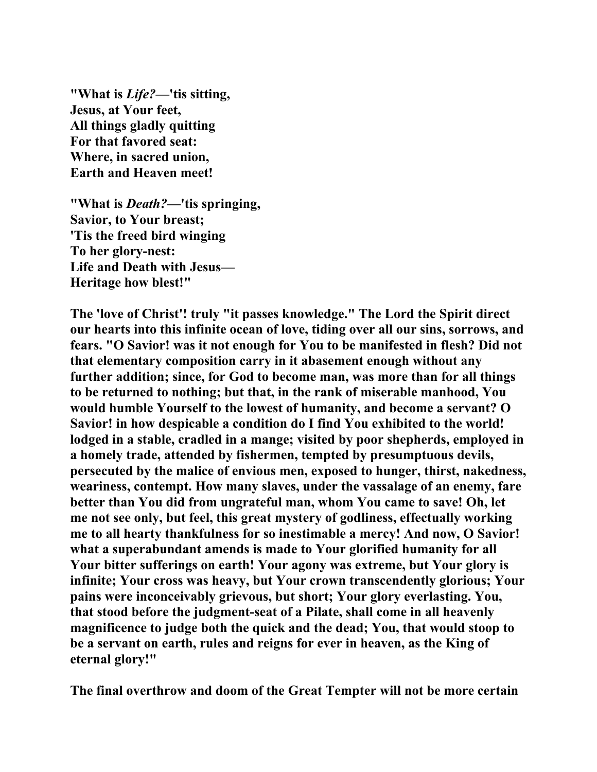**"What is *Life?*—'tis sitting,**
**Jesus, at Your feet,**
**All things gladly quitting**
**For that favored seat:**
**Where, in sacred union,**
**Earth and Heaven meet!**

**"What is *Death?*—'tis springing,**
**Savior, to Your breast;**
**'Tis the freed bird winging**
**To her glory-nest:**
**Life and Death with Jesus—**
**Heritage how blest!"**

**The 'love of Christ'! truly "it passes knowledge." The Lord the Spirit direct our hearts into this infinite ocean of love, tiding over all our sins, sorrows, and fears. "O Savior! was it not enough for You to be manifested in flesh? Did not that elementary composition carry in it abasement enough without any further addition; since, for God to become man, was more than for all things to be returned to nothing; but that, in the rank of miserable manhood, You would humble Yourself to the lowest of humanity, and become a servant? O Savior! in how despicable a condition do I find You exhibited to the world! lodged in a stable, cradled in a mange; visited by poor shepherds, employed in a homely trade, attended by fishermen, tempted by presumptuous devils, persecuted by the malice of envious men, exposed to hunger, thirst, nakedness, weariness, contempt. How many slaves, under the vassalage of an enemy, fare better than You did from ungrateful man, whom You came to save! Oh, let me not see only, but feel, this great mystery of godliness, effectually working me to all hearty thankfulness for so inestimable a mercy! And now, O Savior! what a superabundant amends is made to Your glorified humanity for all Your bitter sufferings on earth! Your agony was extreme, but Your glory is infinite; Your cross was heavy, but Your crown transcendently glorious; Your pains were inconceivably grievous, but short; Your glory everlasting. You, that stood before the judgment-seat of a Pilate, shall come in all heavenly magnificence to judge both the quick and the dead; You, that would stoop to be a servant on earth, rules and reigns for ever in heaven, as the King of eternal glory!"**

**The final overthrow and doom of the Great Tempter will not be more certain**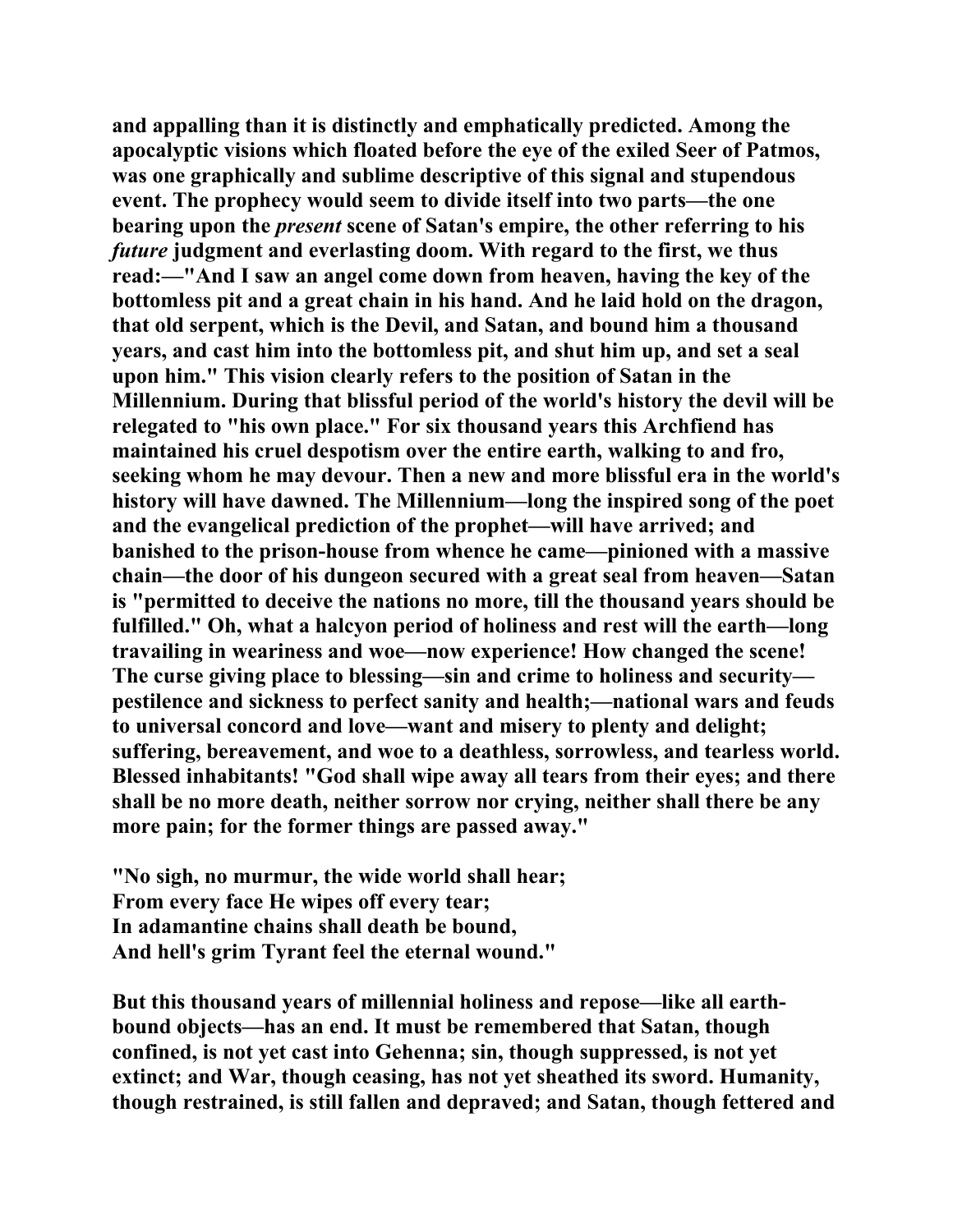and appalling than it is distinctly and emphatically predicted. Among the apocalyptic visions which floated before the eye of the exiled Seer of Patmos, was one graphically and sublime descriptive of this signal and stupendous event. The prophecy would seem to divide itself into two parts—the one bearing upon the *present* scene of Satan's empire, the other referring to his *future* judgment and everlasting doom. With regard to the first, we thus read:—"And I saw an angel come down from heaven, having the key of the bottomless pit and a great chain in his hand. And he laid hold on the dragon, that old serpent, which is the Devil, and Satan, and bound him a thousand years, and cast him into the bottomless pit, and shut him up, and set a seal upon him." This vision clearly refers to the position of Satan in the Millennium. During that blissful period of the world's history the devil will be relegated to "his own place." For six thousand years this Archfiend has maintained his cruel despotism over the entire earth, walking to and fro, seeking whom he may devour. Then a new and more blissful era in the world's history will have dawned. The Millennium—long the inspired song of the poet and the evangelical prediction of the prophet—will have arrived; and banished to the prison-house from whence he came—pinioned with a massive chain—the door of his dungeon secured with a great seal from heaven—Satan is "permitted to deceive the nations no more, till the thousand years should be fulfilled." Oh, what a halcyon period of holiness and rest will the earth—long travailing in weariness and woe—now experience! How changed the scene! The curse giving place to blessing—sin and crime to holiness and security—pestilence and sickness to perfect sanity and health;—national wars and feuds to universal concord and love—want and misery to plenty and delight; suffering, bereavement, and woe to a deathless, sorrowless, and tearless world. Blessed inhabitants! "God shall wipe away all tears from their eyes; and there shall be no more death, neither sorrow nor crying, neither shall there be any more pain; for the former things are passed away."

"No sigh, no murmur, the wide world shall hear;
From every face He wipes off every tear;
In adamantine chains shall death be bound,
And hell's grim Tyrant feel the eternal wound."

But this thousand years of millennial holiness and repose—like all earth-bound objects—has an end. It must be remembered that Satan, though confined, is not yet cast into Gehenna; sin, though suppressed, is not yet extinct; and War, though ceasing, has not yet sheathed its sword. Humanity, though restrained, is still fallen and depraved; and Satan, though fettered and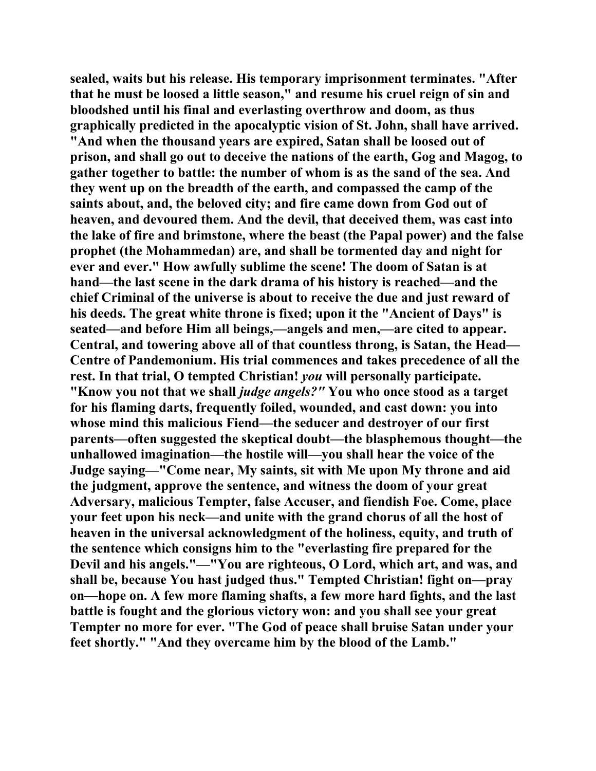**sealed, waits but his release. His temporary imprisonment terminates. "After that he must be loosed a little season," and resume his cruel reign of sin and bloodshed until his final and everlasting overthrow and doom, as thus graphically predicted in the apocalyptic vision of St. John, shall have arrived. "And when the thousand years are expired, Satan shall be loosed out of prison, and shall go out to deceive the nations of the earth, Gog and Magog, to gather together to battle: the number of whom is as the sand of the sea. And they went up on the breadth of the earth, and compassed the camp of the saints about, and, the beloved city; and fire came down from God out of heaven, and devoured them. And the devil, that deceived them, was cast into the lake of fire and brimstone, where the beast (the Papal power) and the false prophet (the Mohammedan) are, and shall be tormented day and night for ever and ever." How awfully sublime the scene! The doom of Satan is at hand—the last scene in the dark drama of his history is reached—and the chief Criminal of the universe is about to receive the due and just reward of his deeds. The great white throne is fixed; upon it the "Ancient of Days" is seated—and before Him all beings,—angels and men,—are cited to appear. Central, and towering above all of that countless throng, is Satan, the Head—Centre of Pandemonium. His trial commences and takes precedence of all the rest. In that trial, O tempted Christian! *you* will personally participate. "Know you not that we shall *judge angels?"* You who once stood as a target for his flaming darts, frequently foiled, wounded, and cast down: you into whose mind this malicious Fiend—the seducer and destroyer of our first parents—often suggested the skeptical doubt—the blasphemous thought—the unhallowed imagination—the hostile will—you shall hear the voice of the Judge saying—"Come near, My saints, sit with Me upon My throne and aid the judgment, approve the sentence, and witness the doom of your great Adversary, malicious Tempter, false Accuser, and fiendish Foe. Come, place your feet upon his neck—and unite with the grand chorus of all the host of heaven in the universal acknowledgment of the holiness, equity, and truth of the sentence which consigns him to the "everlasting fire prepared for the Devil and his angels."—"You are righteous, O Lord, which art, and was, and shall be, because You hast judged thus." Tempted Christian! fight on—pray on—hope on. A few more flaming shafts, a few more hard fights, and the last battle is fought and the glorious victory won: and you shall see your great Tempter no more for ever. "The God of peace shall bruise Satan under your feet shortly." "And they overcame him by the blood of the Lamb."**